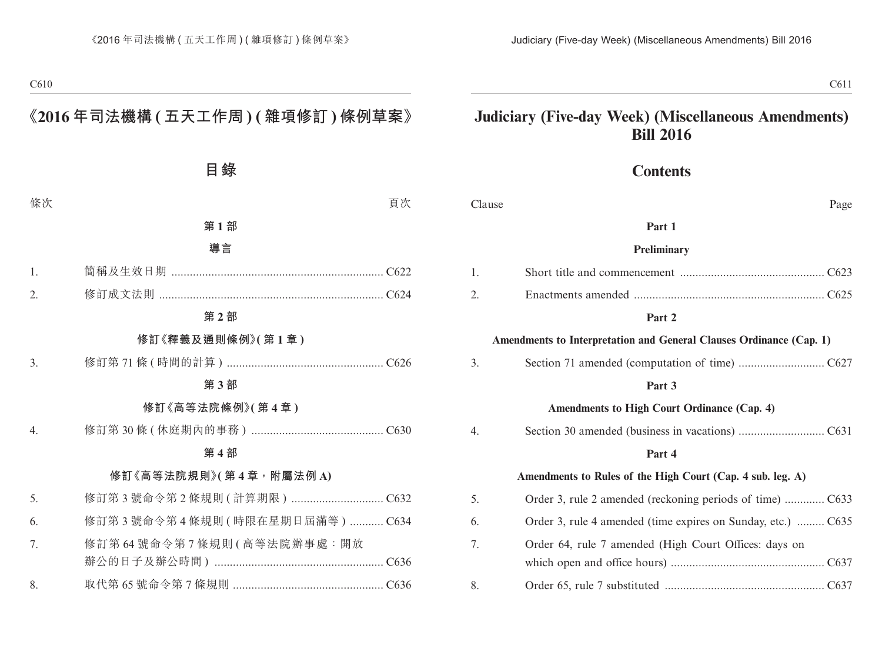# 《2016 年司法機構 ( 五天工作周 ) ( 雜項修訂 ) 條例草案》

## 目錄

| 條次 | | 頁次 |
|---|---|---|
| | **第 1 部** | |
| | **導言** | |
| 1. | 簡稱及生效日期 | C622 |
| 2. | 修訂成文法則 | C624 |
| | **第 2 部** | |
| | **修訂《釋義及通則條例》( 第 1 章 )** | |
| 3. | 修訂第 71 條 ( 時間的計算 ) | C626 |
| | **第 3 部** | |
| | **修訂《高等法院條例》( 第 4 章 )** | |
| 4. | 修訂第 30 條 ( 休庭期內的事務 ) | C630 |
| | **第 4 部** | |
| | **修訂《高等法院規則》( 第 4 章，附屬法例 A)** | |
| 5. | 修訂第 3 號命令第 2 條規則 ( 計算期限 ) | C632 |
| 6. | 修訂第 3 號命令第 4 條規則 ( 時限在星期日屆滿等 ) | C634 |
| 7. | 修訂第 64 號命令第 7 條規則 ( 高等法院辦事處：開放辦公的日子及辦公時間 ) | C636 |
| 8. | 取代第 65 號命令第 7 條規則 | C636 |

# Judiciary (Five-day Week) (Miscellaneous Amendments) Bill 2016

## Contents

| Clause | | Page |
|---|---|---|
| | **Part 1** | |
| | **Preliminary** | |
| 1. | Short title and commencement | C623 |
| 2. | Enactments amended | C625 |
| | **Part 2** | |
| | **Amendments to Interpretation and General Clauses Ordinance (Cap. 1)** | |
| 3. | Section 71 amended (computation of time) | C627 |
| | **Part 3** | |
| | **Amendments to High Court Ordinance (Cap. 4)** | |
| 4. | Section 30 amended (business in vacations) | C631 |
| | **Part 4** | |
| | **Amendments to Rules of the High Court (Cap. 4 sub. leg. A)** | |
| 5. | Order 3, rule 2 amended (reckoning periods of time) | C633 |
| 6. | Order 3, rule 4 amended (time expires on Sunday, etc.) | C635 |
| 7. | Order 64, rule 7 amended (High Court Offices: days on which open and office hours) | C637 |
| 8. | Order 65, rule 7 substituted | C637 |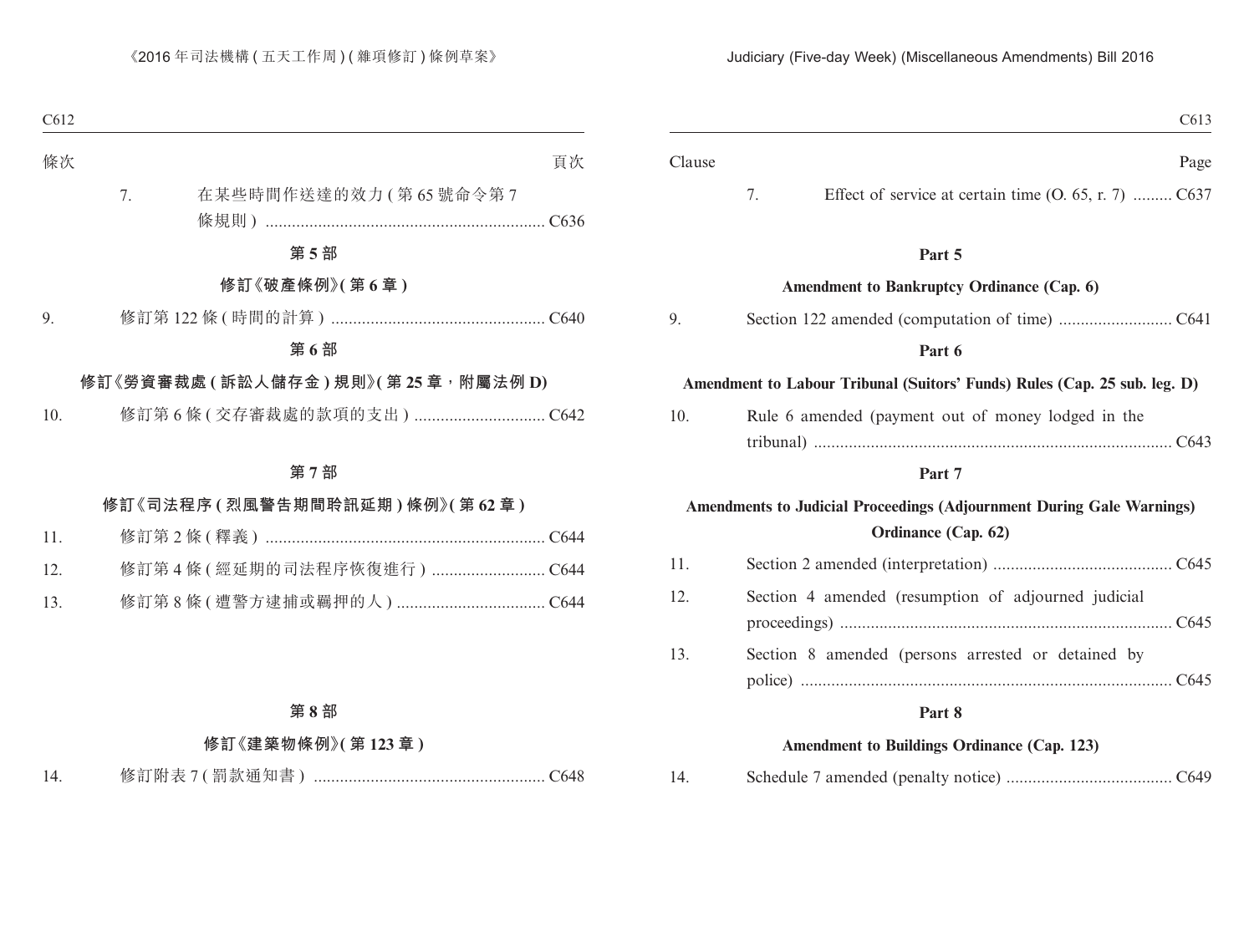條次 | 頁次

7. 在某些時間作送達的效力 (第 65 號命令第 7 條規則) ..... C636

**第 5 部**

**修訂《破產條例》(第 6 章)**

9. 修訂第 122 條 (時間的計算) ..... C640

**第 6 部**

**修訂《勞資審裁處 (訴訟人儲存金) 規則》(第 25 章，附屬法例 D)**

10. 修訂第 6 條 (交存審裁處的款項的支出) ..... C642

**第 7 部**

**修訂《司法程序 (烈風警告期間聆訊延期) 條例》(第 62 章)**

11. 修訂第 2 條 (釋義) ..... C644

12. 修訂第 4 條 (經延期的司法程序恢復進行) ..... C644

13. 修訂第 8 條 (遭警方逮捕或羈押的人) ..... C644

**第 8 部**

**修訂《建築物條例》(第 123 章)**

14. 修訂附表 7 (罰款通知書) ..... C648

Clause | Page

7. Effect of service at certain time (O. 65, r. 7) ..... C637

**Part 5**

**Amendment to Bankruptcy Ordinance (Cap. 6)**

9. Section 122 amended (computation of time) ..... C641

**Part 6**

**Amendment to Labour Tribunal (Suitors' Funds) Rules (Cap. 25 sub. leg. D)**

10. Rule 6 amended (payment out of money lodged in the tribunal) ..... C643

**Part 7**

**Amendments to Judicial Proceedings (Adjournment During Gale Warnings) Ordinance (Cap. 62)**

11. Section 2 amended (interpretation) ..... C645

12. Section 4 amended (resumption of adjourned judicial proceedings) ..... C645

13. Section 8 amended (persons arrested or detained by police) ..... C645

**Part 8**

**Amendment to Buildings Ordinance (Cap. 123)**

14. Schedule 7 amended (penalty notice) ..... C649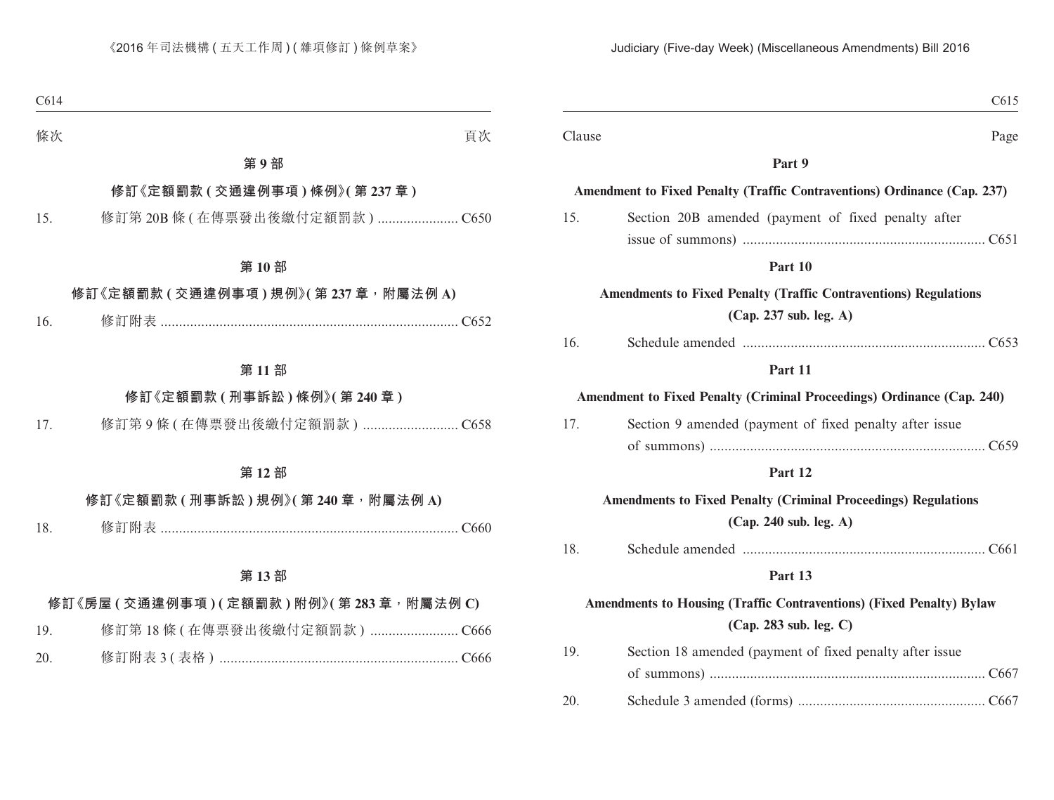條次 頁次

**第 9 部**

**修訂《定額罰款 ( 交通違例事項 ) 條例》( 第 237 章 )**

15. 修訂第 20B 條 ( 在傳票發出後繳付定額罰款 ) ...................... C650

**第 10 部**

**修訂《定額罰款 ( 交通違例事項 ) 規例》( 第 237 章，附屬法例 A)**

16. 修訂附表 ................................................................................ C652

**第 11 部**

**修訂《定額罰款 ( 刑事訴訟 ) 條例》( 第 240 章 )**

17. 修訂第 9 條 ( 在傳票發出後繳付定額罰款 ) .......................... C658

**第 12 部**

**修訂《定額罰款 ( 刑事訴訟 ) 規例》( 第 240 章，附屬法例 A)**

18. 修訂附表 ................................................................................ C660

**第 13 部**

**修訂《房屋 ( 交通違例事項 ) ( 定額罰款 ) 附例》( 第 283 章，附屬法例 C)**

19. 修訂第 18 條 ( 在傳票發出後繳付定額罰款 ) ........................ C666

20. 修訂附表 3 ( 表格 ) ................................................................ C666

Clause Page

**Part 9**

**Amendment to Fixed Penalty (Traffic Contraventions) Ordinance (Cap. 237)**

15. Section 20B amended (payment of fixed penalty after issue of summons) ................................................................. C651

**Part 10**

**Amendments to Fixed Penalty (Traffic Contraventions) Regulations (Cap. 237 sub. leg. A)**

16. Schedule amended ................................................................. C653

**Part 11**

**Amendment to Fixed Penalty (Criminal Proceedings) Ordinance (Cap. 240)**

17. Section 9 amended (payment of fixed penalty after issue of summons) ........................................................................... C659

**Part 12**

**Amendments to Fixed Penalty (Criminal Proceedings) Regulations (Cap. 240 sub. leg. A)**

18. Schedule amended ................................................................. C661

**Part 13**

**Amendments to Housing (Traffic Contraventions) (Fixed Penalty) Bylaw (Cap. 283 sub. leg. C)**

19. Section 18 amended (payment of fixed penalty after issue of summons) ........................................................................... C667

20. Schedule 3 amended (forms) .................................................. C667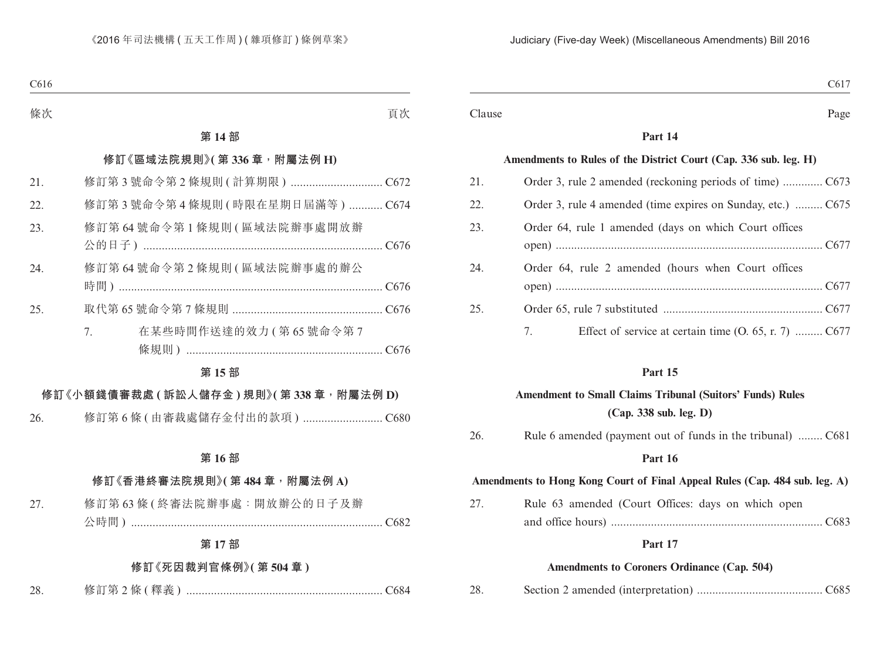條次 頁次

**第 14 部**

**修訂《區域法院規則》(第 336 章，附屬法例 H)**

21. 修訂第 3 號命令第 2 條規則 (計算期限) .............................. C672

22. 修訂第 3 號命令第 4 條規則 (時限在星期日屆滿等) ........... C674

23. 修訂第 64 號命令第 1 條規則 (區域法院辦事處開放辦公的日子) ............................................................................. C676

24. 修訂第 64 號命令第 2 條規則 (區域法院辦事處的辦公時間) ..................................................................................... C676

25. 取代第 65 號命令第 7 條規則 ................................................. C676

    7. 在某些時間作送達的效力 (第 65 號命令第 7 條規則) ................................................................ C676

**第 15 部**

**修訂《小額錢債審裁處 (訴訟人儲存金) 規則》(第 338 章，附屬法例 D)**

26. 修訂第 6 條 (由審裁處儲存金付出的款項) .......................... C680

**第 16 部**

**修訂《香港終審法院規則》(第 484 章，附屬法例 A)**

27. 修訂第 63 條 (終審法院辦事處：開放辦公的日子及辦公時間) ................................................................................. C682

**第 17 部**

**修訂《死因裁判官條例》(第 504 章)**

28. 修訂第 2 條 (釋義) ................................................................ C684

Clause Page

**Part 14**

**Amendments to Rules of the District Court (Cap. 336 sub. leg. H)**

21. Order 3, rule 2 amended (reckoning periods of time) ............. C673

22. Order 3, rule 4 amended (time expires on Sunday, etc.) ......... C675

23. Order 64, rule 1 amended (days on which Court offices open) ...................................................................................... C677

24. Order 64, rule 2 amended (hours when Court offices open) ...................................................................................... C677

25. Order 65, rule 7 substituted .................................................... C677

    7. Effect of service at certain time (O. 65, r. 7) ......... C677

**Part 15**

**Amendment to Small Claims Tribunal (Suitors' Funds) Rules (Cap. 338 sub. leg. D)**

26. Rule 6 amended (payment out of funds in the tribunal) ........ C681

**Part 16**

**Amendments to Hong Kong Court of Final Appeal Rules (Cap. 484 sub. leg. A)**

27. Rule 63 amended (Court Offices: days on which open and office hours) .................................................................... C683

**Part 17**

**Amendments to Coroners Ordinance (Cap. 504)**

28. Section 2 amended (interpretation) ......................................... C685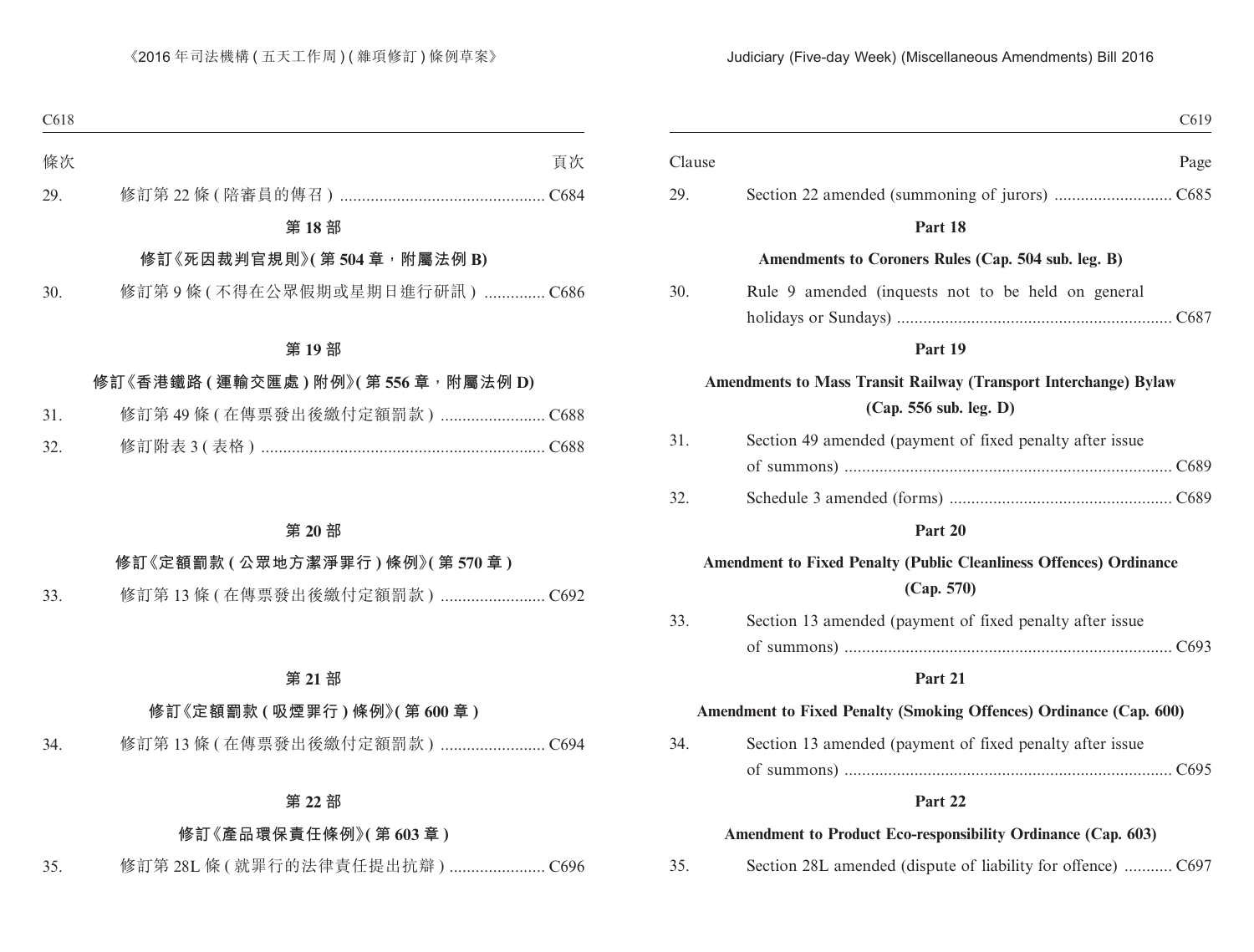| 條次 | | 頁次 |
|---|---|---|
| 29. | 修訂第 22 條 ( 陪審員的傳召 ) | C684 |

**第 18 部**

**修訂《死因裁判官規則》( 第 504 章,附屬法例 B)**

| | | |
|---|---|---|
| 30. | 修訂第 9 條 ( 不得在公眾假期或星期日進行研訊 ) | C686 |

**第 19 部**

**修訂《香港鐵路 ( 運輸交匯處 ) 附例》( 第 556 章,附屬法例 D)**

| | | |
|---|---|---|
| 31. | 修訂第 49 條 ( 在傳票發出後繳付定額罰款 ) | C688 |
| 32. | 修訂附表 3 ( 表格 ) | C688 |

**第 20 部**

**修訂《定額罰款 ( 公眾地方潔淨罪行 ) 條例》( 第 570 章 )**

| | | |
|---|---|---|
| 33. | 修訂第 13 條 ( 在傳票發出後繳付定額罰款 ) | C692 |

**第 21 部**

**修訂《定額罰款 ( 吸煙罪行 ) 條例》( 第 600 章 )**

| | | |
|---|---|---|
| 34. | 修訂第 13 條 ( 在傳票發出後繳付定額罰款 ) | C694 |

**第 22 部**

**修訂《產品環保責任條例》( 第 603 章 )**

| | | |
|---|---|---|
| 35. | 修訂第 28L 條 ( 就罪行的法律責任提出抗辯 ) | C696 |

| Clause | | Page |
|---|---|---|
| 29. | Section 22 amended (summoning of jurors) | C685 |

**Part 18**

**Amendments to Coroners Rules (Cap. 504 sub. leg. B)**

| | | |
|---|---|---|
| 30. | Rule 9 amended (inquests not to be held on general holidays or Sundays) | C687 |

**Part 19**

**Amendments to Mass Transit Railway (Transport Interchange) Bylaw (Cap. 556 sub. leg. D)**

| | | |
|---|---|---|
| 31. | Section 49 amended (payment of fixed penalty after issue of summons) | C689 |
| 32. | Schedule 3 amended (forms) | C689 |

**Part 20**

**Amendment to Fixed Penalty (Public Cleanliness Offences) Ordinance (Cap. 570)**

| | | |
|---|---|---|
| 33. | Section 13 amended (payment of fixed penalty after issue of summons) | C693 |

**Part 21**

**Amendment to Fixed Penalty (Smoking Offences) Ordinance (Cap. 600)**

| | | |
|---|---|---|
| 34. | Section 13 amended (payment of fixed penalty after issue of summons) | C695 |

**Part 22**

**Amendment to Product Eco-responsibility Ordinance (Cap. 603)**

| | | |
|---|---|---|
| 35. | Section 28L amended (dispute of liability for offence) | C697 |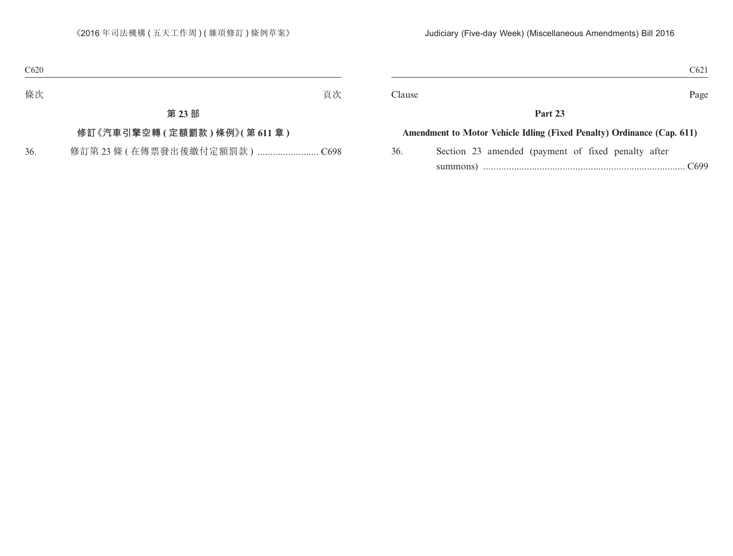條次 頁次

## 第 23 部

## 修訂《汽車引擎空轉 (定額罰款) 條例》(第 611 章)

36. 修訂第 23 條 (在傳票發出後繳付定額罰款) ........................ C698

Clause Page

## Part 23

## Amendment to Motor Vehicle Idling (Fixed Penalty) Ordinance (Cap. 611)

36. Section 23 amended (payment of fixed penalty after summons) ............................................................................... C699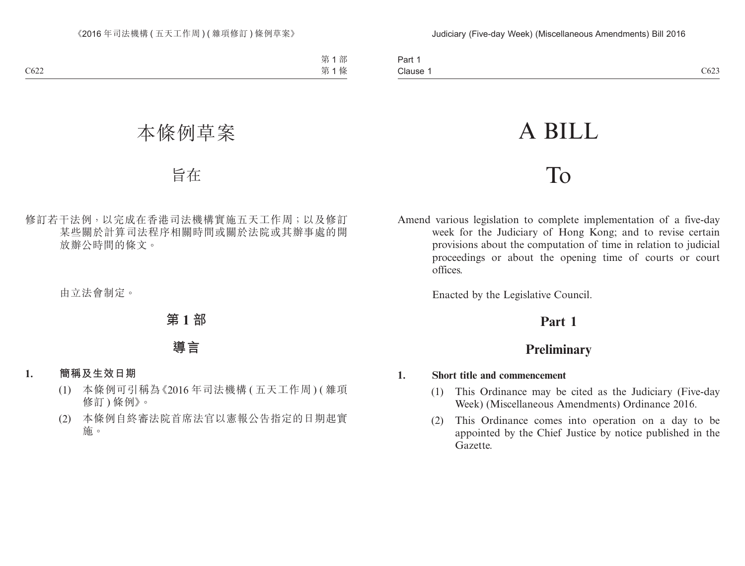# 本條例草案

## 旨在

修訂若干法例，以完成在香港司法機構實施五天工作周；以及修訂某些關於計算司法程序相關時間或關於法院或其辦事處的開放辦公時間的條文。

由立法會制定。

## 第 1 部

## 導言

**1. 簡稱及生效日期**

(1) 本條例可引稱為《2016 年司法機構 ( 五天工作周 ) ( 雜項修訂 ) 條例》。

(2) 本條例自終審法院首席法官以憲報公告指定的日期起實施。

# A BILL

## To

Amend various legislation to complete implementation of a five-day week for the Judiciary of Hong Kong; and to revise certain provisions about the computation of time in relation to judicial proceedings or about the opening time of courts or court offices.

Enacted by the Legislative Council.

## Part 1

## Preliminary

**1. Short title and commencement**

(1) This Ordinance may be cited as the Judiciary (Five-day Week) (Miscellaneous Amendments) Ordinance 2016.

(2) This Ordinance comes into operation on a day to be appointed by the Chief Justice by notice published in the Gazette.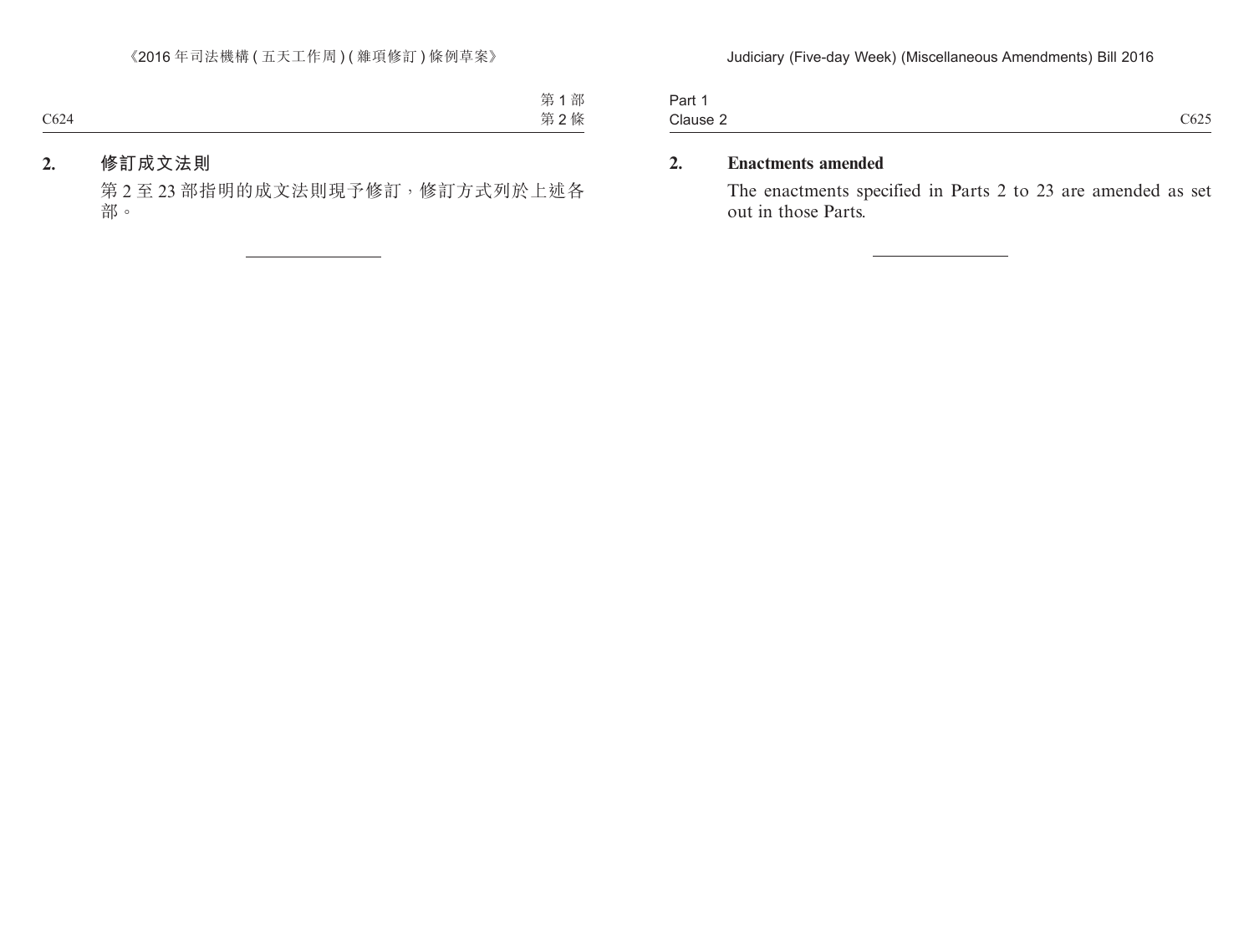## 2. 修訂成文法則

第 2 至 23 部指明的成文法則現予修訂，修訂方式列於上述各部。

---

## 2. Enactments amended

The enactments specified in Parts 2 to 23 are amended as set out in those Parts.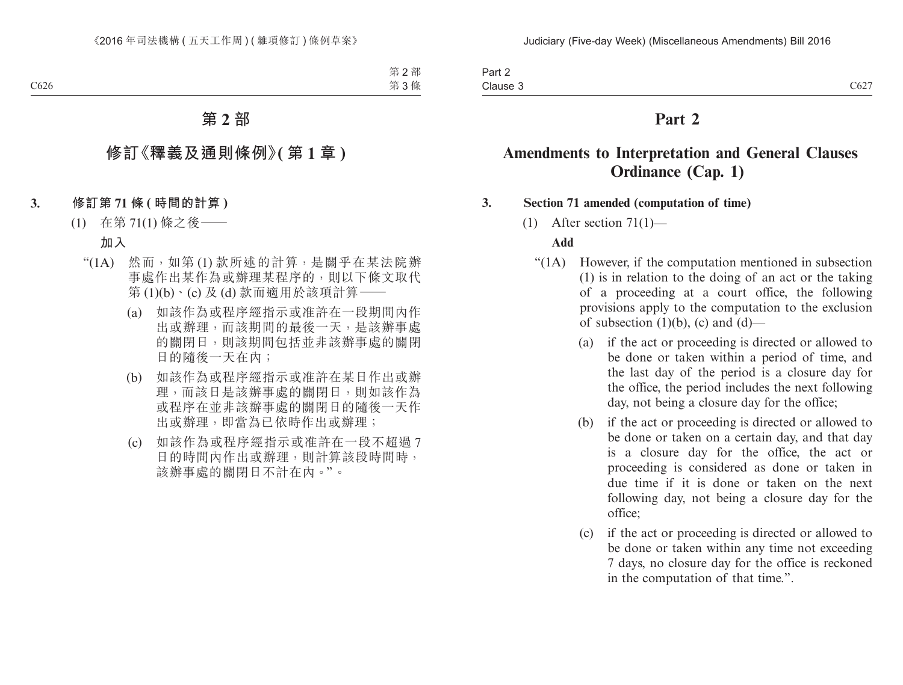# 第 2 部

## 修訂《釋義及通則條例》(第 1 章)

**3. 修訂第 71 條 (時間的計算)**

(1) 在第 71(1) 條之後——

**加入**

"(1A) 然而,如第 (1) 款所述的計算,是關乎在某法院辦事處作出某作為或辦理某程序的,則以下條文取代第 (1)(b)、(c) 及 (d) 款而適用於該項計算——

(a) 如該作為或程序經指示或准許在一段期間內作出或辦理,而該期間的最後一天,是該辦事處的關閉日,則該期間包括並非該辦事處的關閉日的隨後一天在內;

(b) 如該作為或程序經指示或准許在某日作出或辦理,而該日是該辦事處的關閉日,則如該作為或程序在並非該辦事處的關閉日的隨後一天作出或辦理,即當為已依時作出或辦理;

(c) 如該作為或程序經指示或准許在一段不超過 7 日的時間內作出或辦理,則計算該段時間時,該辦事處的關閉日不計在內。"。

# Part 2

## Amendments to Interpretation and General Clauses Ordinance (Cap. 1)

**3. Section 71 amended (computation of time)**

(1) After section 71(1)—

**Add**

"(1A) However, if the computation mentioned in subsection (1) is in relation to the doing of an act or the taking of a proceeding at a court office, the following provisions apply to the computation to the exclusion of subsection (1)(b), (c) and (d)—

(a) if the act or proceeding is directed or allowed to be done or taken within a period of time, and the last day of the period is a closure day for the office, the period includes the next following day, not being a closure day for the office;

(b) if the act or proceeding is directed or allowed to be done or taken on a certain day, and that day is a closure day for the office, the act or proceeding is considered as done or taken in due time if it is done or taken on the next following day, not being a closure day for the office;

(c) if the act or proceeding is directed or allowed to be done or taken within any time not exceeding 7 days, no closure day for the office is reckoned in the computation of that time.".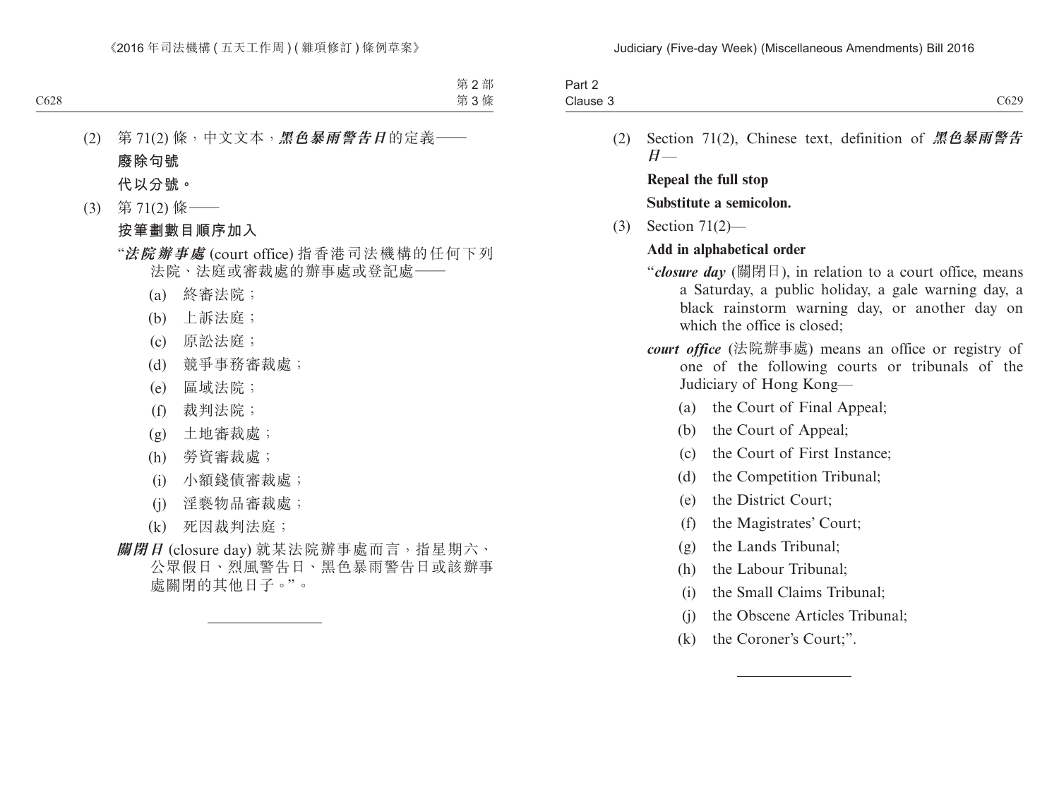(2) 第 71(2) 條，中文文本，***黑色暴雨警告日***的定義——

**廢除句號**

**代以分號。**

(3) 第 71(2) 條——

**按筆劃數目順序加入**

“***法院辦事處*** (court office) 指香港司法機構的任何下列法院、法庭或審裁處的辦事處或登記處——

(a) 終審法院；

(b) 上訴法庭；

(c) 原訟法庭；

(d) 競爭事務審裁處；

(e) 區域法院；

(f) 裁判法院；

(g) 土地審裁處；

(h) 勞資審裁處；

(i) 小額錢債審裁處；

(j) 淫褻物品審裁處；

(k) 死因裁判法庭；

***關閉日*** (closure day) 就某法院辦事處而言，指星期六、公眾假日、烈風警告日、黑色暴雨警告日或該辦事處關閉的其他日子。”。

---

(2) Section 71(2), Chinese text, definition of ***黑色暴雨警告日***—

**Repeal the full stop**

**Substitute a semicolon.**

(3) Section 71(2)—

**Add in alphabetical order**

“***closure day*** (關閉日), in relation to a court office, means a Saturday, a public holiday, a gale warning day, a black rainstorm warning day, or another day on which the office is closed;

***court office*** (法院辦事處) means an office or registry of one of the following courts or tribunals of the Judiciary of Hong Kong—

(a) the Court of Final Appeal;

(b) the Court of Appeal;

(c) the Court of First Instance;

(d) the Competition Tribunal;

(e) the District Court;

(f) the Magistrates’ Court;

(g) the Lands Tribunal;

(h) the Labour Tribunal;

(i) the Small Claims Tribunal;

(j) the Obscene Articles Tribunal;

(k) the Coroner’s Court;”.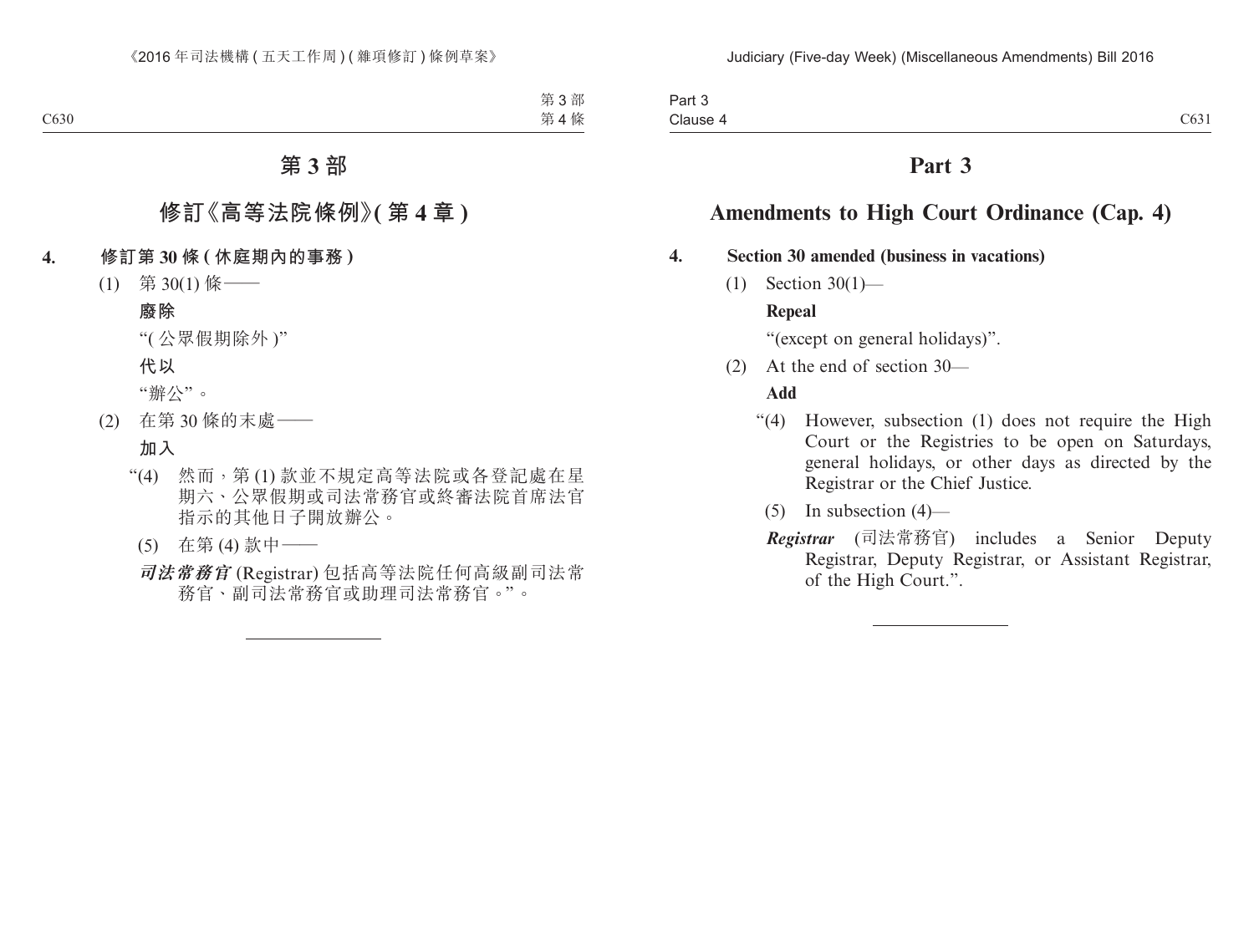# 第 3 部

## 修訂《高等法院條例》(第 4 章)

**4. 修訂第 30 條 (休庭期內的事務)**

(1) 第 30(1) 條——

**廢除**

“(公眾假期除外)”

**代以**

“辦公”。

(2) 在第 30 條的末處——

**加入**

“(4) 然而，第 (1) 款並不規定高等法院或各登記處在星期六、公眾假期或司法常務官或終審法院首席法官指示的其他日子開放辦公。

(5) 在第 (4) 款中——

***司法常務官*** (Registrar) 包括高等法院任何高級副司法常務官、副司法常務官或助理司法常務官。”。

# Part 3

## Amendments to High Court Ordinance (Cap. 4)

**4. Section 30 amended (business in vacations)**

(1) Section 30(1)—

**Repeal**

“(except on general holidays)”.

(2) At the end of section 30—

**Add**

“(4) However, subsection (1) does not require the High Court or the Registries to be open on Saturdays, general holidays, or other days as directed by the Registrar or the Chief Justice.

(5) In subsection (4)—

***Registrar*** (司法常務官) includes a Senior Deputy Registrar, Deputy Registrar, or Assistant Registrar, of the High Court.”.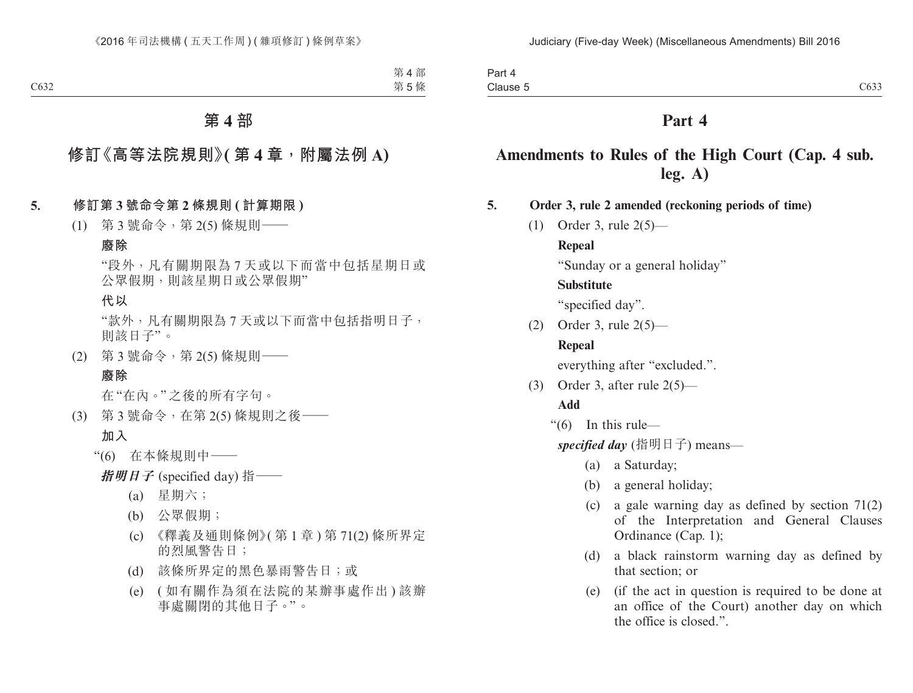# 第 4 部

## 修訂《高等法院規則》(第 4 章，附屬法例 A)

**5. 修訂第 3 號命令第 2 條規則 (計算期限)**

(1) 第 3 號命令，第 2(5) 條規則——

**廢除**

“段外，凡有關期限為 7 天或以下而當中包括星期日或公眾假期，則該星期日或公眾假期”

**代以**

“款外，凡有關期限為 7 天或以下而當中包括指明日子，則該日子”。

(2) 第 3 號命令，第 2(5) 條規則——

**廢除**

在“在內。”之後的所有字句。

(3) 第 3 號命令，在第 2(5) 條規則之後——

**加入**

“(6) 在本條規則中——

***指明日子*** (specified day) 指——

(a) 星期六；

(b) 公眾假期；

(c) 《釋義及通則條例》(第 1 章) 第 71(2) 條所界定的烈風警告日；

(d) 該條所界定的黑色暴雨警告日；或

(e) (如有關作為須在法院的某辦事處作出) 該辦事處關閉的其他日子。”。

# Part 4

## Amendments to Rules of the High Court (Cap. 4 sub. leg. A)

**5. Order 3, rule 2 amended (reckoning periods of time)**

(1) Order 3, rule 2(5)—

**Repeal**

“Sunday or a general holiday”

**Substitute**

“specified day”.

(2) Order 3, rule 2(5)—

**Repeal**

everything after “excluded.”.

(3) Order 3, after rule 2(5)—

**Add**

“(6) In this rule—

***specified day*** (指明日子) means—

(a) a Saturday;

(b) a general holiday;

(c) a gale warning day as defined by section 71(2) of the Interpretation and General Clauses Ordinance (Cap. 1);

(d) a black rainstorm warning day as defined by that section; or

(e) (if the act in question is required to be done at an office of the Court) another day on which the office is closed.”.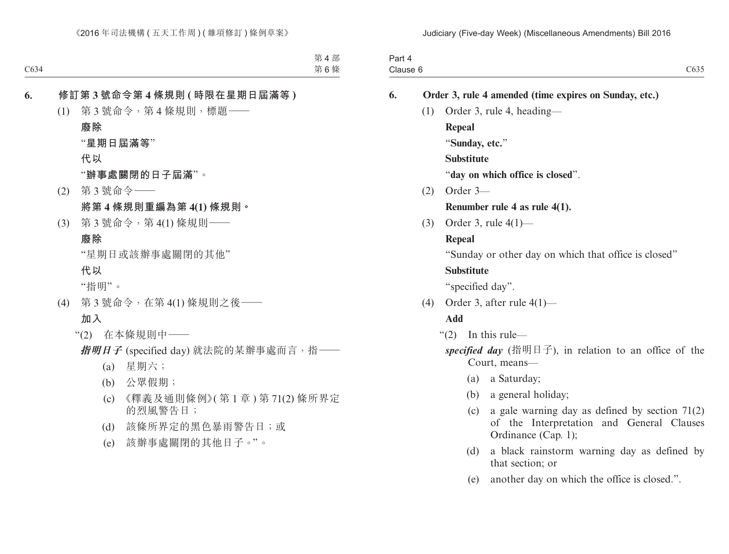**6. 修訂第 3 號命令第 4 條規則 (時限在星期日屆滿等)**

(1) 第 3 號命令，第 4 條規則，標題——

**廢除**

“**星期日屆滿等**”

**代以**

“**辦事處關閉的日子屆滿**”。

(2) 第 3 號命令——

**將第 4 條規則重編為第 4(1) 條規則。**

(3) 第 3 號命令，第 4(1) 條規則——

**廢除**

“星期日或該辦事處關閉的其他”

**代以**

“指明”。

(4) 第 3 號命令，在第 4(1) 條規則之後——

**加入**

“(2) 在本條規則中——

***指明日子*** (specified day) 就法院的某辦事處而言，指——

(a) 星期六；

(b) 公眾假期；

(c) 《釋義及通則條例》(第 1 章) 第 71(2) 條所界定的烈風警告日；

(d) 該條所界定的黑色暴雨警告日；或

(e) 該辦事處關閉的其他日子。”。

**6. Order 3, rule 4 amended (time expires on Sunday, etc.)**

(1) Order 3, rule 4, heading—

**Repeal**

“**Sunday, etc.**”

**Substitute**

“**day on which office is closed**”.

(2) Order 3—

**Renumber rule 4 as rule 4(1).**

(3) Order 3, rule 4(1)—

**Repeal**

“Sunday or other day on which that office is closed”

**Substitute**

“specified day”.

(4) Order 3, after rule 4(1)—

**Add**

“(2) In this rule—

***specified day*** (指明日子), in relation to an office of the Court, means—

(a) a Saturday;

(b) a general holiday;

(c) a gale warning day as defined by section 71(2) of the Interpretation and General Clauses Ordinance (Cap. 1);

(d) a black rainstorm warning day as defined by that section; or

(e) another day on which the office is closed.”.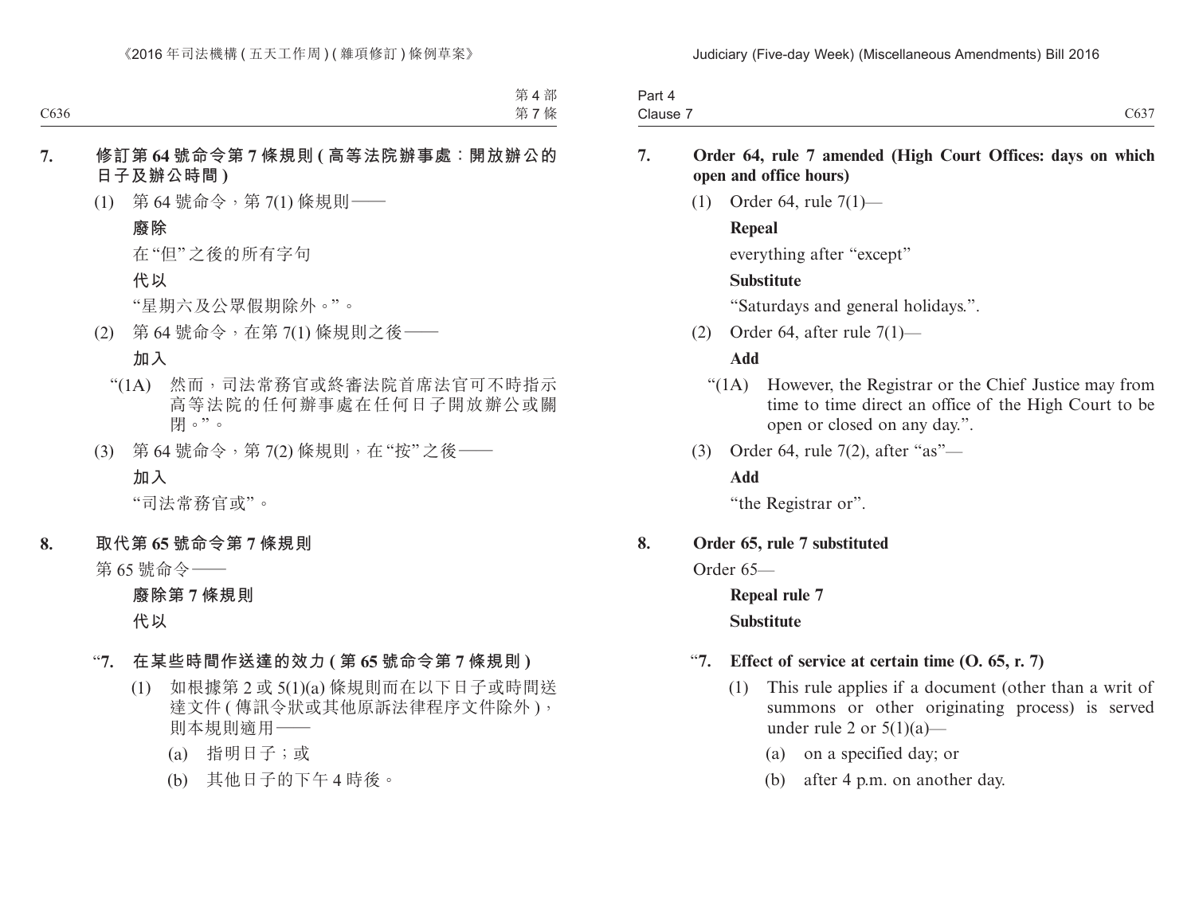**7. 修訂第 64 號命令第 7 條規則 (高等法院辦事處：開放辦公的日子及辦公時間)**

(1) 第 64 號命令，第 7(1) 條規則——

**廢除**

在“但”之後的所有字句

**代以**

“星期六及公眾假期除外。”。

(2) 第 64 號命令，在第 7(1) 條規則之後——

**加入**

“(1A) 然而，司法常務官或終審法院首席法官可不時指示高等法院的任何辦事處在任何日子開放辦公或關閉。”。

(3) 第 64 號命令，第 7(2) 條規則，在“按”之後——

**加入**

“司法常務官或”。

**8. 取代第 65 號命令第 7 條規則**

第 65 號命令——

**廢除第 7 條規則**

**代以**

“**7. 在某些時間作送達的效力 (第 65 號命令第 7 條規則)**

(1) 如根據第 2 或 5(1)(a) 條規則而在以下日子或時間送達文件 (傳訊令狀或其他原訴法律程序文件除外)，則本規則適用——

(a) 指明日子；或

(b) 其他日子的下午 4 時後。

**7. Order 64, rule 7 amended (High Court Offices: days on which open and office hours)**

(1) Order 64, rule 7(1)—

**Repeal**

everything after “except”

**Substitute**

“Saturdays and general holidays.”.

(2) Order 64, after rule 7(1)—

**Add**

“(1A) However, the Registrar or the Chief Justice may from time to time direct an office of the High Court to be open or closed on any day.”.

(3) Order 64, rule 7(2), after “as”—

**Add**

“the Registrar or”.

**8. Order 65, rule 7 substituted**

Order 65—

**Repeal rule 7**

**Substitute**

“**7. Effect of service at certain time (O. 65, r. 7)**

(1) This rule applies if a document (other than a writ of summons or other originating process) is served under rule 2 or 5(1)(a)—

(a) on a specified day; or

(b) after 4 p.m. on another day.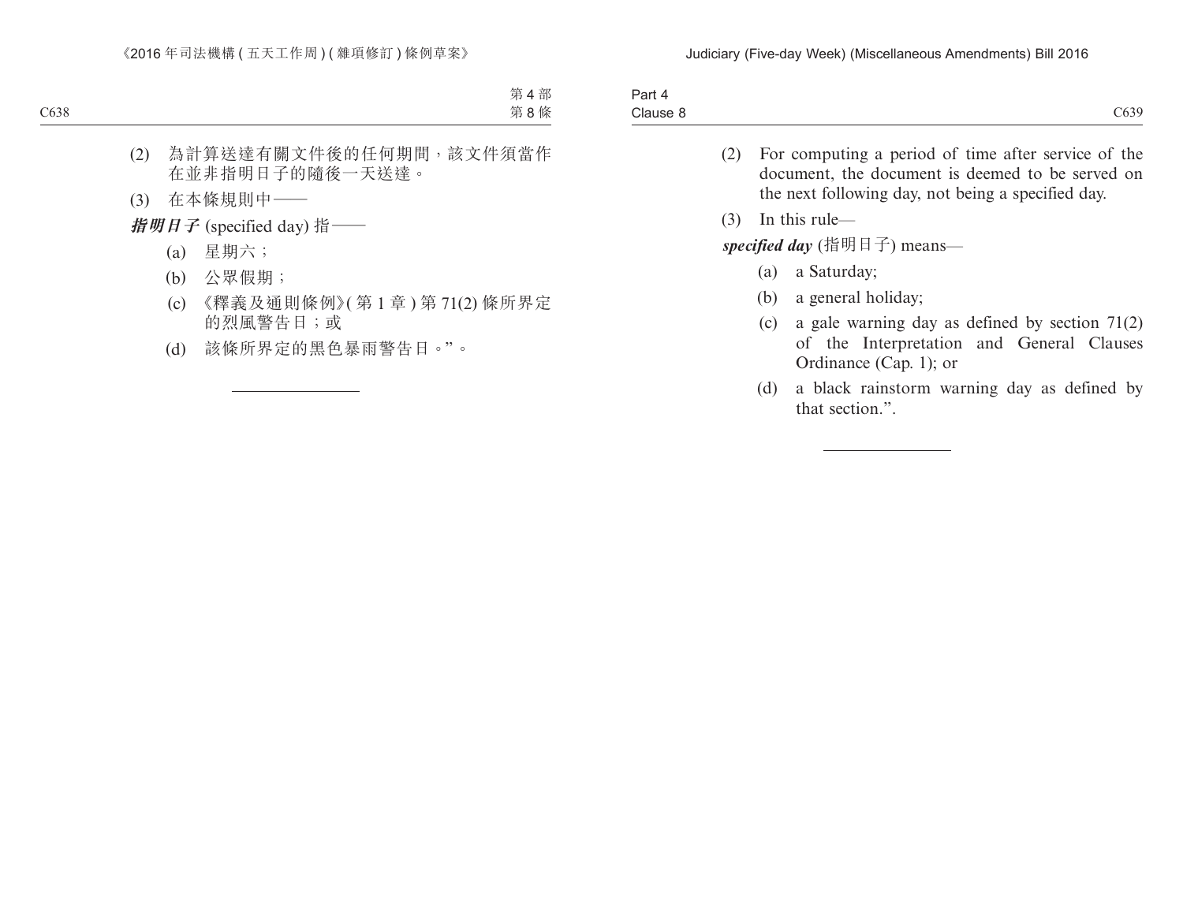(2) 為計算送達有關文件後的任何期間，該文件須當作在並非指明日子的隨後一天送達。

(3) 在本條規則中——

***指明日子*** (specified day) 指——

(a) 星期六；

(b) 公眾假期；

(c) 《釋義及通則條例》(第 1 章) 第 71(2) 條所界定的烈風警告日；或

(d) 該條所界定的黑色暴雨警告日。”。

---

(2) For computing a period of time after service of the document, the document is deemed to be served on the next following day, not being a specified day.

(3) In this rule—

***specified day*** (指明日子) means—

(a) a Saturday;

(b) a general holiday;

(c) a gale warning day as defined by section 71(2) of the Interpretation and General Clauses Ordinance (Cap. 1); or

(d) a black rainstorm warning day as defined by that section.”.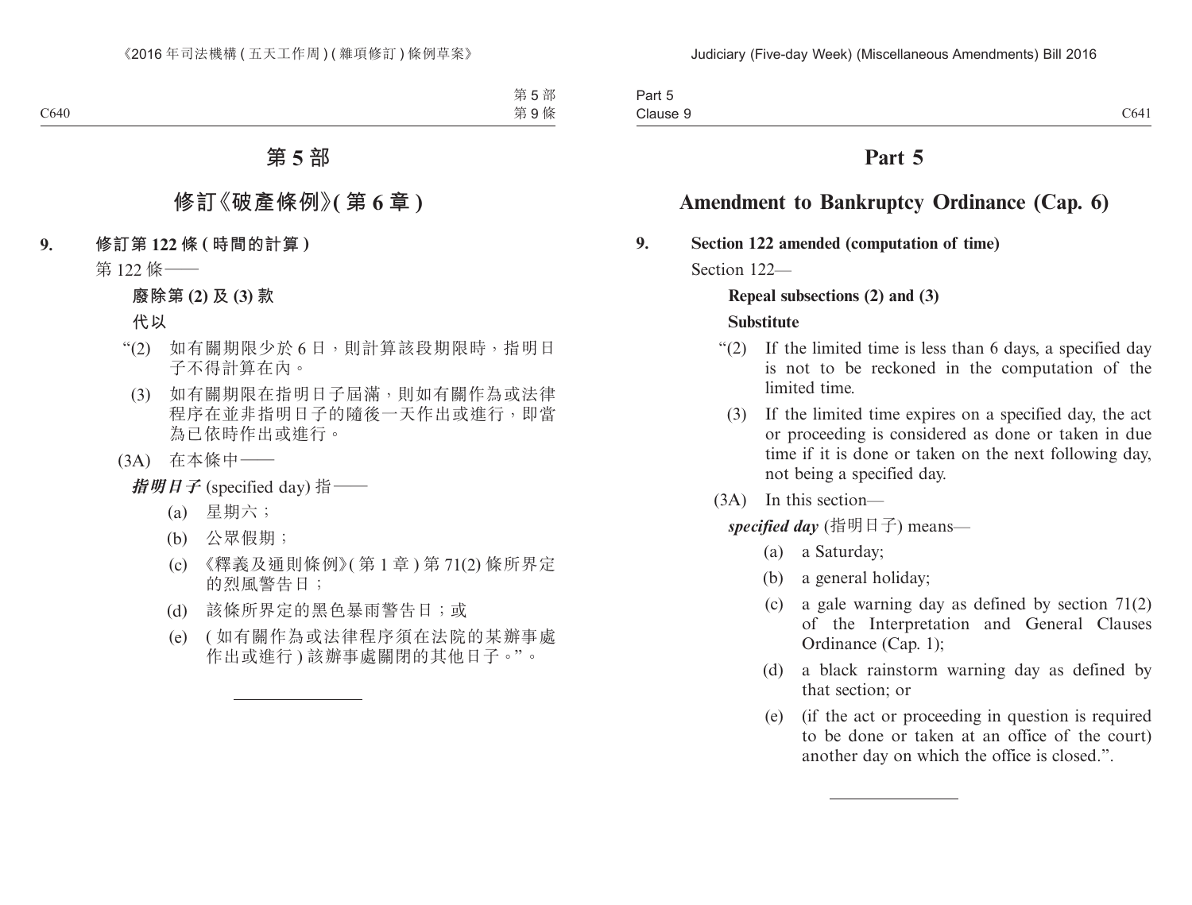# 第 5 部

## 修訂《破產條例》(第 6 章)

**9. 修訂第 122 條 (時間的計算)**

第 122 條——

**廢除第 (2) 及 (3) 款**

**代以**

“(2) 如有關期限少於 6 日，則計算該段期限時，指明日子不得計算在內。

(3) 如有關期限在指明日子屆滿，則如有關作為或法律程序在並非指明日子的隨後一天作出或進行，即當為已依時作出或進行。

(3A) 在本條中——

***指明日子*** (specified day) 指——

(a) 星期六；

(b) 公眾假期；

(c) 《釋義及通則條例》(第 1 章) 第 71(2) 條所界定的烈風警告日；

(d) 該條所界定的黑色暴雨警告日；或

(e) (如有關作為或法律程序須在法院的某辦事處作出或進行) 該辦事處關閉的其他日子。”。

---

# Part 5

## Amendment to Bankruptcy Ordinance (Cap. 6)

**9. Section 122 amended (computation of time)**

Section 122—

**Repeal subsections (2) and (3)**

**Substitute**

“(2) If the limited time is less than 6 days, a specified day is not to be reckoned in the computation of the limited time.

(3) If the limited time expires on a specified day, the act or proceeding is considered as done or taken in due time if it is done or taken on the next following day, not being a specified day.

(3A) In this section—

***specified day*** (指明日子) means—

(a) a Saturday;

(b) a general holiday;

(c) a gale warning day as defined by section 71(2) of the Interpretation and General Clauses Ordinance (Cap. 1);

(d) a black rainstorm warning day as defined by that section; or

(e) (if the act or proceeding in question is required to be done or taken at an office of the court) another day on which the office is closed.”.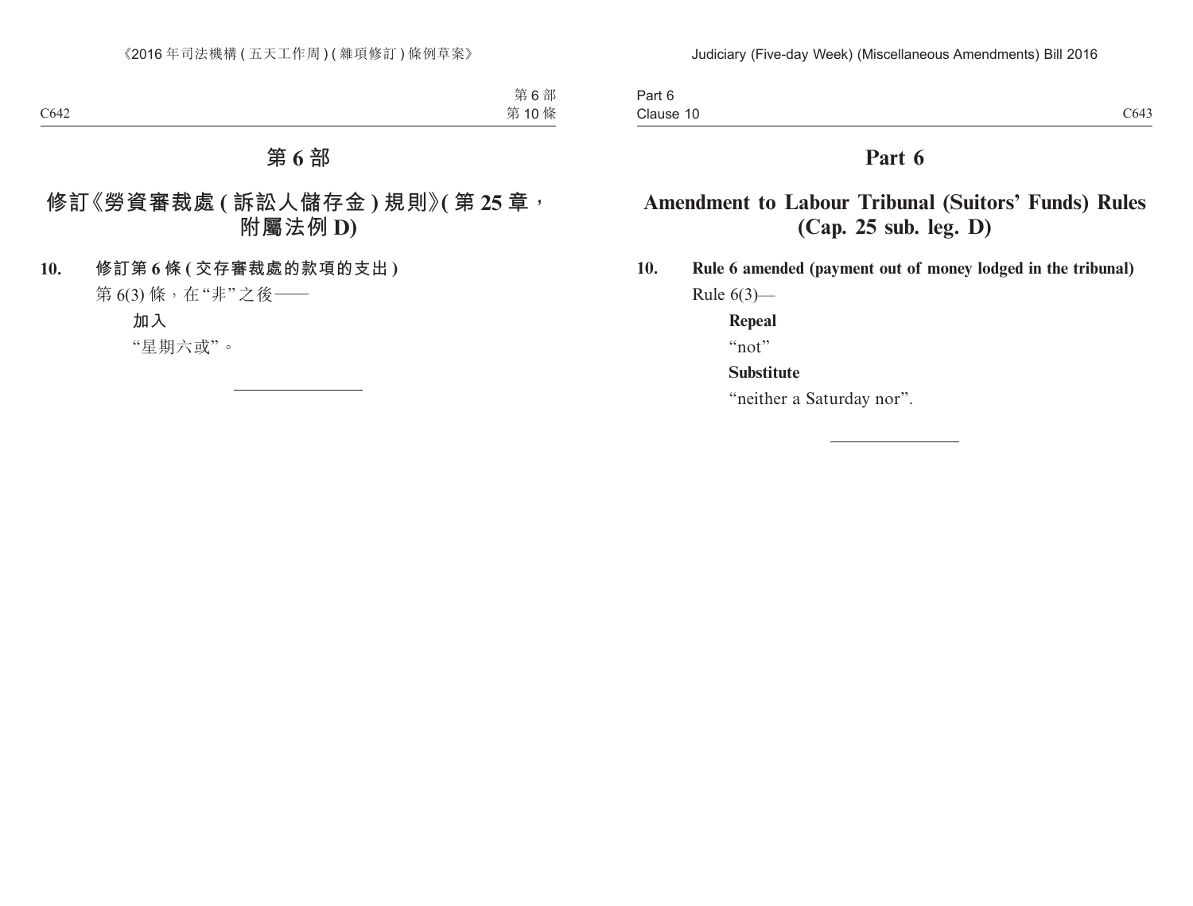# 第 6 部

## 修訂《勞資審裁處 (訴訟人儲存金) 規則》(第 25 章，附屬法例 D)

**10. 修訂第 6 條 (交存審裁處的款項的支出)**

第 6(3) 條，在“非”之後——

**加入**

“星期六或”。

---

# Part 6

## Amendment to Labour Tribunal (Suitors' Funds) Rules (Cap. 25 sub. leg. D)

**10. Rule 6 amended (payment out of money lodged in the tribunal)**

Rule 6(3)—

**Repeal**

“not”

**Substitute**

“neither a Saturday nor”.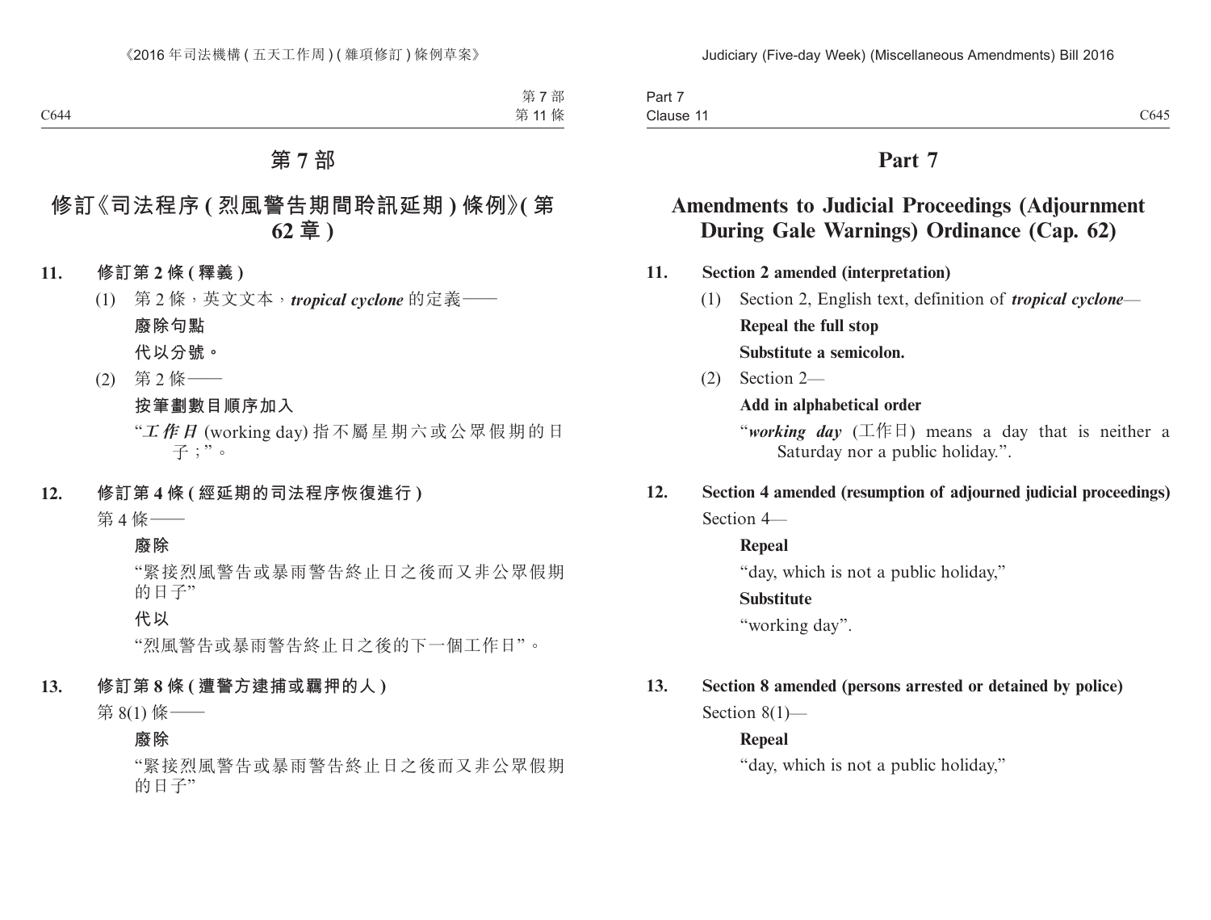# 第 7 部

## 修訂《司法程序 (烈風警告期間聆訊延期) 條例》(第 62 章)

**11. 修訂第 2 條 (釋義)**

(1) 第 2 條，英文文本，***tropical cyclone*** 的定義——

**廢除句點**

**代以分號。**

(2) 第 2 條——

**按筆劃數目順序加入**

"***工作日*** (working day) 指不屬星期六或公眾假期的日子；"。

**12. 修訂第 4 條 (經延期的司法程序恢復進行)**

第 4 條——

**廢除**

"緊接烈風警告或暴雨警告終止日之後而又非公眾假期的日子"

**代以**

"烈風警告或暴雨警告終止日之後的下一個工作日"。

**13. 修訂第 8 條 (遭警方逮捕或羈押的人)**

第 8(1) 條——

**廢除**

"緊接烈風警告或暴雨警告終止日之後而又非公眾假期的日子"

# Part 7

## Amendments to Judicial Proceedings (Adjournment During Gale Warnings) Ordinance (Cap. 62)

**11. Section 2 amended (interpretation)**

(1) Section 2, English text, definition of ***tropical cyclone***—

**Repeal the full stop**

**Substitute a semicolon.**

(2) Section 2—

**Add in alphabetical order**

"***working day*** (工作日) means a day that is neither a Saturday nor a public holiday.".

**12. Section 4 amended (resumption of adjourned judicial proceedings)**

Section 4—

**Repeal**

"day, which is not a public holiday,"

**Substitute**

"working day".

**13. Section 8 amended (persons arrested or detained by police)**

Section 8(1)—

**Repeal**

"day, which is not a public holiday,"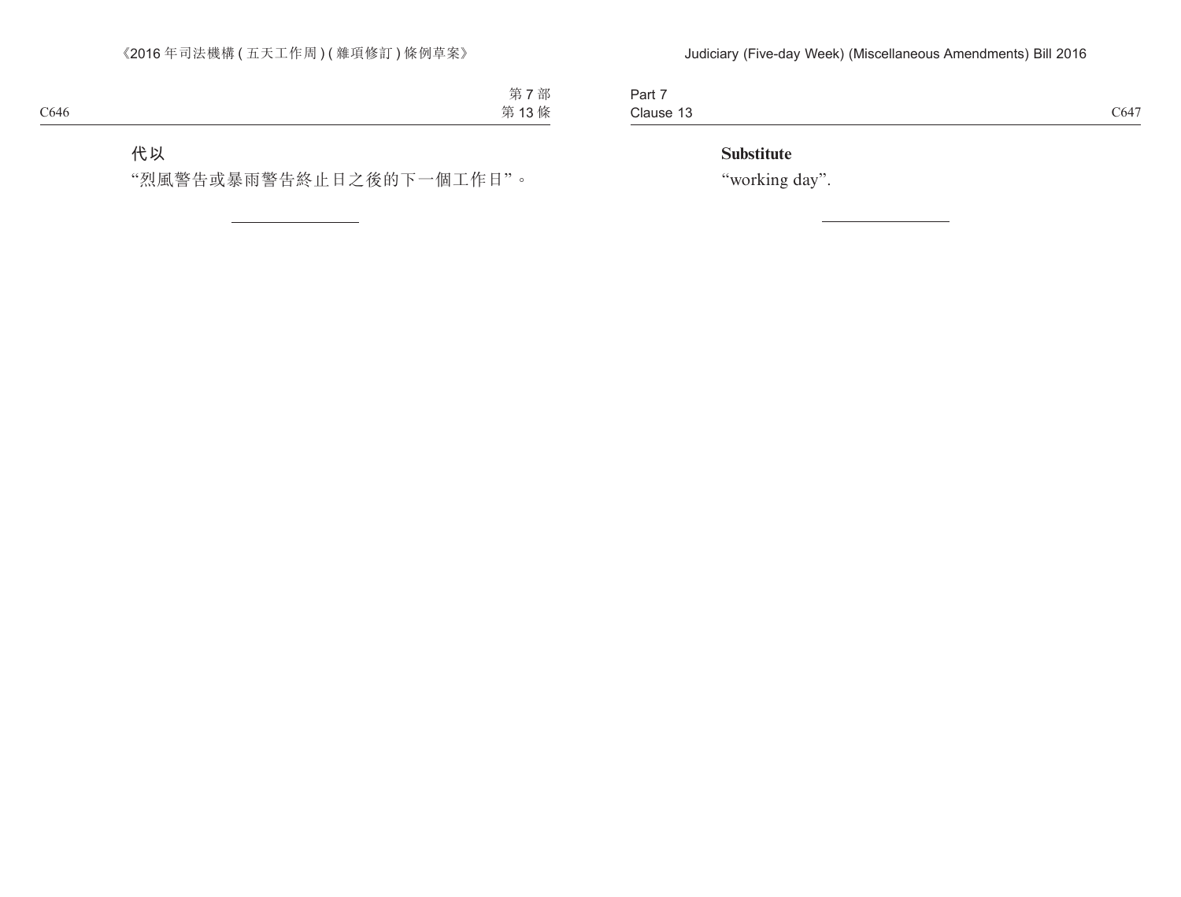代以

“烈風警告或暴雨警告終止日之後的下一個工作日”。

---

**Substitute**

“working day”.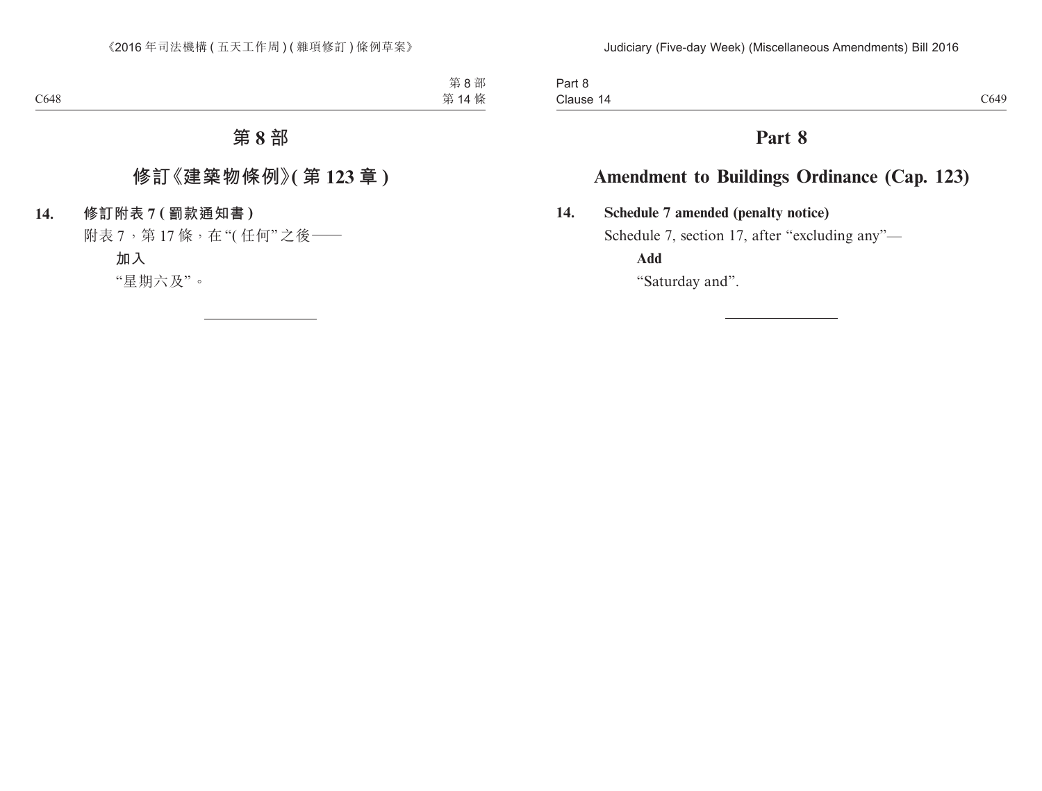# 第 8 部

## 修訂《建築物條例》(第 123 章)

**14. 修訂附表 7 (罰款通知書)**

附表 7，第 17 條，在“(任何”之後——

**加入**

“星期六及”。

# Part 8

## Amendment to Buildings Ordinance (Cap. 123)

**14. Schedule 7 amended (penalty notice)**

Schedule 7, section 17, after “excluding any”—

**Add**

“Saturday and”.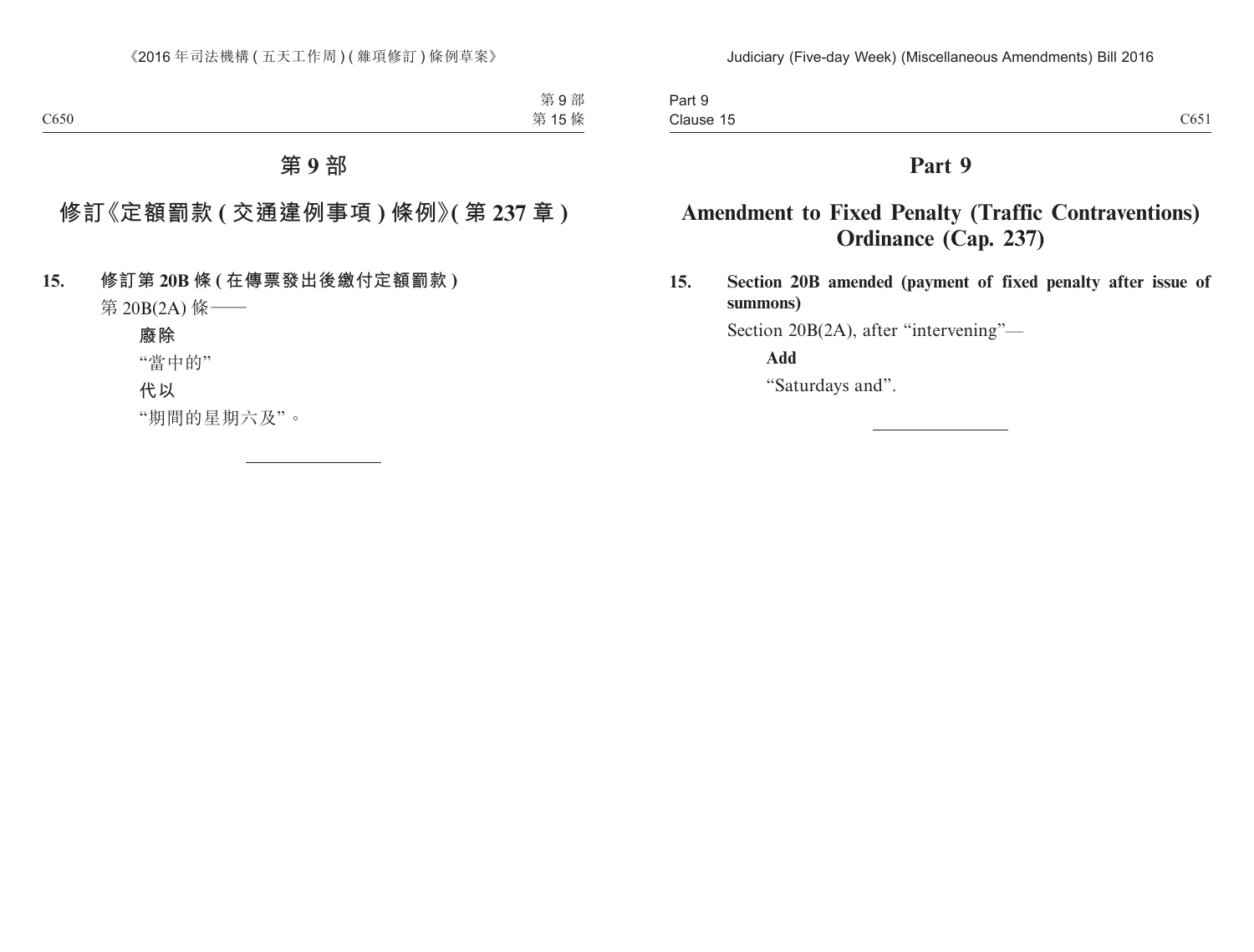# 第 9 部

## 修訂《定額罰款 ( 交通違例事項 ) 條例》( 第 237 章 )

**15. 修訂第 20B 條 ( 在傳票發出後繳付定額罰款 )**

第 20B(2A) 條——

**廢除**

“當中的”

**代以**

“期間的星期六及”。

# Part 9

## Amendment to Fixed Penalty (Traffic Contraventions) Ordinance (Cap. 237)

**15. Section 20B amended (payment of fixed penalty after issue of summons)**

Section 20B(2A), after “intervening”—

**Add**

“Saturdays and”.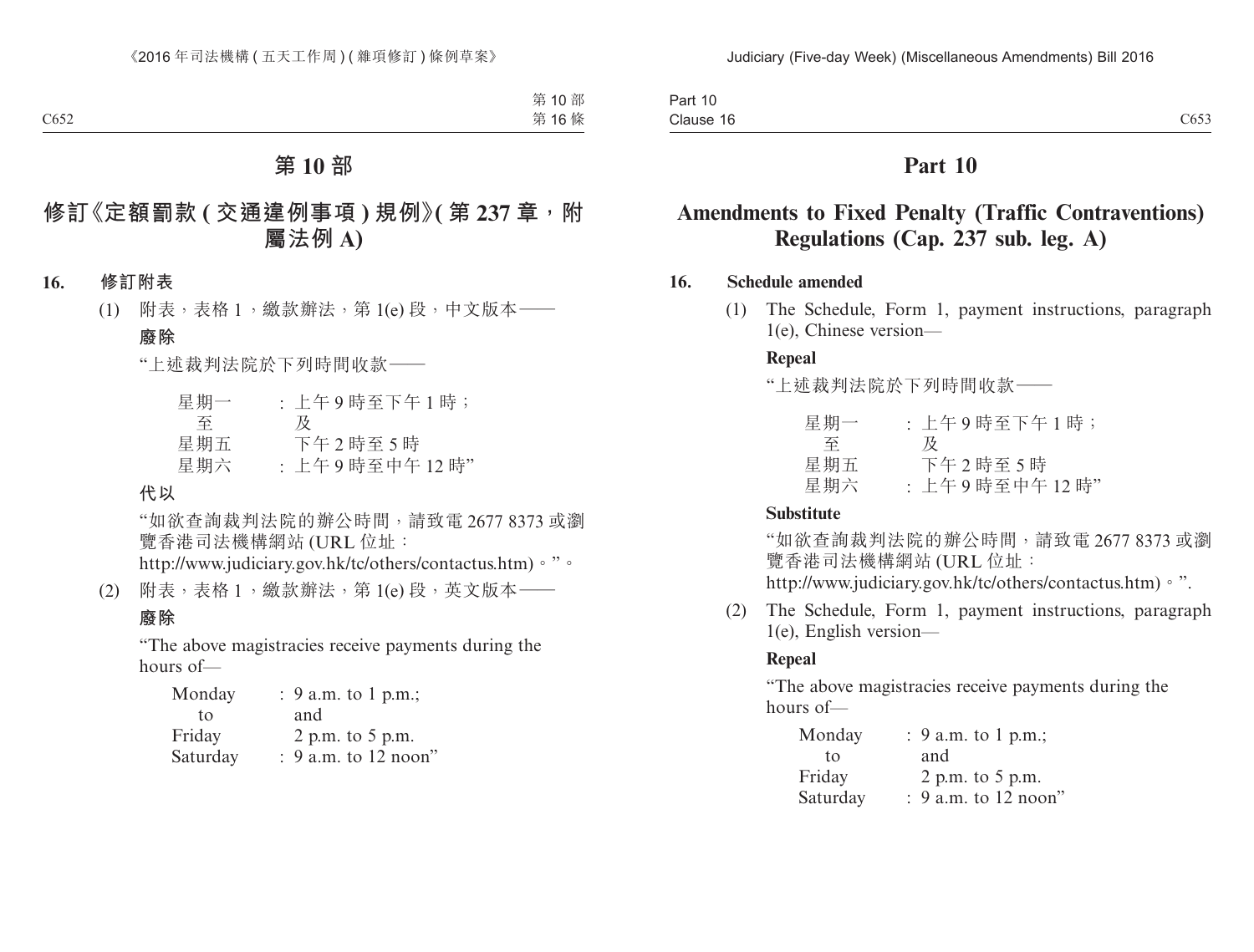# 第 10 部

## 修訂《定額罰款 (交通違例事項) 規例》(第 237 章，附屬法例 A)

**16. 修訂附表**

(1) 附表，表格 1，繳款辦法，第 1(e) 段，中文版本——

**廢除**

"上述裁判法院於下列時間收款——

| | |
|---|---|
| 星期一 至 星期五 | : 上午 9 時至下午 1 時；及 下午 2 時至 5 時 |
| 星期六 | : 上午 9 時至中午 12 時" |

**代以**

"如欲查詢裁判法院的辦公時間，請致電 2677 8373 或瀏覽香港司法機構網站 (URL 位址：http://www.judiciary.gov.hk/tc/others/contactus.htm)。"。

(2) 附表，表格 1，繳款辦法，第 1(e) 段，英文版本——

**廢除**

"The above magistracies receive payments during the hours of—

| | |
|---|---|
| Monday to Friday | : 9 a.m. to 1 p.m.; and 2 p.m. to 5 p.m. |
| Saturday | : 9 a.m. to 12 noon" |

# Part 10

## Amendments to Fixed Penalty (Traffic Contraventions) Regulations (Cap. 237 sub. leg. A)

**16. Schedule amended**

(1) The Schedule, Form 1, payment instructions, paragraph 1(e), Chinese version—

**Repeal**

"上述裁判法院於下列時間收款——

| | |
|---|---|
| 星期一 至 星期五 | : 上午 9 時至下午 1 時；及 下午 2 時至 5 時 |
| 星期六 | : 上午 9 時至中午 12 時" |

**Substitute**

"如欲查詢裁判法院的辦公時間，請致電 2677 8373 或瀏覽香港司法機構網站 (URL 位址：http://www.judiciary.gov.hk/tc/others/contactus.htm)。".

(2) The Schedule, Form 1, payment instructions, paragraph 1(e), English version—

**Repeal**

"The above magistracies receive payments during the hours of—

| | |
|---|---|
| Monday to Friday | : 9 a.m. to 1 p.m.; and 2 p.m. to 5 p.m. |
| Saturday | : 9 a.m. to 12 noon" |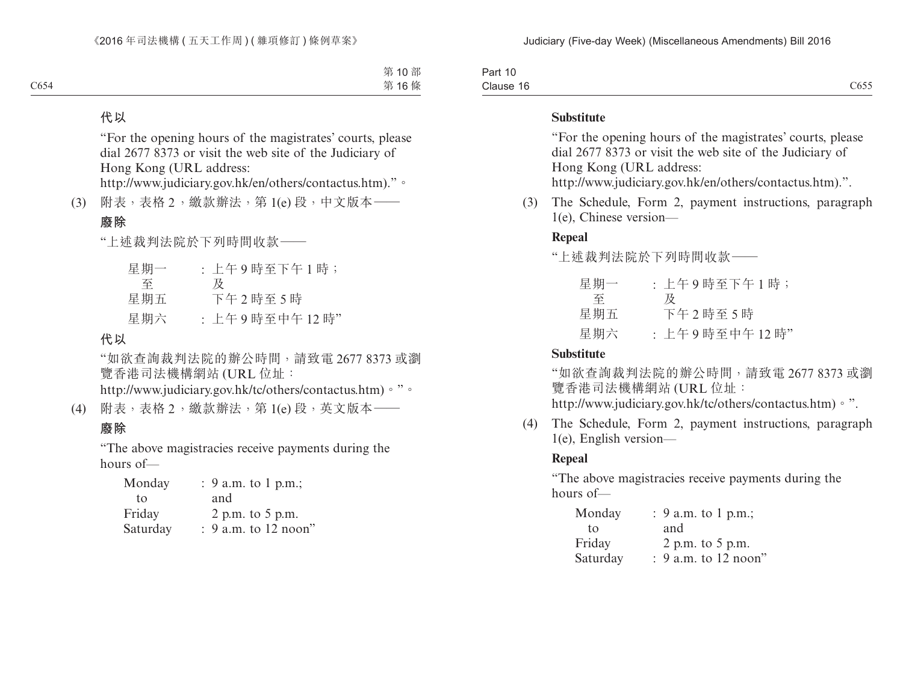**代以**

"For the opening hours of the magistrates' courts, please dial 2677 8373 or visit the web site of the Judiciary of Hong Kong (URL address: http://www.judiciary.gov.hk/en/others/contactus.htm)."。

(3) 附表，表格 2，繳款辦法，第 1(e) 段，中文版本——

**廢除**

"上述裁判法院於下列時間收款——

| | |
|---|---|
| 星期一至星期五 | : 上午 9 時至下午 1 時；及下午 2 時至 5 時 |
| 星期六 | : 上午 9 時至中午 12 時" |

**代以**

"如欲查詢裁判法院的辦公時間，請致電 2677 8373 或瀏覽香港司法機構網站 (URL 位址：http://www.judiciary.gov.hk/tc/others/contactus.htm)。"。

(4) 附表，表格 2，繳款辦法，第 1(e) 段，英文版本——

**廢除**

"The above magistracies receive payments during the hours of—

| | |
|---|---|
| Monday to Friday | : 9 a.m. to 1 p.m.; and 2 p.m. to 5 p.m. |
| Saturday | : 9 a.m. to 12 noon" |

**Substitute**

"For the opening hours of the magistrates' courts, please dial 2677 8373 or visit the web site of the Judiciary of Hong Kong (URL address: http://www.judiciary.gov.hk/en/others/contactus.htm).".

(3) The Schedule, Form 2, payment instructions, paragraph 1(e), Chinese version—

**Repeal**

"上述裁判法院於下列時間收款——

| | |
|---|---|
| 星期一至星期五 | : 上午 9 時至下午 1 時；及下午 2 時至 5 時 |
| 星期六 | : 上午 9 時至中午 12 時" |

**Substitute**

"如欲查詢裁判法院的辦公時間，請致電 2677 8373 或瀏覽香港司法機構網站 (URL 位址：http://www.judiciary.gov.hk/tc/others/contactus.htm)。".

(4) The Schedule, Form 2, payment instructions, paragraph 1(e), English version—

**Repeal**

"The above magistracies receive payments during the hours of—

| | |
|---|---|
| Monday to Friday | : 9 a.m. to 1 p.m.; and 2 p.m. to 5 p.m. |
| Saturday | : 9 a.m. to 12 noon" |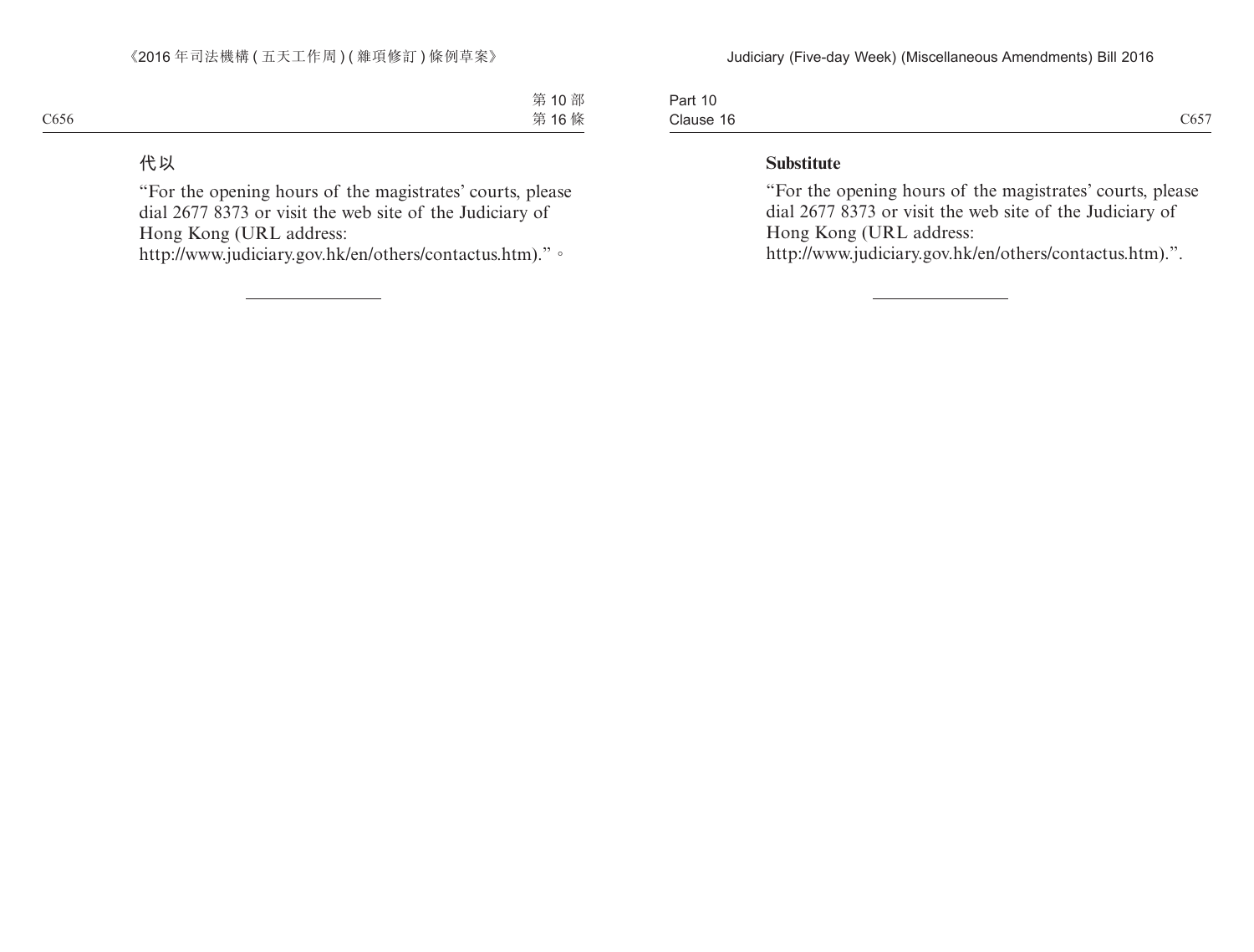**代以**

“For the opening hours of the magistrates’ courts, please dial 2677 8373 or visit the web site of the Judiciary of Hong Kong (URL address: http://www.judiciary.gov.hk/en/others/contactus.htm).”。

---

**Substitute**

“For the opening hours of the magistrates’ courts, please dial 2677 8373 or visit the web site of the Judiciary of Hong Kong (URL address: http://www.judiciary.gov.hk/en/others/contactus.htm).”.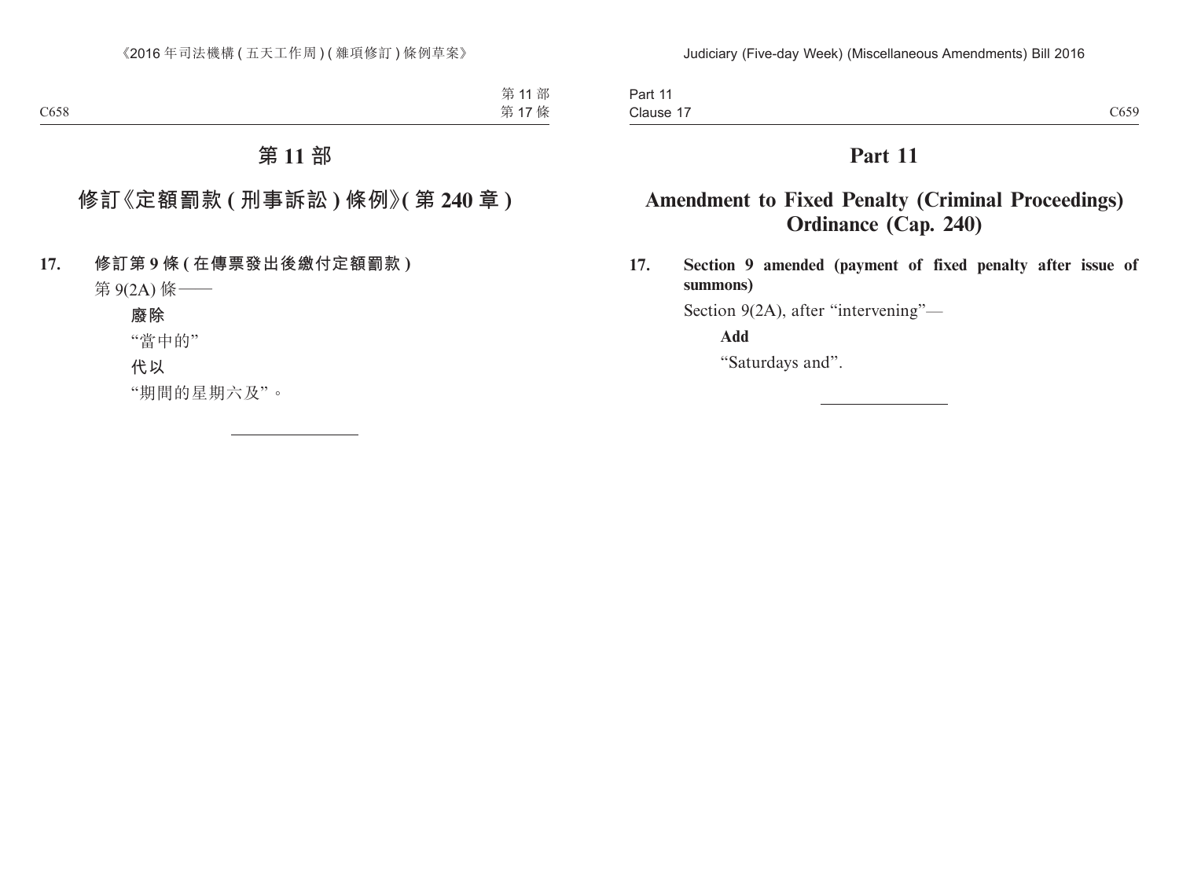# 第 11 部

## 修訂《定額罰款 (刑事訴訟) 條例》(第 240 章)

**17. 修訂第 9 條 (在傳票發出後繳付定額罰款)**

第 9(2A) 條——

**廢除**

"當中的"

**代以**

"期間的星期六及"。

---

# Part 11

## Amendment to Fixed Penalty (Criminal Proceedings) Ordinance (Cap. 240)

**17. Section 9 amended (payment of fixed penalty after issue of summons)**

Section 9(2A), after "intervening"—

**Add**

"Saturdays and".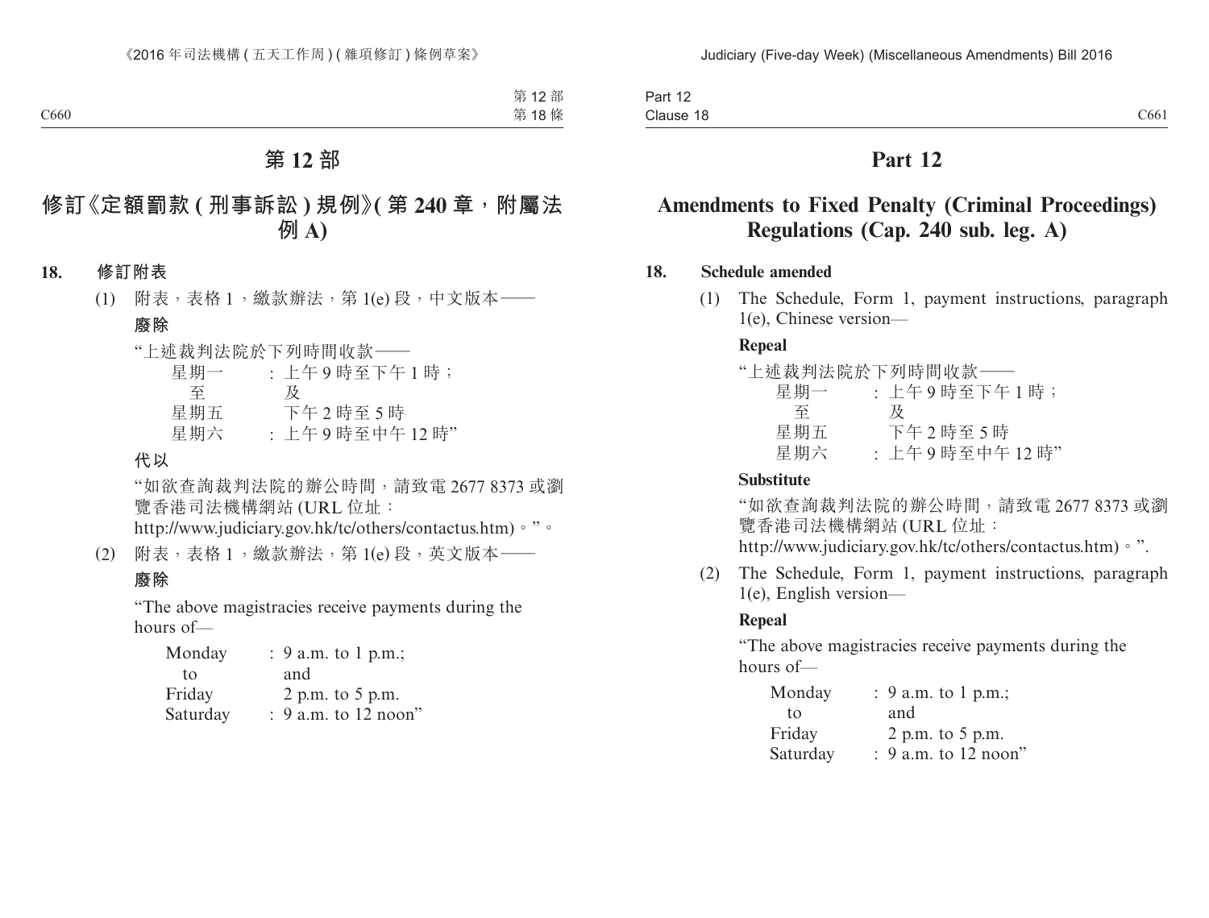# 第 12 部

## 修訂《定額罰款 ( 刑事訴訟 ) 規例》( 第 240 章，附屬法例 A)

**18. 修訂附表**

(1) 附表，表格 1，繳款辦法，第 1(e) 段，中文版本——

**廢除**

"上述裁判法院於下列時間收款——

| | |
|---|---|
| 星期一 至 星期五 | : 上午 9 時至下午 1 時； 及 下午 2 時至 5 時 |
| 星期六 | : 上午 9 時至中午 12 時" |

**代以**

"如欲查詢裁判法院的辦公時間，請致電 2677 8373 或瀏覽香港司法機構網站 (URL 位址：http://www.judiciary.gov.hk/tc/others/contactus.htm)。"。

(2) 附表，表格 1，繳款辦法，第 1(e) 段，英文版本——

**廢除**

"The above magistracies receive payments during the hours of—

| | |
|---|---|
| Monday to Friday | : 9 a.m. to 1 p.m.; and 2 p.m. to 5 p.m. |
| Saturday | : 9 a.m. to 12 noon" |

# Part 12

## Amendments to Fixed Penalty (Criminal Proceedings) Regulations (Cap. 240 sub. leg. A)

**18. Schedule amended**

(1) The Schedule, Form 1, payment instructions, paragraph 1(e), Chinese version—

**Repeal**

"上述裁判法院於下列時間收款——

| | |
|---|---|
| 星期一 至 星期五 | : 上午 9 時至下午 1 時； 及 下午 2 時至 5 時 |
| 星期六 | : 上午 9 時至中午 12 時" |

**Substitute**

"如欲查詢裁判法院的辦公時間，請致電 2677 8373 或瀏覽香港司法機構網站 (URL 位址：http://www.judiciary.gov.hk/tc/others/contactus.htm)。".

(2) The Schedule, Form 1, payment instructions, paragraph 1(e), English version—

**Repeal**

"The above magistracies receive payments during the hours of—

| | |
|---|---|
| Monday to Friday | : 9 a.m. to 1 p.m.; and 2 p.m. to 5 p.m. |
| Saturday | : 9 a.m. to 12 noon" |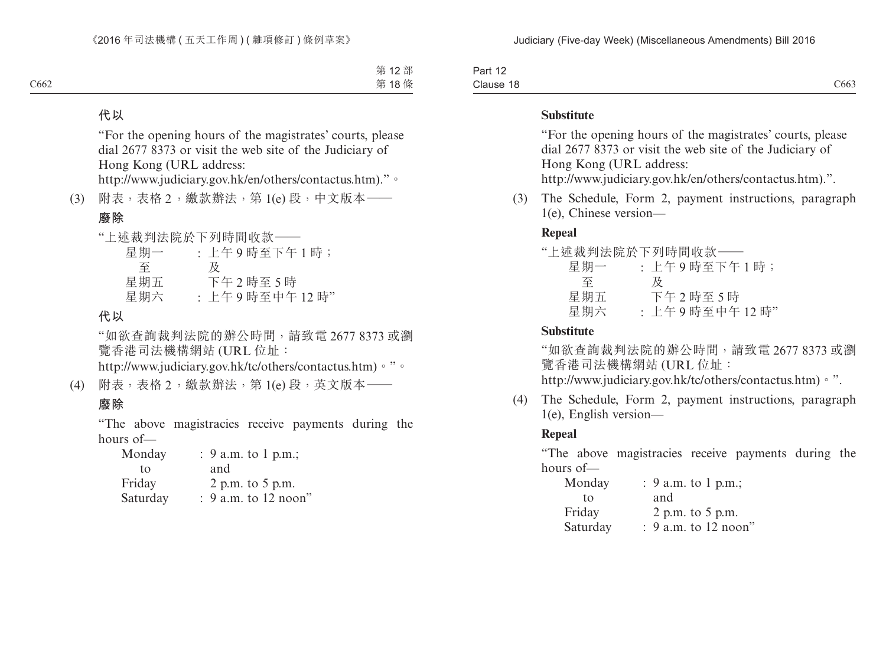**代以**

“For the opening hours of the magistrates’ courts, please dial 2677 8373 or visit the web site of the Judiciary of Hong Kong (URL address: http://www.judiciary.gov.hk/en/others/contactus.htm).”。

(3) 附表，表格 2，繳款辦法，第 1(e) 段，中文版本——

**廢除**

“上述裁判法院於下列時間收款——

| | |
|---|---|
| 星期一 | ：上午 9 時至下午 1 時； |
| 至 | 及 |
| 星期五 | 下午 2 時至 5 時 |
| 星期六 | ：上午 9 時至中午 12 時” |

**代以**

“如欲查詢裁判法院的辦公時間，請致電 2677 8373 或瀏覽香港司法機構網站 (URL 位址：http://www.judiciary.gov.hk/tc/others/contactus.htm)。”。

(4) 附表，表格 2，繳款辦法，第 1(e) 段，英文版本——

**廢除**

“The above magistracies receive payments during the hours of—

| | |
|---|---|
| Monday | : 9 a.m. to 1 p.m.; |
| to | and |
| Friday | 2 p.m. to 5 p.m. |
| Saturday | : 9 a.m. to 12 noon” |

**Substitute**

“For the opening hours of the magistrates’ courts, please dial 2677 8373 or visit the web site of the Judiciary of Hong Kong (URL address: http://www.judiciary.gov.hk/en/others/contactus.htm).”.

(3) The Schedule, Form 2, payment instructions, paragraph 1(e), Chinese version—

**Repeal**

“上述裁判法院於下列時間收款——

| | |
|---|---|
| 星期一 | ：上午 9 時至下午 1 時； |
| 至 | 及 |
| 星期五 | 下午 2 時至 5 時 |
| 星期六 | ：上午 9 時至中午 12 時” |

**Substitute**

“如欲查詢裁判法院的辦公時間，請致電 2677 8373 或瀏覽香港司法機構網站 (URL 位址：http://www.judiciary.gov.hk/tc/others/contactus.htm)。”.

(4) The Schedule, Form 2, payment instructions, paragraph 1(e), English version—

**Repeal**

“The above magistracies receive payments during the hours of—

| | |
|---|---|
| Monday | : 9 a.m. to 1 p.m.; |
| to | and |
| Friday | 2 p.m. to 5 p.m. |
| Saturday | : 9 a.m. to 12 noon” |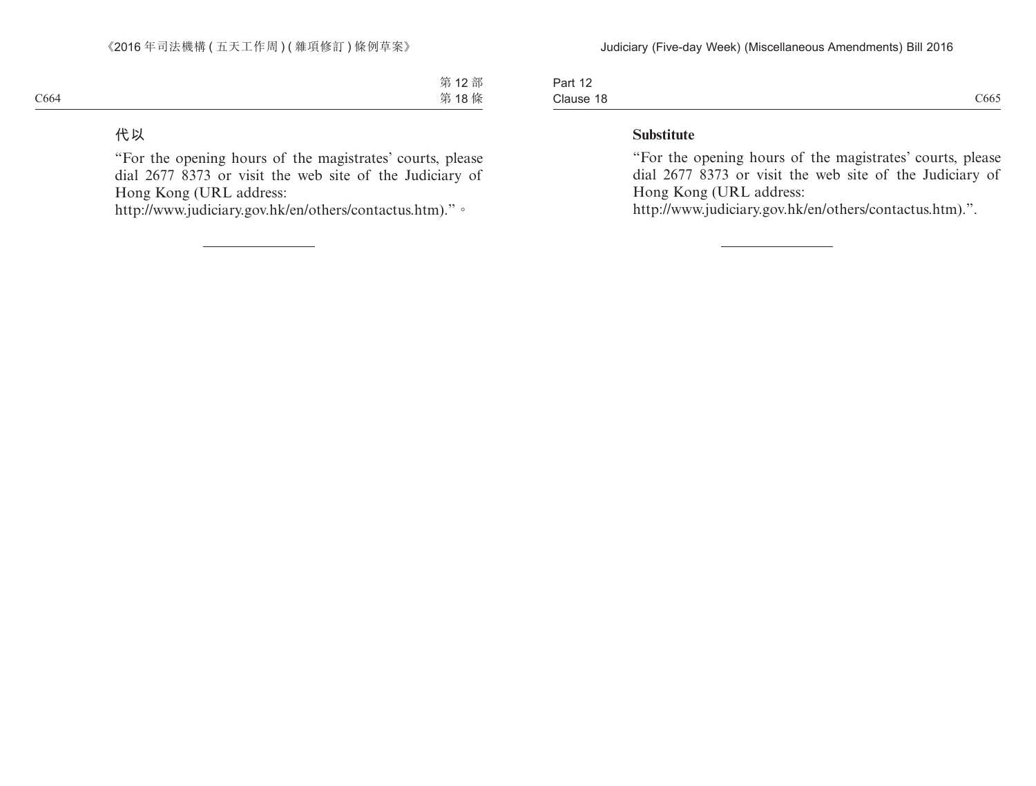代以

"For the opening hours of the magistrates' courts, please dial 2677 8373 or visit the web site of the Judiciary of Hong Kong (URL address: http://www.judiciary.gov.hk/en/others/contactus.htm)."。

---

**Substitute**

"For the opening hours of the magistrates' courts, please dial 2677 8373 or visit the web site of the Judiciary of Hong Kong (URL address: http://www.judiciary.gov.hk/en/others/contactus.htm).".

---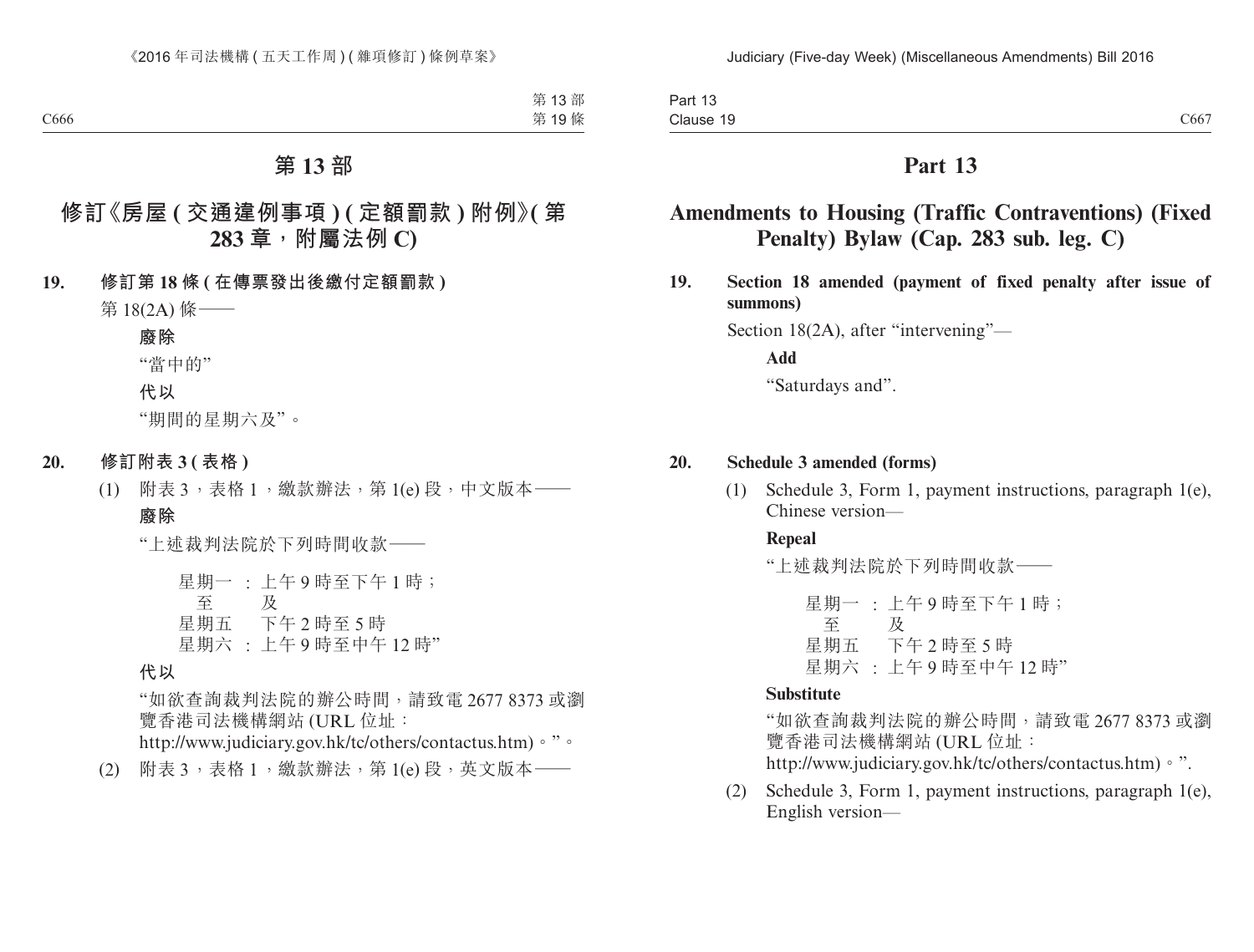# 第 13 部

## 修訂《房屋 ( 交通違例事項 ) ( 定額罰款 ) 附例》( 第 283 章，附屬法例 C)

**19. 修訂第 18 條 ( 在傳票發出後繳付定額罰款 )**

第 18(2A) 條——

**廢除**

“當中的”

**代以**

“期間的星期六及”。

**20. 修訂附表 3 ( 表格 )**

(1) 附表 3，表格 1，繳款辦法，第 1(e) 段，中文版本——

**廢除**

“上述裁判法院於下列時間收款——

星期一 : 上午 9 時至下午 1 時；
至 及
星期五 下午 2 時至 5 時
星期六 : 上午 9 時至中午 12 時”

**代以**

“如欲查詢裁判法院的辦公時間，請致電 2677 8373 或瀏覽香港司法機構網站 (URL 位址：http://www.judiciary.gov.hk/tc/others/contactus.htm)。”。

(2) 附表 3，表格 1，繳款辦法，第 1(e) 段，英文版本——

# Part 13

## Amendments to Housing (Traffic Contraventions) (Fixed Penalty) Bylaw (Cap. 283 sub. leg. C)

**19. Section 18 amended (payment of fixed penalty after issue of summons)**

Section 18(2A), after “intervening”—

**Add**

“Saturdays and”.

**20. Schedule 3 amended (forms)**

(1) Schedule 3, Form 1, payment instructions, paragraph 1(e), Chinese version—

**Repeal**

“上述裁判法院於下列時間收款——

星期一 : 上午 9 時至下午 1 時；
至 及
星期五 下午 2 時至 5 時
星期六 : 上午 9 時至中午 12 時”

**Substitute**

“如欲查詢裁判法院的辦公時間，請致電 2677 8373 或瀏覽香港司法機構網站 (URL 位址：http://www.judiciary.gov.hk/tc/others/contactus.htm)。”.

(2) Schedule 3, Form 1, payment instructions, paragraph 1(e), English version—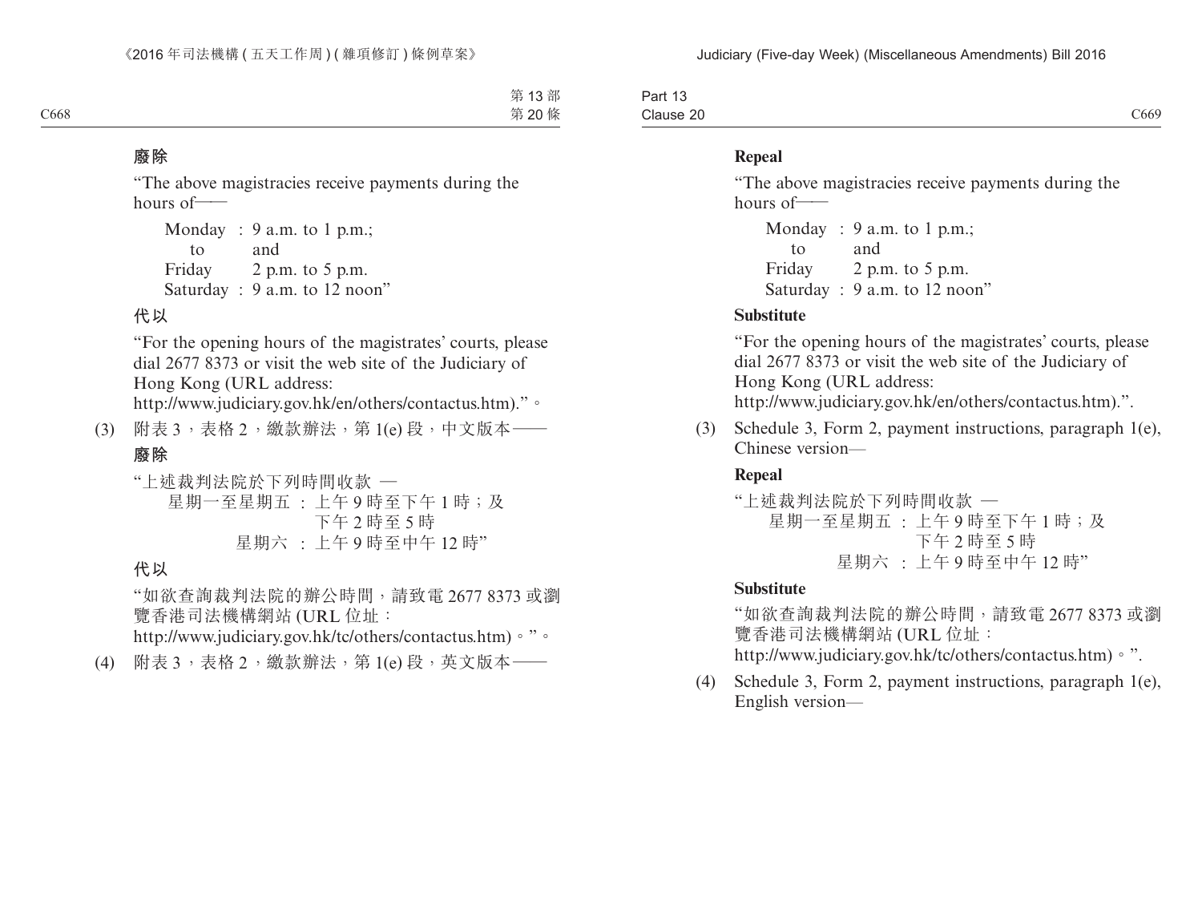**廢除**

"The above magistracies receive payments during the hours of—

| | | |
|---|---|---|
| Monday to Friday | : | 9 a.m. to 1 p.m.; and 2 p.m. to 5 p.m. |
| Saturday | : | 9 a.m. to 12 noon" |

**代以**

"For the opening hours of the magistrates' courts, please dial 2677 8373 or visit the web site of the Judiciary of Hong Kong (URL address: http://www.judiciary.gov.hk/en/others/contactus.htm)."。

(3) 附表 3，表格 2，繳款辦法，第 1(e) 段，中文版本——

**廢除**

"上述裁判法院於下列時間收款 —

| | | |
|---|---|---|
| 星期一至星期五 | : | 上午 9 時至下午 1 時；及 下午 2 時至 5 時 |
| 星期六 | : | 上午 9 時至中午 12 時" |

**代以**

"如欲查詢裁判法院的辦公時間，請致電 2677 8373 或瀏覽香港司法機構網站 (URL 位址：http://www.judiciary.gov.hk/tc/others/contactus.htm)。"。

(4) 附表 3，表格 2，繳款辦法，第 1(e) 段，英文版本——

**Repeal**

"The above magistracies receive payments during the hours of—

| | | |
|---|---|---|
| Monday to Friday | : | 9 a.m. to 1 p.m.; and 2 p.m. to 5 p.m. |
| Saturday | : | 9 a.m. to 12 noon" |

**Substitute**

"For the opening hours of the magistrates' courts, please dial 2677 8373 or visit the web site of the Judiciary of Hong Kong (URL address: http://www.judiciary.gov.hk/en/others/contactus.htm).".

(3) Schedule 3, Form 2, payment instructions, paragraph 1(e), Chinese version—

**Repeal**

"上述裁判法院於下列時間收款 —

| | | |
|---|---|---|
| 星期一至星期五 | : | 上午 9 時至下午 1 時；及 下午 2 時至 5 時 |
| 星期六 | : | 上午 9 時至中午 12 時" |

**Substitute**

"如欲查詢裁判法院的辦公時間，請致電 2677 8373 或瀏覽香港司法機構網站 (URL 位址：http://www.judiciary.gov.hk/tc/others/contactus.htm)。".

(4) Schedule 3, Form 2, payment instructions, paragraph 1(e), English version—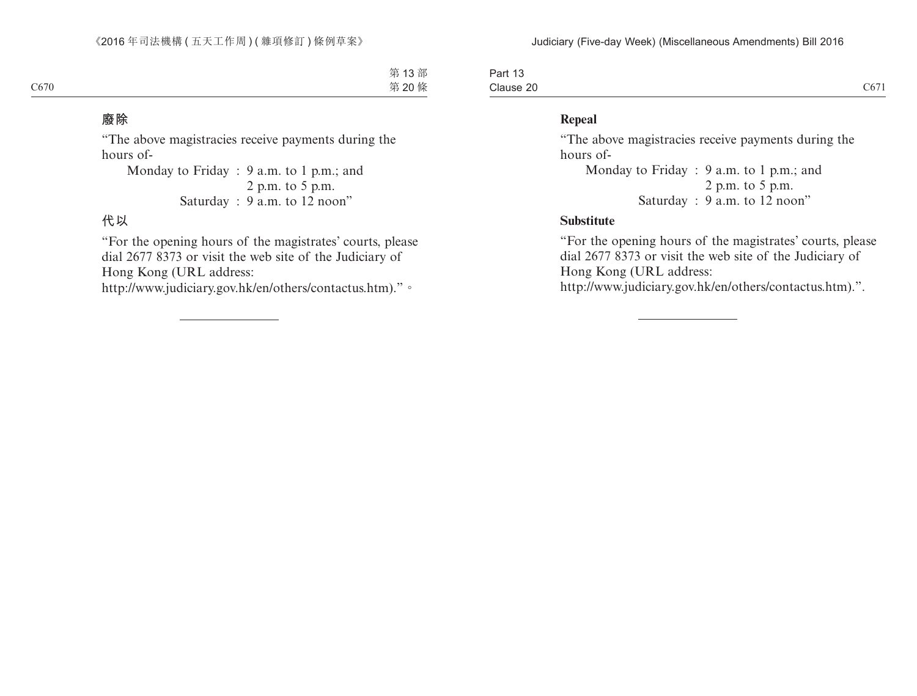**廢除**

“The above magistracies receive payments during the hours of-

Monday to Friday : 9 a.m. to 1 p.m.; and
2 p.m. to 5 p.m.
Saturday : 9 a.m. to 12 noon”

**代以**

“For the opening hours of the magistrates’ courts, please dial 2677 8373 or visit the web site of the Judiciary of Hong Kong (URL address: http://www.judiciary.gov.hk/en/others/contactus.htm).”。

---

**Repeal**

“The above magistracies receive payments during the hours of-

Monday to Friday : 9 a.m. to 1 p.m.; and
2 p.m. to 5 p.m.
Saturday : 9 a.m. to 12 noon”

**Substitute**

“For the opening hours of the magistrates’ courts, please dial 2677 8373 or visit the web site of the Judiciary of Hong Kong (URL address: http://www.judiciary.gov.hk/en/others/contactus.htm).”.

---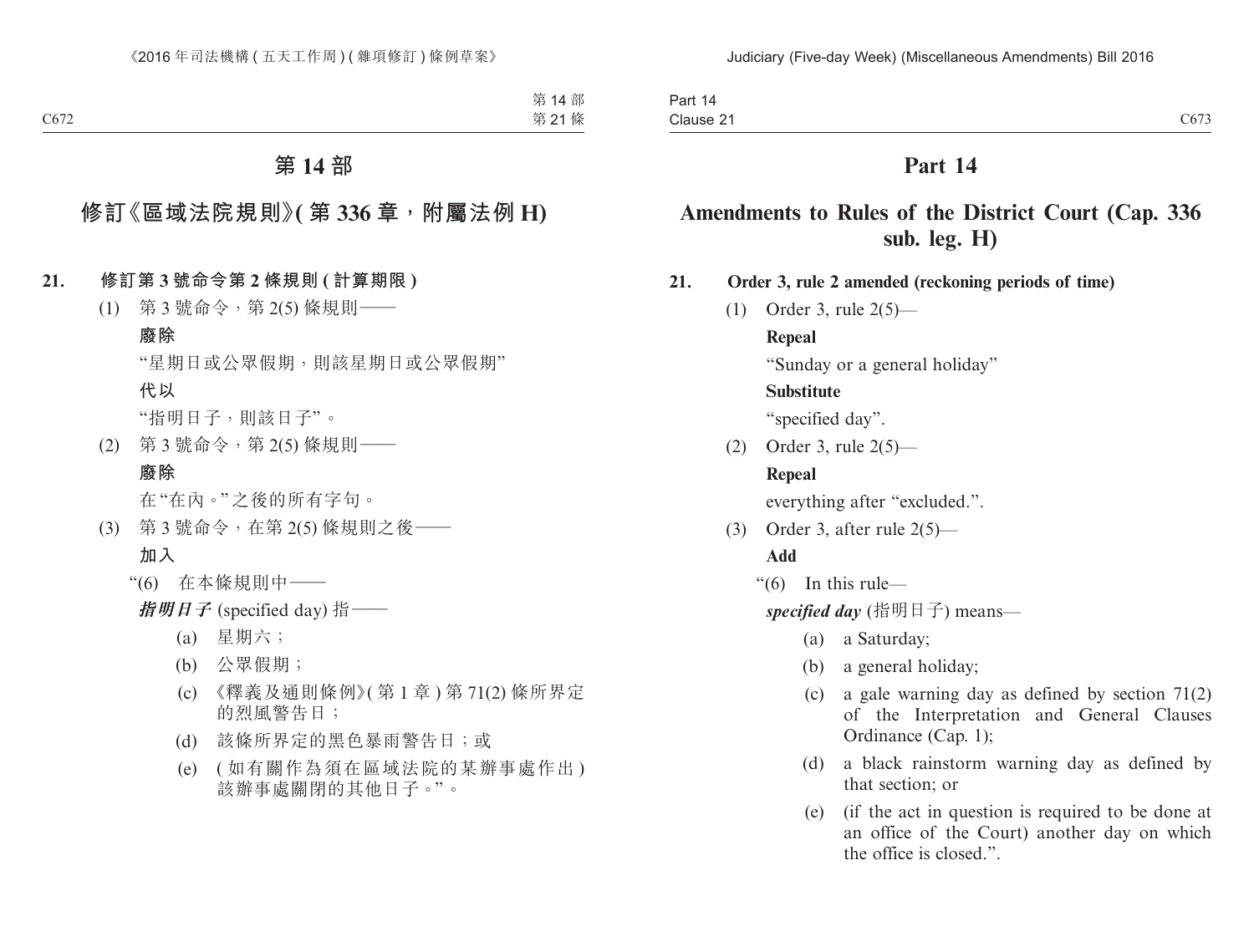# 第 14 部

## 修訂《區域法院規則》(第 336 章，附屬法例 H)

**21. 修訂第 3 號命令第 2 條規則 (計算期限)**

(1) 第 3 號命令，第 2(5) 條規則——

**廢除**

“星期日或公眾假期，則該星期日或公眾假期”

**代以**

“指明日子，則該日子”。

(2) 第 3 號命令，第 2(5) 條規則——

**廢除**

在“在內。”之後的所有字句。

(3) 第 3 號命令，在第 2(5) 條規則之後——

**加入**

“(6) 在本條規則中——

***指明日子*** (specified day) 指——

(a) 星期六；

(b) 公眾假期；

(c) 《釋義及通則條例》(第 1 章) 第 71(2) 條所界定的烈風警告日；

(d) 該條所界定的黑色暴雨警告日；或

(e) (如有關作為須在區域法院的某辦事處作出) 該辦事處關閉的其他日子。”。

# Part 14

## Amendments to Rules of the District Court (Cap. 336 sub. leg. H)

**21. Order 3, rule 2 amended (reckoning periods of time)**

(1) Order 3, rule 2(5)—

**Repeal**

“Sunday or a general holiday”

**Substitute**

“specified day”.

(2) Order 3, rule 2(5)—

**Repeal**

everything after “excluded.”.

(3) Order 3, after rule 2(5)—

**Add**

“(6) In this rule—

***specified day*** (指明日子) means—

(a) a Saturday;

(b) a general holiday;

(c) a gale warning day as defined by section 71(2) of the Interpretation and General Clauses Ordinance (Cap. 1);

(d) a black rainstorm warning day as defined by that section; or

(e) (if the act in question is required to be done at an office of the Court) another day on which the office is closed.”.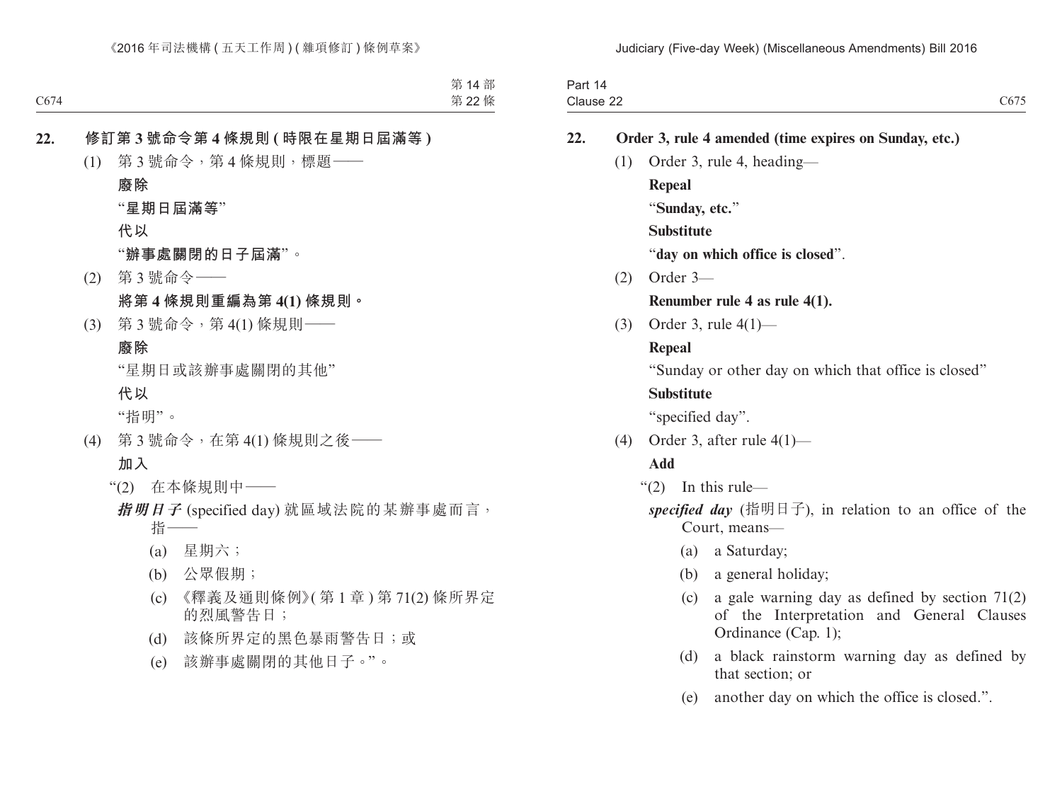**22. 修訂第 3 號命令第 4 條規則 (時限在星期日屆滿等)**

(1) 第 3 號命令，第 4 條規則，標題——

**廢除**

“**星期日屆滿等**”

**代以**

“**辦事處關閉的日子屆滿**”。

(2) 第 3 號命令——

**將第 4 條規則重編為第 4(1) 條規則。**

(3) 第 3 號命令，第 4(1) 條規則——

**廢除**

“星期日或該辦事處關閉的其他”

**代以**

“指明”。

(4) 第 3 號命令，在第 4(1) 條規則之後——

**加入**

“(2) 在本條規則中——

***指明日子*** (specified day) 就區域法院的某辦事處而言，指——

(a) 星期六；

(b) 公眾假期；

(c) 《釋義及通則條例》(第 1 章) 第 71(2) 條所界定的烈風警告日；

(d) 該條所界定的黑色暴雨警告日；或

(e) 該辦事處關閉的其他日子。”。

**22. Order 3, rule 4 amended (time expires on Sunday, etc.)**

(1) Order 3, rule 4, heading—

**Repeal**

“**Sunday, etc.**”

**Substitute**

“**day on which office is closed**”.

(2) Order 3—

**Renumber rule 4 as rule 4(1).**

(3) Order 3, rule 4(1)—

**Repeal**

“Sunday or other day on which that office is closed”

**Substitute**

“specified day”.

(4) Order 3, after rule 4(1)—

**Add**

“(2) In this rule—

***specified day*** (指明日子), in relation to an office of the Court, means—

(a) a Saturday;

(b) a general holiday;

(c) a gale warning day as defined by section 71(2) of the Interpretation and General Clauses Ordinance (Cap. 1);

(d) a black rainstorm warning day as defined by that section; or

(e) another day on which the office is closed.”.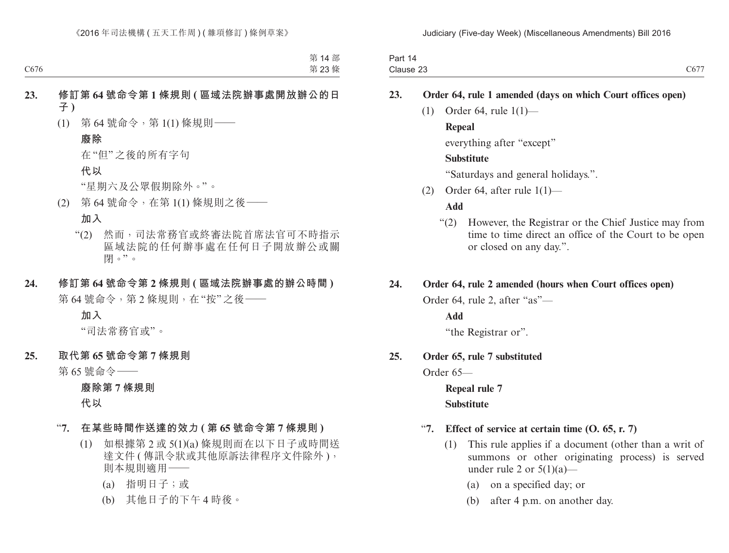**23. 修訂第 64 號命令第 1 條規則 (區域法院辦事處開放辦公的日子)**

(1) 第 64 號命令，第 1(1) 條規則——

**廢除**

在“但”之後的所有字句

**代以**

“星期六及公眾假期除外。”。

(2) 第 64 號命令，在第 1(1) 條規則之後——

**加入**

“(2) 然而，司法常務官或終審法院首席法官可不時指示區域法院的任何辦事處在任何日子開放辦公或關閉。”。

**24. 修訂第 64 號命令第 2 條規則 (區域法院辦事處的辦公時間)**

第 64 號命令，第 2 條規則，在“按”之後——

**加入**

“司法常務官或”。

**25. 取代第 65 號命令第 7 條規則**

第 65 號命令——

**廢除第 7 條規則**

**代以**

“**7. 在某些時間作送達的效力 (第 65 號命令第 7 條規則)**

(1) 如根據第 2 或 5(1)(a) 條規則而在以下日子或時間送達文件 (傳訊令狀或其他原訴法律程序文件除外)，則本規則適用——

(a) 指明日子；或

(b) 其他日子的下午 4 時後。

**23. Order 64, rule 1 amended (days on which Court offices open)**

(1) Order 64, rule 1(1)—

**Repeal**

everything after “except”

**Substitute**

“Saturdays and general holidays.”.

(2) Order 64, after rule 1(1)—

**Add**

“(2) However, the Registrar or the Chief Justice may from time to time direct an office of the Court to be open or closed on any day.”.

**24. Order 64, rule 2 amended (hours when Court offices open)**

Order 64, rule 2, after “as”—

**Add**

“the Registrar or”.

**25. Order 65, rule 7 substituted**

Order 65—

**Repeal rule 7**

**Substitute**

“**7. Effect of service at certain time (O. 65, r. 7)**

(1) This rule applies if a document (other than a writ of summons or other originating process) is served under rule 2 or 5(1)(a)—

(a) on a specified day; or

(b) after 4 p.m. on another day.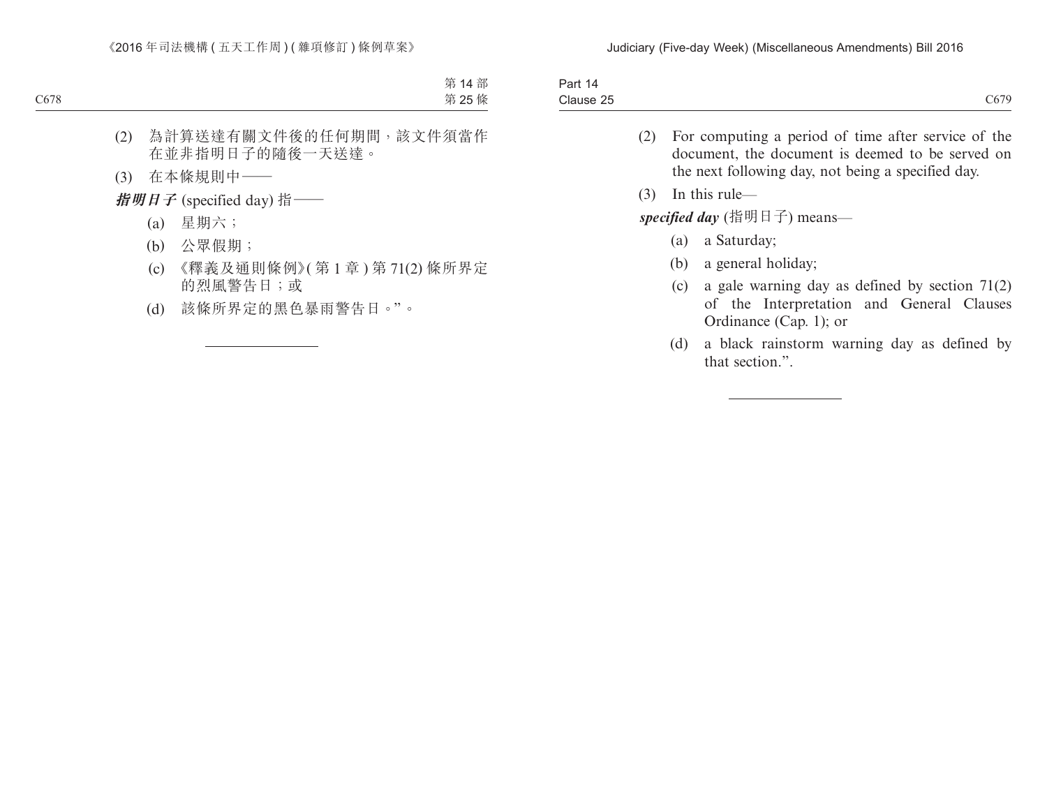(2) 為計算送達有關文件後的任何期間，該文件須當作在並非指明日子的隨後一天送達。

(3) 在本條規則中——

***指明日子*** (specified day) 指——

(a) 星期六；

(b) 公眾假期；

(c) 《釋義及通則條例》(第 1 章) 第 71(2) 條所界定的烈風警告日；或

(d) 該條所界定的黑色暴雨警告日。”。

---

(2) For computing a period of time after service of the document, the document is deemed to be served on the next following day, not being a specified day.

(3) In this rule—

***specified day*** (指明日子) means—

(a) a Saturday;

(b) a general holiday;

(c) a gale warning day as defined by section 71(2) of the Interpretation and General Clauses Ordinance (Cap. 1); or

(d) a black rainstorm warning day as defined by that section.”.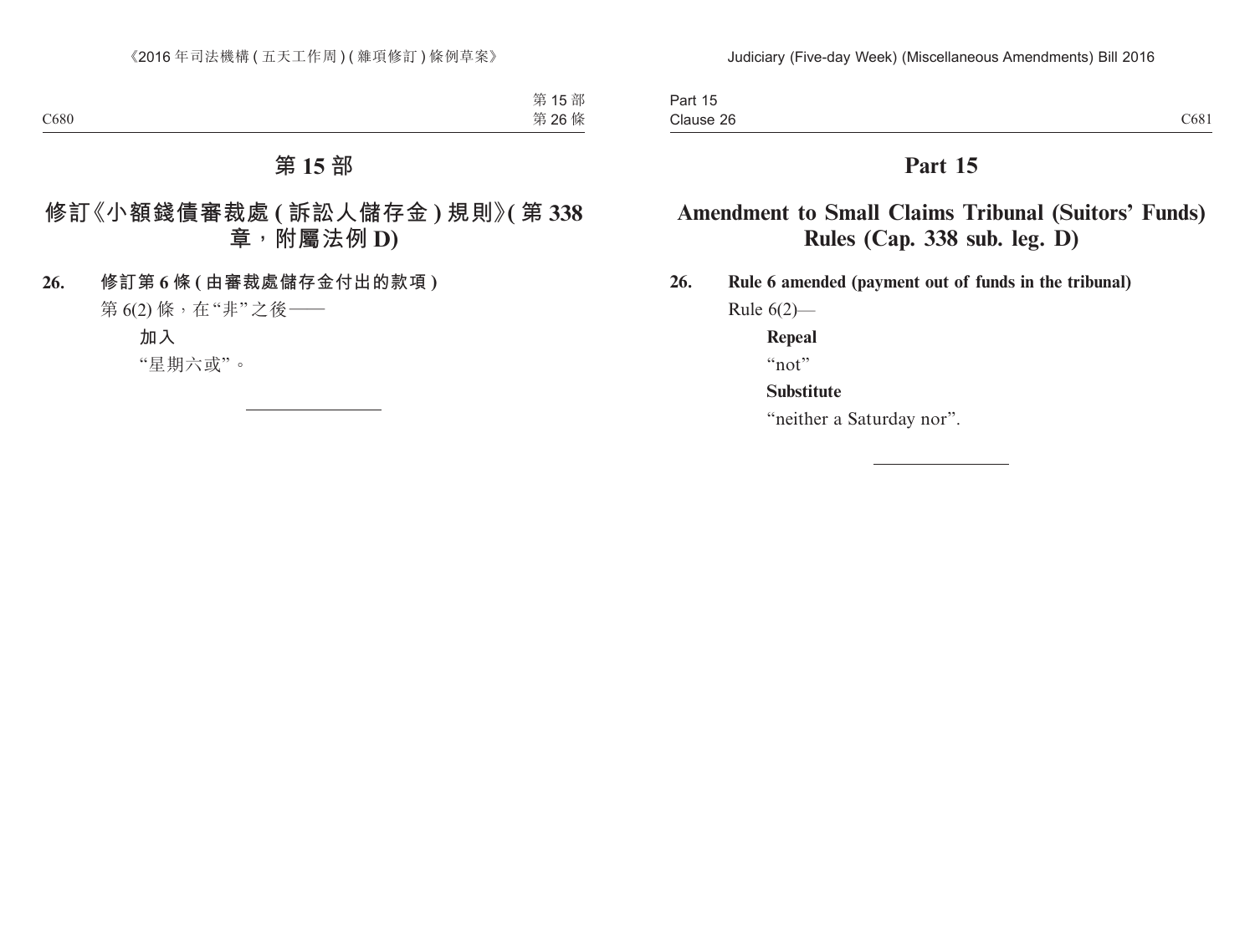# 第 15 部

## 修訂《小額錢債審裁處 (訴訟人儲存金) 規則》(第 338 章，附屬法例 D)

**26. 修訂第 6 條 (由審裁處儲存金付出的款項)**

第 6(2) 條，在“非”之後——

**加入**

“星期六或”。

# Part 15

## Amendment to Small Claims Tribunal (Suitors' Funds) Rules (Cap. 338 sub. leg. D)

**26. Rule 6 amended (payment out of funds in the tribunal)**

Rule 6(2)—

**Repeal**

“not”

**Substitute**

“neither a Saturday nor”.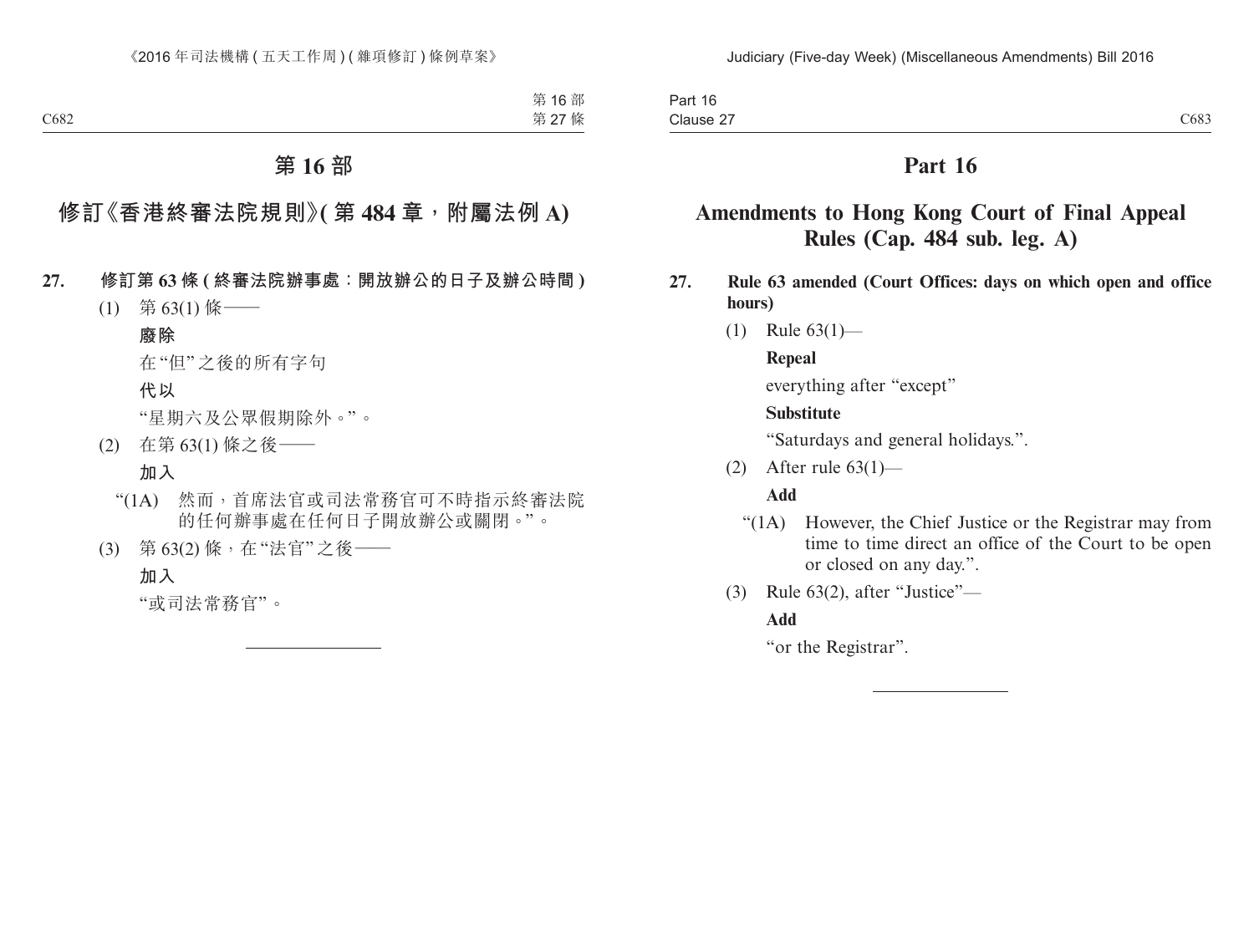# 第 16 部

## 修訂《香港終審法院規則》(第 484 章，附屬法例 A)

**27. 修訂第 63 條 (終審法院辦事處：開放辦公的日子及辦公時間)**

(1) 第 63(1) 條——

**廢除**

在“但”之後的所有字句

**代以**

“星期六及公眾假期除外。”。

(2) 在第 63(1) 條之後——

**加入**

“(1A) 然而，首席法官或司法常務官可不時指示終審法院的任何辦事處在任何日子開放辦公或關閉。”。

(3) 第 63(2) 條，在“法官”之後——

**加入**

“或司法常務官”。

---

# Part 16

## Amendments to Hong Kong Court of Final Appeal Rules (Cap. 484 sub. leg. A)

**27. Rule 63 amended (Court Offices: days on which open and office hours)**

(1) Rule 63(1)—

**Repeal**

everything after "except"

**Substitute**

"Saturdays and general holidays.".

(2) After rule 63(1)—

**Add**

"(1A) However, the Chief Justice or the Registrar may from time to time direct an office of the Court to be open or closed on any day.".

(3) Rule 63(2), after "Justice"—

**Add**

"or the Registrar".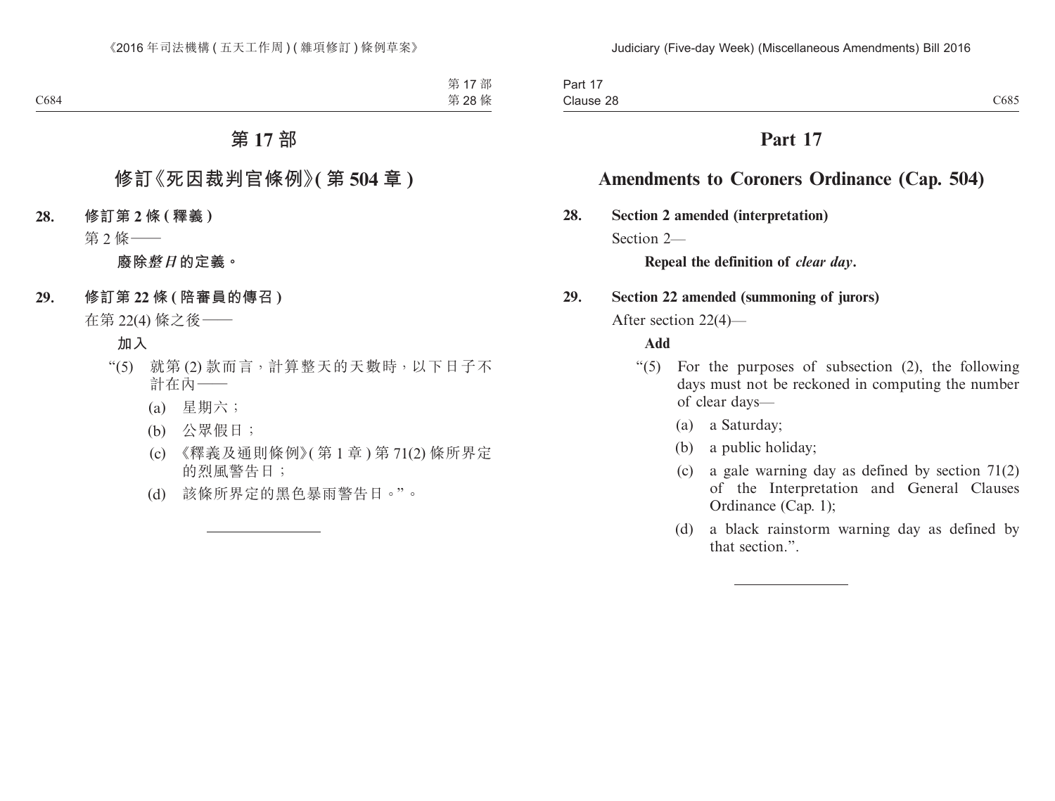# 第 17 部

## 修訂《死因裁判官條例》(第 504 章)

**28. 修訂第 2 條 (釋義)**

第 2 條——

**廢除*整日*的定義。**

**29. 修訂第 22 條 (陪審員的傳召)**

在第 22(4) 條之後——

**加入**

“(5) 就第 (2) 款而言，計算整天的天數時，以下日子不計在內——

(a) 星期六；

(b) 公眾假日；

(c) 《釋義及通則條例》(第 1 章) 第 71(2) 條所界定的烈風警告日；

(d) 該條所界定的黑色暴雨警告日。”。

# Part 17

## Amendments to Coroners Ordinance (Cap. 504)

**28. Section 2 amended (interpretation)**

Section 2—

**Repeal the definition of *clear day*.**

**29. Section 22 amended (summoning of jurors)**

After section 22(4)—

**Add**

“(5) For the purposes of subsection (2), the following days must not be reckoned in computing the number of clear days—

(a) a Saturday;

(b) a public holiday;

(c) a gale warning day as defined by section 71(2) of the Interpretation and General Clauses Ordinance (Cap. 1);

(d) a black rainstorm warning day as defined by that section.”.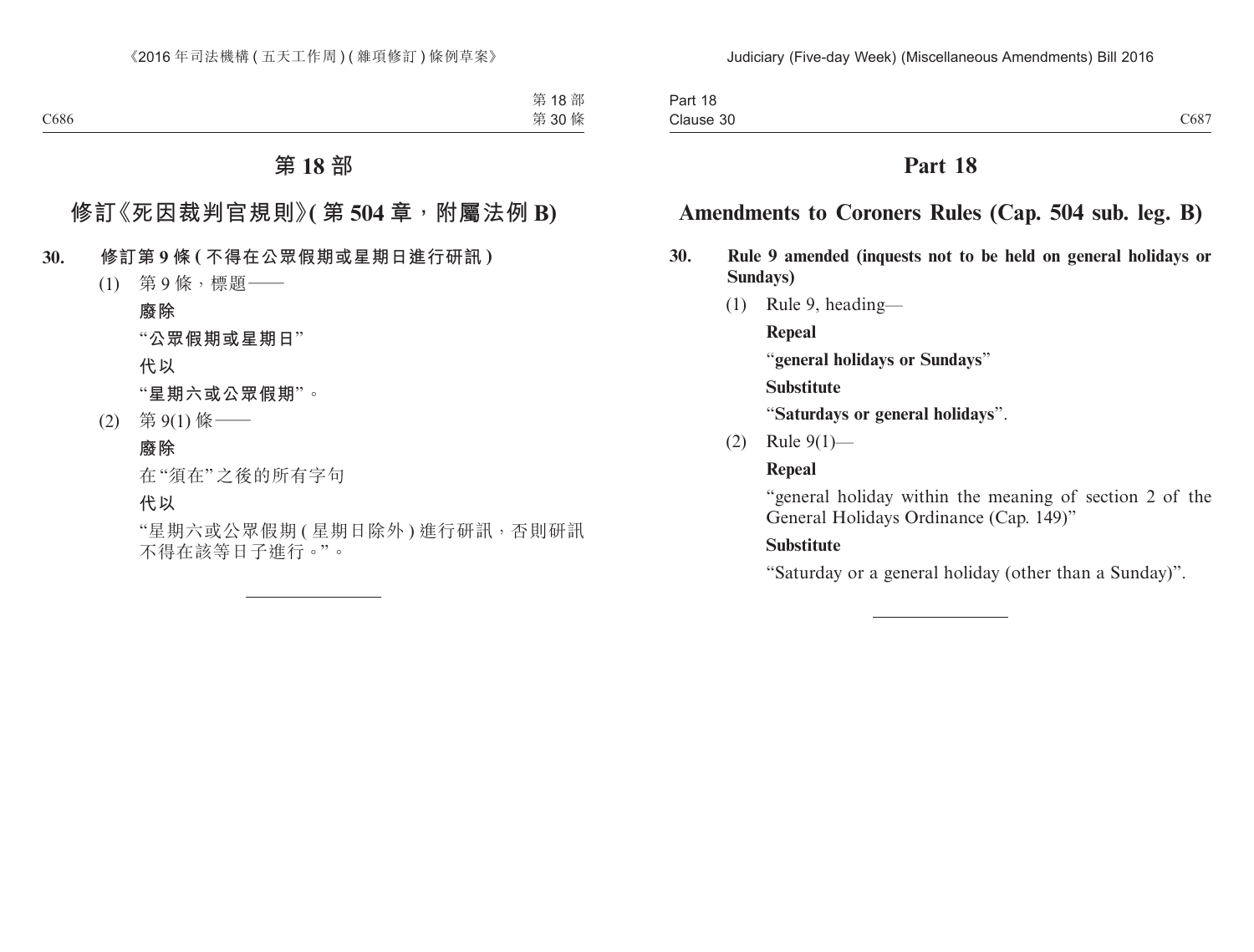# 第 18 部

## 修訂《死因裁判官規則》(第 504 章，附屬法例 B)

**30. 修訂第 9 條 (不得在公眾假期或星期日進行研訊)**

(1) 第 9 條，標題——

**廢除**

“**公眾假期或星期日**”

**代以**

“**星期六或公眾假期**”。

(2) 第 9(1) 條——

**廢除**

在“須在”之後的所有字句

**代以**

“星期六或公眾假期 (星期日除外) 進行研訊，否則研訊不得在該等日子進行。”。

---

# Part 18

## Amendments to Coroners Rules (Cap. 504 sub. leg. B)

**30. Rule 9 amended (inquests not to be held on general holidays or Sundays)**

(1) Rule 9, heading—

**Repeal**

“**general holidays or Sundays**”

**Substitute**

“**Saturdays or general holidays**”.

(2) Rule 9(1)—

**Repeal**

“general holiday within the meaning of section 2 of the General Holidays Ordinance (Cap. 149)”

**Substitute**

“Saturday or a general holiday (other than a Sunday)”.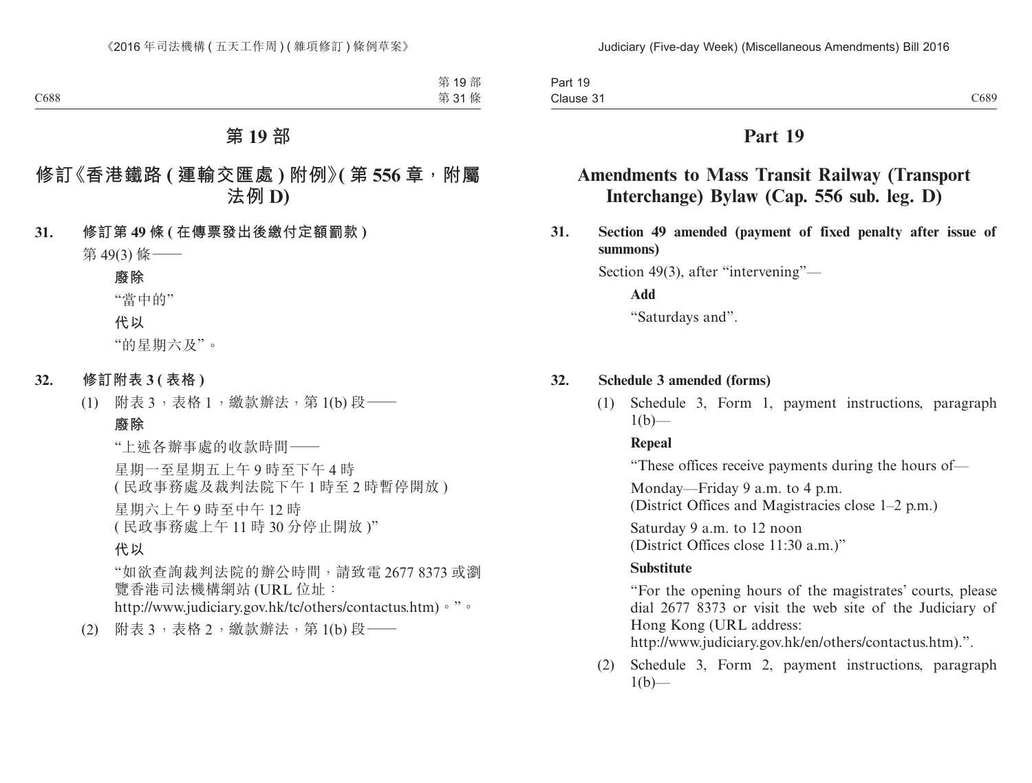# 第 19 部

## 修訂《香港鐵路 (運輸交匯處) 附例》(第 556 章，附屬法例 D)

**31. 修訂第 49 條 (在傳票發出後繳付定額罰款)**

第 49(3) 條——

**廢除**

“當中的”

**代以**

“的星期六及”。

**32. 修訂附表 3 (表格)**

(1) 附表 3，表格 1，繳款辦法，第 1(b) 段——

**廢除**

“上述各辦事處的收款時間——

星期一至星期五上午 9 時至下午 4 時
(民政事務處及裁判法院下午 1 時至 2 時暫停開放)

星期六上午 9 時至中午 12 時
(民政事務處上午 11 時 30 分停止開放)”

**代以**

“如欲查詢裁判法院的辦公時間，請致電 2677 8373 或瀏覽香港司法機構網站 (URL 位址：
http://www.judiciary.gov.hk/tc/others/contactus.htm)。”。

(2) 附表 3，表格 2，繳款辦法，第 1(b) 段——

# Part 19

## Amendments to Mass Transit Railway (Transport Interchange) Bylaw (Cap. 556 sub. leg. D)

**31. Section 49 amended (payment of fixed penalty after issue of summons)**

Section 49(3), after “intervening”—

**Add**

“Saturdays and”.

**32. Schedule 3 amended (forms)**

(1) Schedule 3, Form 1, payment instructions, paragraph 1(b)—

**Repeal**

“These offices receive payments during the hours of—

Monday—Friday 9 a.m. to 4 p.m.
(District Offices and Magistracies close 1–2 p.m.)

Saturday 9 a.m. to 12 noon
(District Offices close 11:30 a.m.)”

**Substitute**

“For the opening hours of the magistrates’ courts, please dial 2677 8373 or visit the web site of the Judiciary of Hong Kong (URL address:
http://www.judiciary.gov.hk/en/others/contactus.htm).”.

(2) Schedule 3, Form 2, payment instructions, paragraph 1(b)—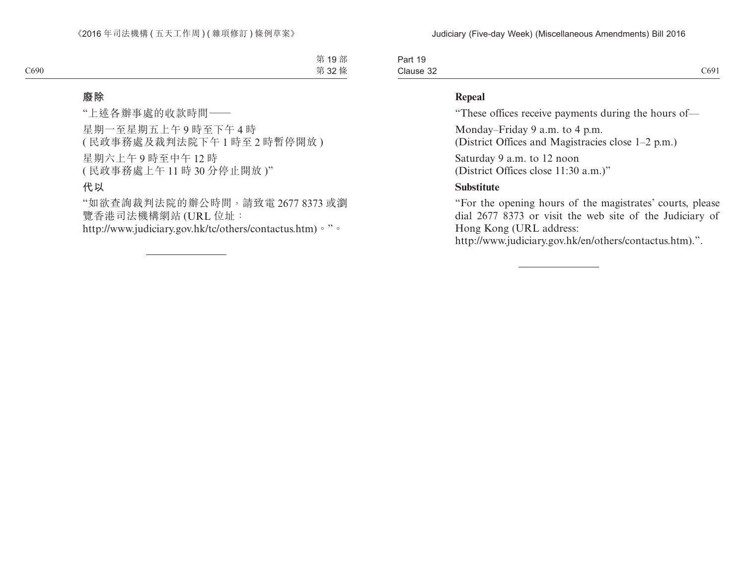**廢除**

“上述各辦事處的收款時間——

星期一至星期五上午 9 時至下午 4 時
( 民政事務處及裁判法院下午 1 時至 2 時暫停開放 )

星期六上午 9 時至中午 12 時
( 民政事務處上午 11 時 30 分停止開放 )”

**代以**

“如欲查詢裁判法院的辦公時間，請致電 2677 8373 或瀏覽香港司法機構網站 (URL 位址：
http://www.judiciary.gov.hk/tc/others/contactus.htm)。”。

---

**Repeal**

“These offices receive payments during the hours of—

Monday–Friday 9 a.m. to 4 p.m.
(District Offices and Magistracies close 1–2 p.m.)

Saturday 9 a.m. to 12 noon
(District Offices close 11:30 a.m.)”

**Substitute**

“For the opening hours of the magistrates’ courts, please dial 2677 8373 or visit the web site of the Judiciary of Hong Kong (URL address:
http://www.judiciary.gov.hk/en/others/contactus.htm).”.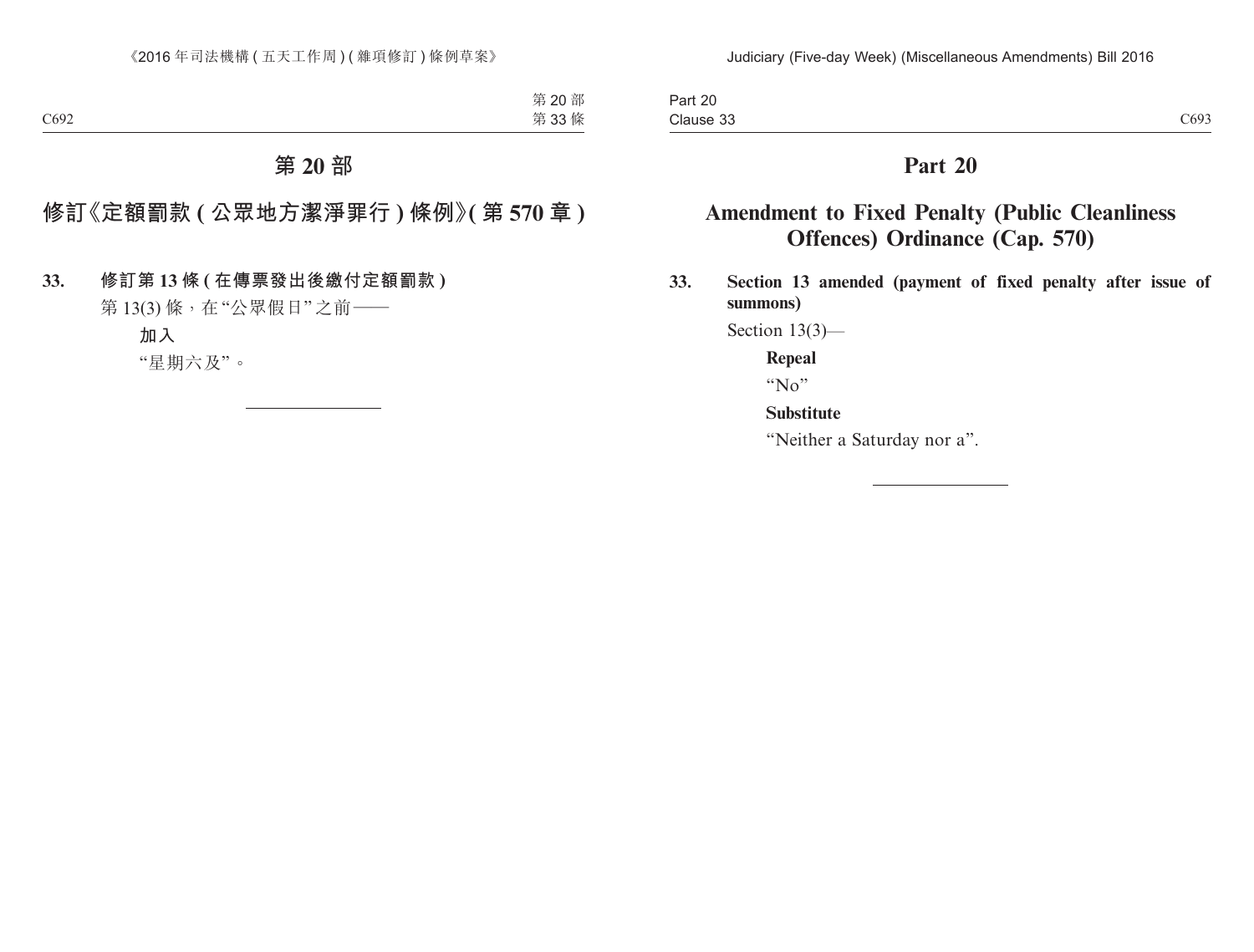# 第 20 部

## 修訂《定額罰款 (公眾地方潔淨罪行) 條例》(第 570 章)

**33. 修訂第 13 條 (在傳票發出後繳付定額罰款)**

第 13(3) 條，在 “公眾假日” 之前——

**加入**

“星期六及”。

# Part 20

## Amendment to Fixed Penalty (Public Cleanliness Offences) Ordinance (Cap. 570)

**33. Section 13 amended (payment of fixed penalty after issue of summons)**

Section 13(3)—

**Repeal**

“No”

**Substitute**

“Neither a Saturday nor a”.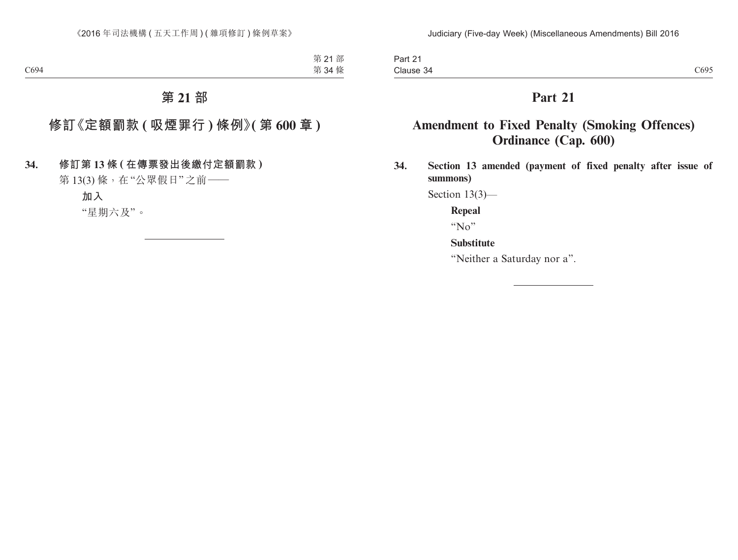# 第 21 部

## 修訂《定額罰款 ( 吸煙罪行 ) 條例》( 第 600 章 )

**34. 修訂第 13 條 ( 在傳票發出後繳付定額罰款 )**

第 13(3) 條，在“公眾假日”之前——

**加入**

“星期六及”。

# Part 21

## Amendment to Fixed Penalty (Smoking Offences) Ordinance (Cap. 600)

**34. Section 13 amended (payment of fixed penalty after issue of summons)**

Section 13(3)—

**Repeal**

“No”

**Substitute**

“Neither a Saturday nor a”.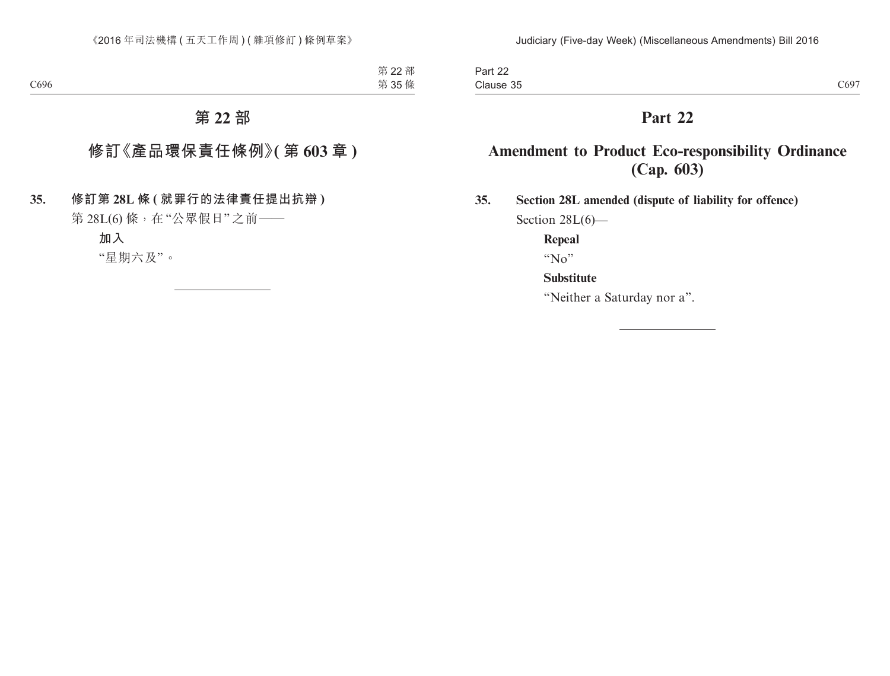# 第 22 部

## 修訂《產品環保責任條例》(第 603 章)

**35. 修訂第 28L 條 (就罪行的法律責任提出抗辯)**

第 28L(6) 條，在“公眾假日”之前——

**加入**

“星期六及”。

---

# Part 22

## Amendment to Product Eco-responsibility Ordinance (Cap. 603)

**35. Section 28L amended (dispute of liability for offence)**

Section 28L(6)—

**Repeal**

“No”

**Substitute**

“Neither a Saturday nor a”.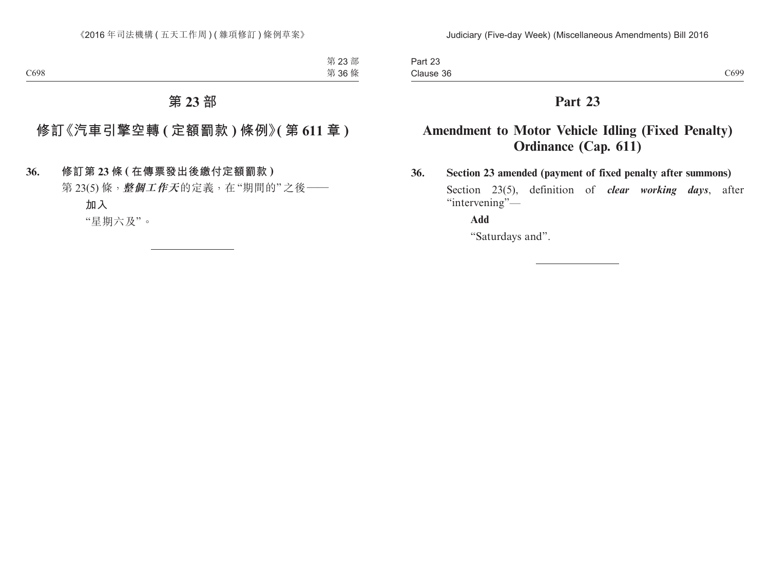# 第 23 部

## 修訂《汽車引擎空轉 (定額罰款) 條例》(第 611 章)

**36. 修訂第 23 條 (在傳票發出後繳付定額罰款)**

第 23(5) 條，***整個工作天***的定義，在“期間的”之後——

**加入**

“星期六及”。

---

# Part 23

## Amendment to Motor Vehicle Idling (Fixed Penalty) Ordinance (Cap. 611)

**36. Section 23 amended (payment of fixed penalty after summons)**

Section 23(5), definition of ***clear working days***, after “intervening”—

**Add**

“Saturdays and”.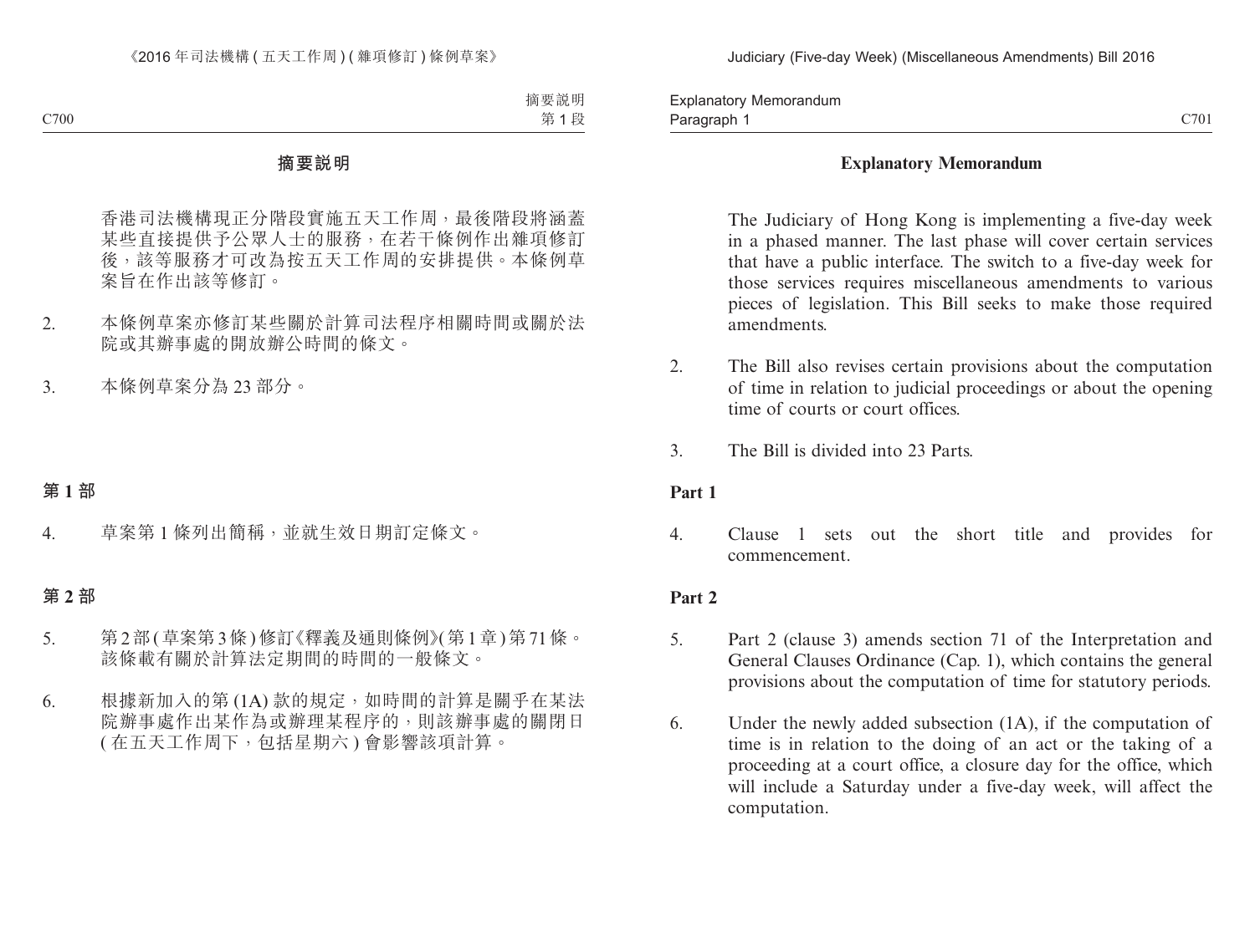## 摘要說明

香港司法機構現正分階段實施五天工作周，最後階段將涵蓋某些直接提供予公眾人士的服務，在若干條例作出雜項修訂後，該等服務才可改為按五天工作周的安排提供。本條例草案旨在作出該等修訂。

2. 本條例草案亦修訂某些關於計算司法程序相關時間或關於法院或其辦事處的開放辦公時間的條文。

3. 本條例草案分為 23 部分。

### 第 1 部

4. 草案第 1 條列出簡稱，並就生效日期訂定條文。

### 第 2 部

5. 第 2 部 (草案第 3 條) 修訂《釋義及通則條例》(第 1 章) 第 71 條。該條載有關於計算法定期間的時間的一般條文。

6. 根據新加入的第 (1A) 款的規定，如時間的計算是關乎在某法院辦事處作出某作為或辦理某程序的，則該辦事處的關閉日 (在五天工作周下，包括星期六) 會影響該項計算。

## Explanatory Memorandum

The Judiciary of Hong Kong is implementing a five-day week in a phased manner. The last phase will cover certain services that have a public interface. The switch to a five-day week for those services requires miscellaneous amendments to various pieces of legislation. This Bill seeks to make those required amendments.

2. The Bill also revises certain provisions about the computation of time in relation to judicial proceedings or about the opening time of courts or court offices.

3. The Bill is divided into 23 Parts.

### Part 1

4. Clause 1 sets out the short title and provides for commencement.

### Part 2

5. Part 2 (clause 3) amends section 71 of the Interpretation and General Clauses Ordinance (Cap. 1), which contains the general provisions about the computation of time for statutory periods.

6. Under the newly added subsection (1A), if the computation of time is in relation to the doing of an act or the taking of a proceeding at a court office, a closure day for the office, which will include a Saturday under a five-day week, will affect the computation.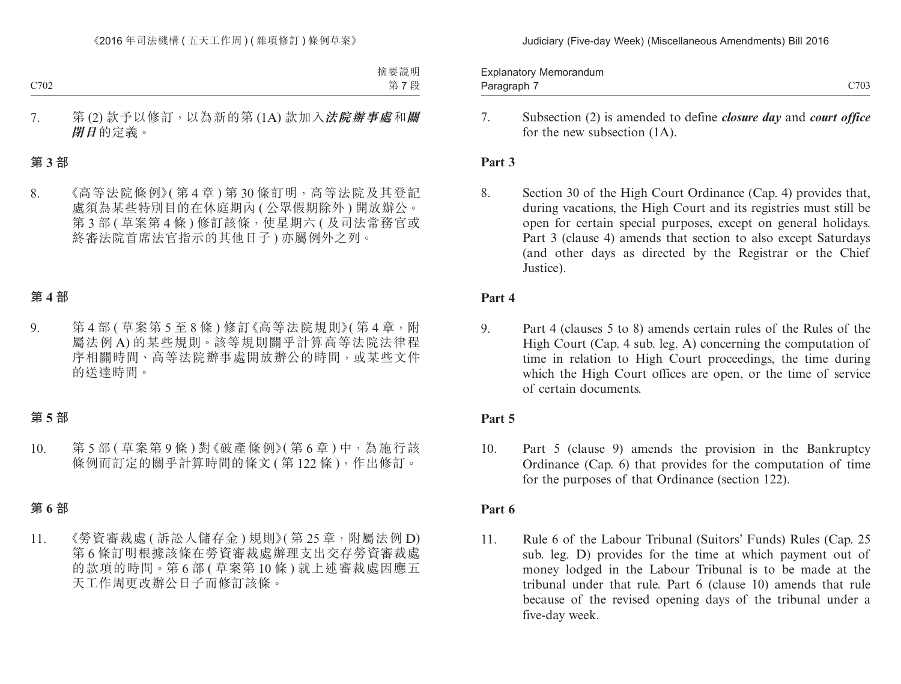7. 第 (2) 款予以修訂，以為新的第 (1A) 款加入***法院辦事處***和***關閉日***的定義。

## 第 3 部

8. 《高等法院條例》(第 4 章) 第 30 條訂明，高等法院及其登記處須為某些特別目的在休庭期內 (公眾假期除外) 開放辦公。第 3 部 (草案第 4 條) 修訂該條，使星期六 (及司法常務官或終審法院首席法官指示的其他日子) 亦屬例外之列。

## 第 4 部

9. 第 4 部 (草案第 5 至 8 條) 修訂《高等法院規則》(第 4 章，附屬法例 A) 的某些規則。該等規則關乎計算高等法院法律程序相關時間、高等法院辦事處開放辦公的時間，或某些文件的送達時間。

## 第 5 部

10. 第 5 部 (草案第 9 條) 對《破產條例》(第 6 章) 中，為施行該條例而訂定的關乎計算時間的條文 (第 122 條)，作出修訂。

## 第 6 部

11. 《勞資審裁處 (訴訟人儲存金) 規則》(第 25 章，附屬法例 D) 第 6 條訂明根據該條在勞資審裁處辦理支出交存勞資審裁處的款項的時間。第 6 部 (草案第 10 條) 就上述審裁處因應五天工作周更改辦公日子而修訂該條。

---

7. Subsection (2) is amended to define ***closure day*** and ***court office*** for the new subsection (1A).

## Part 3

8. Section 30 of the High Court Ordinance (Cap. 4) provides that, during vacations, the High Court and its registries must still be open for certain special purposes, except on general holidays. Part 3 (clause 4) amends that section to also except Saturdays (and other days as directed by the Registrar or the Chief Justice).

## Part 4

9. Part 4 (clauses 5 to 8) amends certain rules of the Rules of the High Court (Cap. 4 sub. leg. A) concerning the computation of time in relation to High Court proceedings, the time during which the High Court offices are open, or the time of service of certain documents.

## Part 5

10. Part 5 (clause 9) amends the provision in the Bankruptcy Ordinance (Cap. 6) that provides for the computation of time for the purposes of that Ordinance (section 122).

## Part 6

11. Rule 6 of the Labour Tribunal (Suitors' Funds) Rules (Cap. 25 sub. leg. D) provides for the time at which payment out of money lodged in the Labour Tribunal is to be made at the tribunal under that rule. Part 6 (clause 10) amends that rule because of the revised opening days of the tribunal under a five-day week.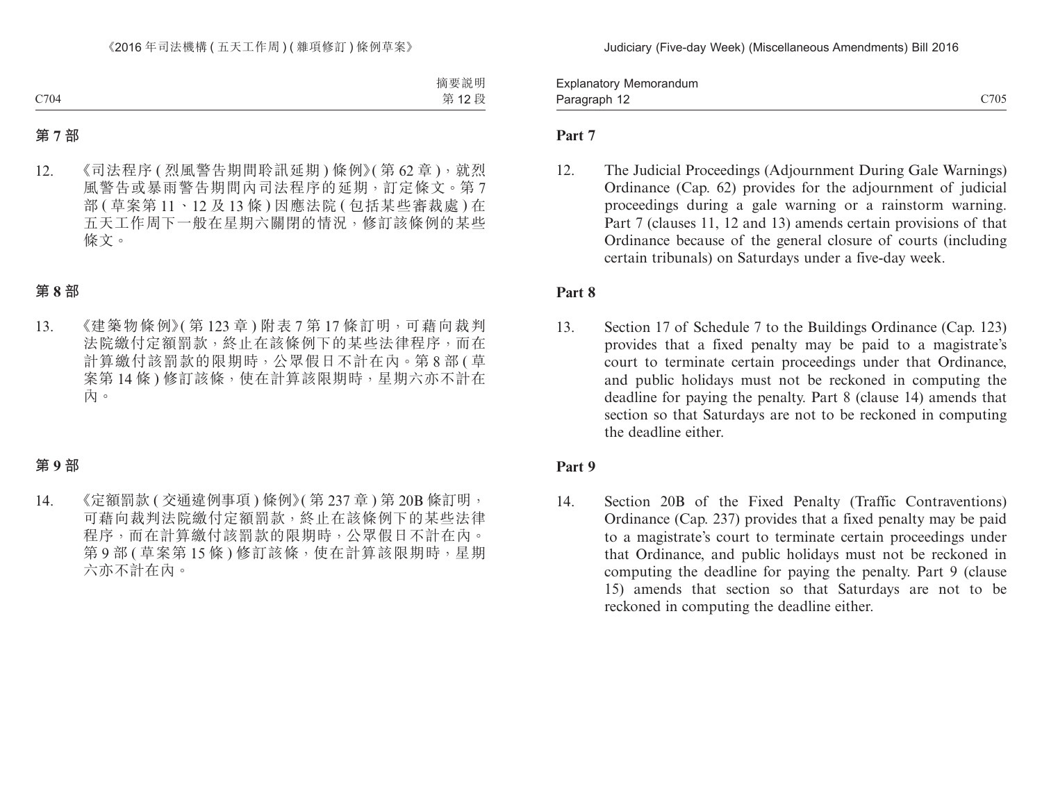## 第 7 部

12. 《司法程序 (烈風警告期間聆訊延期) 條例》(第 62 章)，就烈風警告或暴雨警告期間內司法程序的延期，訂定條文。第 7 部 (草案第 11、12 及 13 條) 因應法院 (包括某些審裁處) 在五天工作周下一般在星期六關閉的情況，修訂該條例的某些條文。

## 第 8 部

13. 《建築物條例》(第 123 章) 附表 7 第 17 條訂明，可藉向裁判法院繳付定額罰款，終止在該條例下的某些法律程序，而在計算繳付該罰款的限期時，公眾假日不計在內。第 8 部 (草案第 14 條) 修訂該條，使在計算該限期時，星期六亦不計在內。

## 第 9 部

14. 《定額罰款 (交通違例事項) 條例》(第 237 章) 第 20B 條訂明，可藉向裁判法院繳付定額罰款，終止在該條例下的某些法律程序，而在計算繳付該罰款的限期時，公眾假日不計在內。第 9 部 (草案第 15 條) 修訂該條，使在計算該限期時，星期六亦不計在內。

## Part 7

12. The Judicial Proceedings (Adjournment During Gale Warnings) Ordinance (Cap. 62) provides for the adjournment of judicial proceedings during a gale warning or a rainstorm warning. Part 7 (clauses 11, 12 and 13) amends certain provisions of that Ordinance because of the general closure of courts (including certain tribunals) on Saturdays under a five-day week.

## Part 8

13. Section 17 of Schedule 7 to the Buildings Ordinance (Cap. 123) provides that a fixed penalty may be paid to a magistrate's court to terminate certain proceedings under that Ordinance, and public holidays must not be reckoned in computing the deadline for paying the penalty. Part 8 (clause 14) amends that section so that Saturdays are not to be reckoned in computing the deadline either.

## Part 9

14. Section 20B of the Fixed Penalty (Traffic Contraventions) Ordinance (Cap. 237) provides that a fixed penalty may be paid to a magistrate's court to terminate certain proceedings under that Ordinance, and public holidays must not be reckoned in computing the deadline for paying the penalty. Part 9 (clause 15) amends that section so that Saturdays are not to be reckoned in computing the deadline either.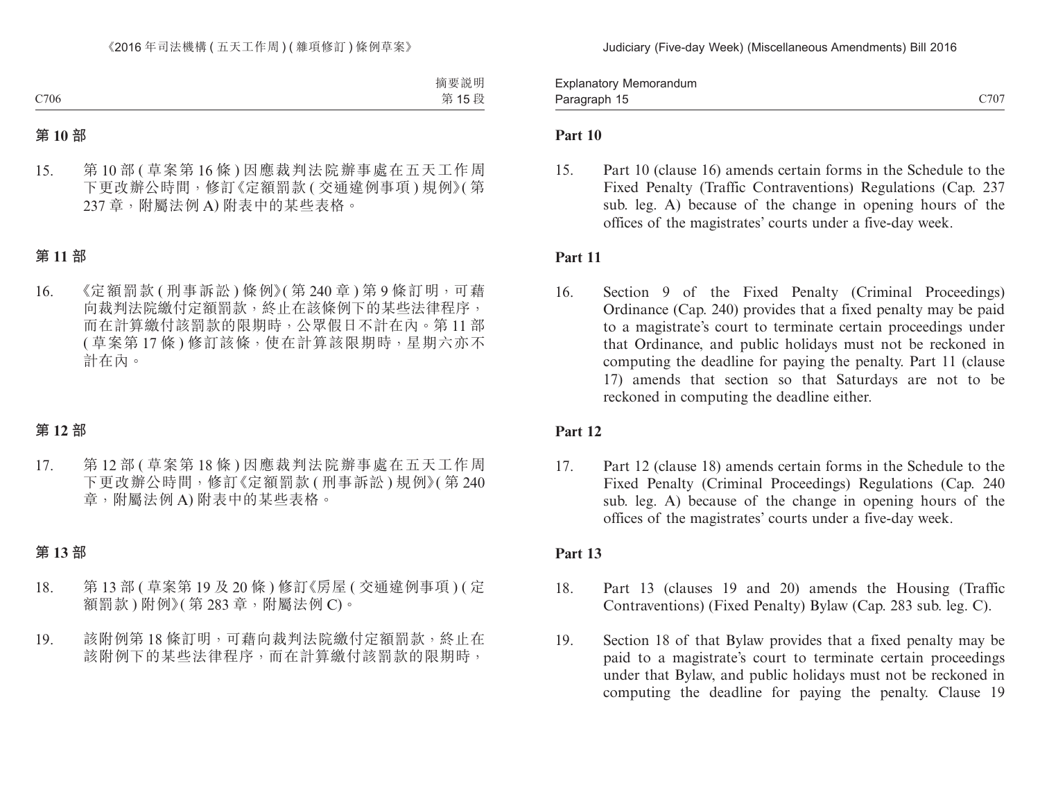## 第 10 部

15. 第 10 部 (草案第 16 條) 因應裁判法院辦事處在五天工作周下更改辦公時間，修訂《定額罰款 (交通違例事項) 規例》(第 237 章，附屬法例 A) 附表中的某些表格。

## 第 11 部

16. 《定額罰款 (刑事訴訟) 條例》(第 240 章) 第 9 條訂明，可藉向裁判法院繳付定額罰款，終止在該條例下的某些法律程序，而在計算繳付該罰款的限期時，公眾假日不計在內。第 11 部 (草案第 17 條) 修訂該條，使在計算該限期時，星期六亦不計在內。

## 第 12 部

17. 第 12 部 (草案第 18 條) 因應裁判法院辦事處在五天工作周下更改辦公時間，修訂《定額罰款 (刑事訴訟) 規例》(第 240 章，附屬法例 A) 附表中的某些表格。

## 第 13 部

18. 第 13 部 (草案第 19 及 20 條) 修訂《房屋 (交通違例事項) (定額罰款) 附例》(第 283 章，附屬法例 C)。

19. 該附例第 18 條訂明，可藉向裁判法院繳付定額罰款，終止在該附例下的某些法律程序，而在計算繳付該罰款的限期時，

## Part 10

15. Part 10 (clause 16) amends certain forms in the Schedule to the Fixed Penalty (Traffic Contraventions) Regulations (Cap. 237 sub. leg. A) because of the change in opening hours of the offices of the magistrates' courts under a five-day week.

## Part 11

16. Section 9 of the Fixed Penalty (Criminal Proceedings) Ordinance (Cap. 240) provides that a fixed penalty may be paid to a magistrate's court to terminate certain proceedings under that Ordinance, and public holidays must not be reckoned in computing the deadline for paying the penalty. Part 11 (clause 17) amends that section so that Saturdays are not to be reckoned in computing the deadline either.

## Part 12

17. Part 12 (clause 18) amends certain forms in the Schedule to the Fixed Penalty (Criminal Proceedings) Regulations (Cap. 240 sub. leg. A) because of the change in opening hours of the offices of the magistrates' courts under a five-day week.

## Part 13

18. Part 13 (clauses 19 and 20) amends the Housing (Traffic Contraventions) (Fixed Penalty) Bylaw (Cap. 283 sub. leg. C).

19. Section 18 of that Bylaw provides that a fixed penalty may be paid to a magistrate's court to terminate certain proceedings under that Bylaw, and public holidays must not be reckoned in computing the deadline for paying the penalty. Clause 19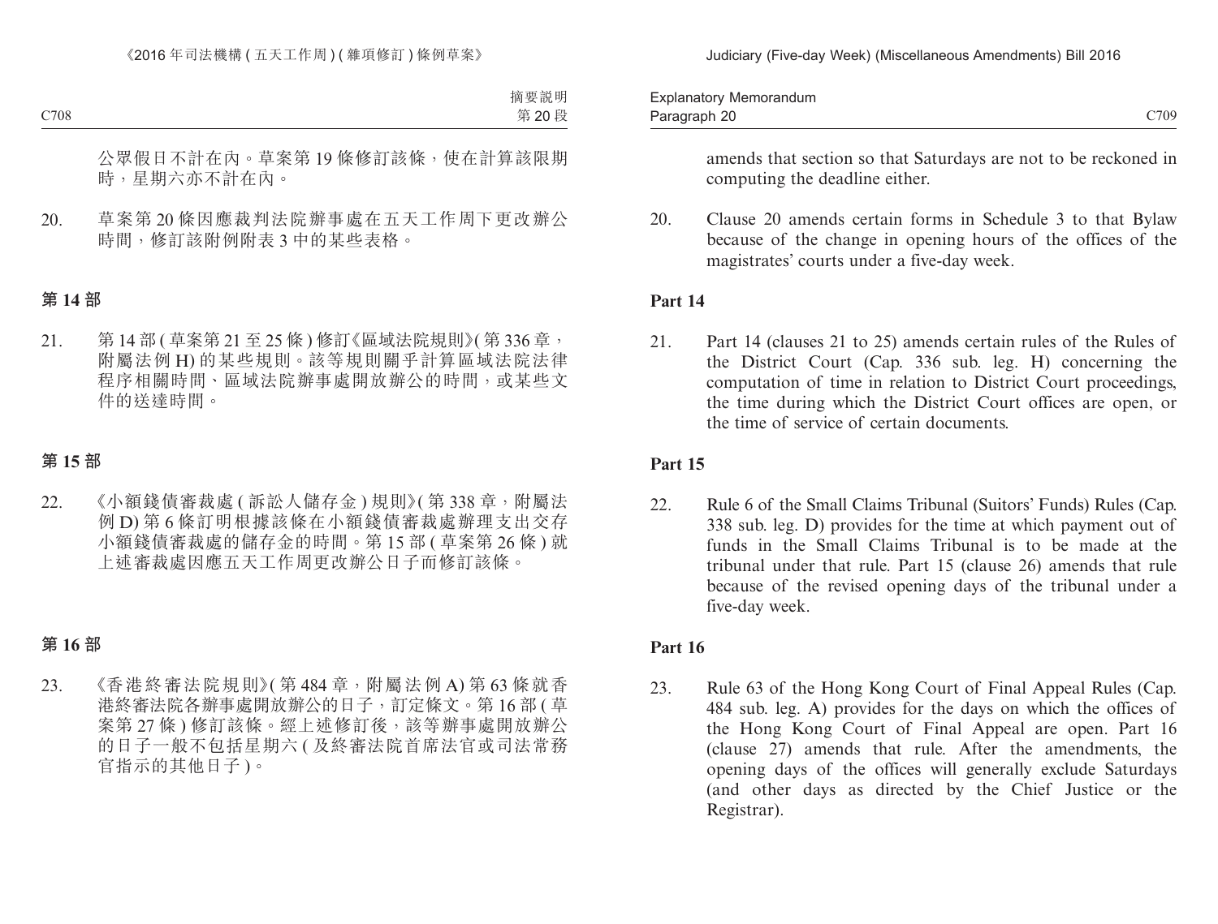公眾假日不計在內。草案第 19 條修訂該條，使在計算該限期時，星期六亦不計在內。

20. 草案第 20 條因應裁判法院辦事處在五天工作周下更改辦公時間，修訂該附例附表 3 中的某些表格。

## 第 14 部

21. 第 14 部 ( 草案第 21 至 25 條 ) 修訂《區域法院規則》( 第 336 章，附屬法例 H) 的某些規則。該等規則關乎計算區域法院法律程序相關時間、區域法院辦事處開放辦公的時間，或某些文件的送達時間。

## 第 15 部

22. 《小額錢債審裁處 ( 訴訟人儲存金 ) 規則》( 第 338 章，附屬法例 D) 第 6 條訂明根據該條在小額錢債審裁處辦理支出交存小額錢債審裁處的儲存金的時間。第 15 部 ( 草案第 26 條 ) 就上述審裁處因應五天工作周更改辦公日子而修訂該條。

## 第 16 部

23. 《香港終審法院規則》( 第 484 章，附屬法例 A) 第 63 條就香港終審法院各辦事處開放辦公的日子，訂定條文。第 16 部 ( 草案第 27 條 ) 修訂該條。經上述修訂後，該等辦事處開放辦公的日子一般不包括星期六 ( 及終審法院首席法官或司法常務官指示的其他日子 )。

amends that section so that Saturdays are not to be reckoned in computing the deadline either.

20. Clause 20 amends certain forms in Schedule 3 to that Bylaw because of the change in opening hours of the offices of the magistrates' courts under a five-day week.

## Part 14

21. Part 14 (clauses 21 to 25) amends certain rules of the Rules of the District Court (Cap. 336 sub. leg. H) concerning the computation of time in relation to District Court proceedings, the time during which the District Court offices are open, or the time of service of certain documents.

## Part 15

22. Rule 6 of the Small Claims Tribunal (Suitors' Funds) Rules (Cap. 338 sub. leg. D) provides for the time at which payment out of funds in the Small Claims Tribunal is to be made at the tribunal under that rule. Part 15 (clause 26) amends that rule because of the revised opening days of the tribunal under a five-day week.

## Part 16

23. Rule 63 of the Hong Kong Court of Final Appeal Rules (Cap. 484 sub. leg. A) provides for the days on which the offices of the Hong Kong Court of Final Appeal are open. Part 16 (clause 27) amends that rule. After the amendments, the opening days of the offices will generally exclude Saturdays (and other days as directed by the Chief Justice or the Registrar).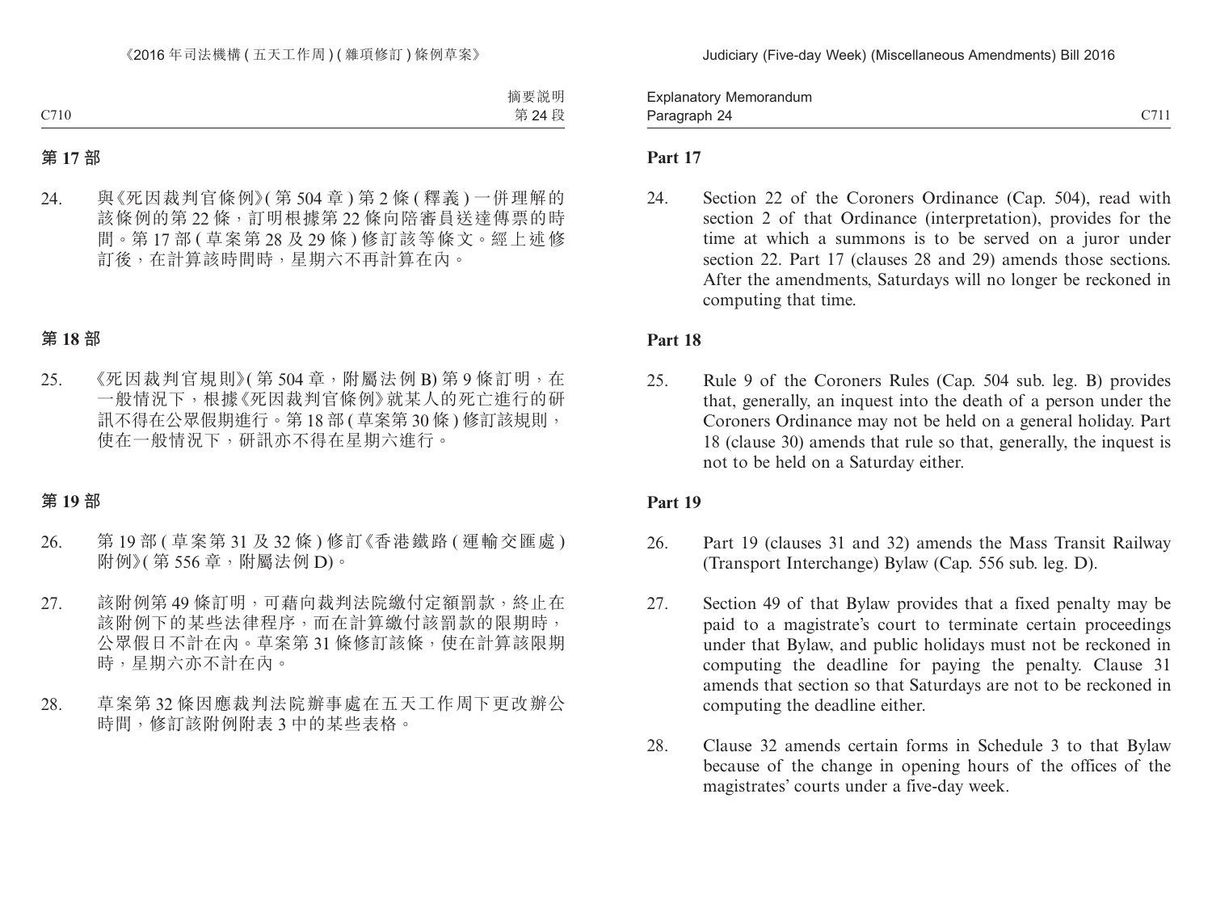## 第 17 部

24. 與《死因裁判官條例》(第 504 章) 第 2 條 (釋義) 一併理解的該條例的第 22 條，訂明根據第 22 條向陪審員送達傳票的時間。第 17 部 (草案第 28 及 29 條) 修訂該等條文。經上述修訂後，在計算該時間時，星期六不再計算在內。

## 第 18 部

25. 《死因裁判官規則》(第 504 章，附屬法例 B) 第 9 條訂明，在一般情況下，根據《死因裁判官條例》就某人的死亡進行的研訊不得在公眾假期進行。第 18 部 (草案第 30 條) 修訂該規則，使在一般情況下，研訊亦不得在星期六進行。

## 第 19 部

26. 第 19 部 (草案第 31 及 32 條) 修訂《香港鐵路 (運輸交匯處) 附例》(第 556 章，附屬法例 D)。

27. 該附例第 49 條訂明，可藉向裁判法院繳付定額罰款，終止在該附例下的某些法律程序，而在計算繳付該罰款的限期時，公眾假日不計在內。草案第 31 條修訂該條，使在計算該限期時，星期六亦不計在內。

28. 草案第 32 條因應裁判法院辦事處在五天工作周下更改辦公時間，修訂該附例附表 3 中的某些表格。

## Part 17

24. Section 22 of the Coroners Ordinance (Cap. 504), read with section 2 of that Ordinance (interpretation), provides for the time at which a summons is to be served on a juror under section 22. Part 17 (clauses 28 and 29) amends those sections. After the amendments, Saturdays will no longer be reckoned in computing that time.

## Part 18

25. Rule 9 of the Coroners Rules (Cap. 504 sub. leg. B) provides that, generally, an inquest into the death of a person under the Coroners Ordinance may not be held on a general holiday. Part 18 (clause 30) amends that rule so that, generally, the inquest is not to be held on a Saturday either.

## Part 19

26. Part 19 (clauses 31 and 32) amends the Mass Transit Railway (Transport Interchange) Bylaw (Cap. 556 sub. leg. D).

27. Section 49 of that Bylaw provides that a fixed penalty may be paid to a magistrate's court to terminate certain proceedings under that Bylaw, and public holidays must not be reckoned in computing the deadline for paying the penalty. Clause 31 amends that section so that Saturdays are not to be reckoned in computing the deadline either.

28. Clause 32 amends certain forms in Schedule 3 to that Bylaw because of the change in opening hours of the offices of the magistrates' courts under a five-day week.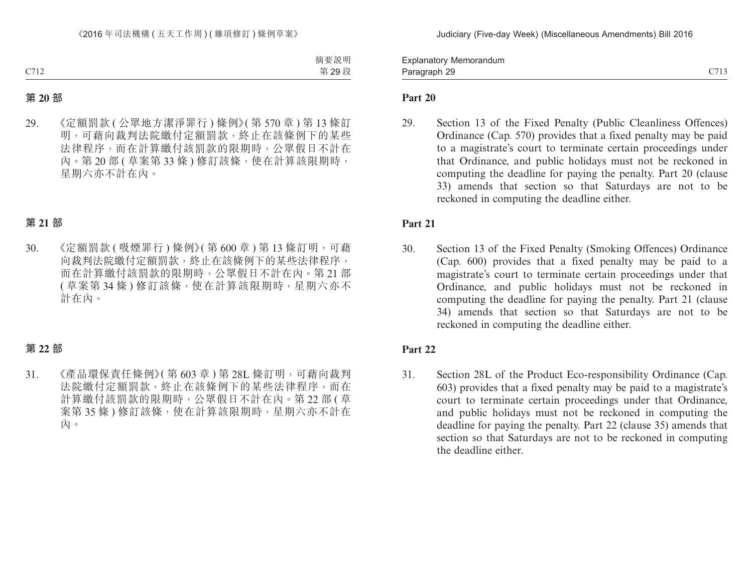## 第 20 部

29. 《定額罰款 ( 公眾地方潔淨罪行 ) 條例》( 第 570 章 ) 第 13 條訂明，可藉向裁判法院繳付定額罰款，終止在該條例下的某些法律程序，而在計算繳付該罰款的限期時，公眾假日不計在內。第 20 部 ( 草案第 33 條 ) 修訂該條，使在計算該限期時，星期六亦不計在內。

## 第 21 部

30. 《定額罰款 ( 吸煙罪行 ) 條例》( 第 600 章 ) 第 13 條訂明，可藉向裁判法院繳付定額罰款，終止在該條例下的某些法律程序，而在計算繳付該罰款的限期時，公眾假日不計在內。第 21 部 ( 草案第 34 條 ) 修訂該條，使在計算該限期時，星期六亦不計在內。

## 第 22 部

31. 《產品環保責任條例》( 第 603 章 ) 第 28L 條訂明，可藉向裁判法院繳付定額罰款，終止在該條例下的某些法律程序，而在計算繳付該罰款的限期時，公眾假日不計在內。第 22 部 ( 草案第 35 條 ) 修訂該條，使在計算該限期時，星期六亦不計在內。

## Part 20

29. Section 13 of the Fixed Penalty (Public Cleanliness Offences) Ordinance (Cap. 570) provides that a fixed penalty may be paid to a magistrate's court to terminate certain proceedings under that Ordinance, and public holidays must not be reckoned in computing the deadline for paying the penalty. Part 20 (clause 33) amends that section so that Saturdays are not to be reckoned in computing the deadline either.

## Part 21

30. Section 13 of the Fixed Penalty (Smoking Offences) Ordinance (Cap. 600) provides that a fixed penalty may be paid to a magistrate's court to terminate certain proceedings under that Ordinance, and public holidays must not be reckoned in computing the deadline for paying the penalty. Part 21 (clause 34) amends that section so that Saturdays are not to be reckoned in computing the deadline either.

## Part 22

31. Section 28L of the Product Eco-responsibility Ordinance (Cap. 603) provides that a fixed penalty may be paid to a magistrate's court to terminate certain proceedings under that Ordinance, and public holidays must not be reckoned in computing the deadline for paying the penalty. Part 22 (clause 35) amends that section so that Saturdays are not to be reckoned in computing the deadline either.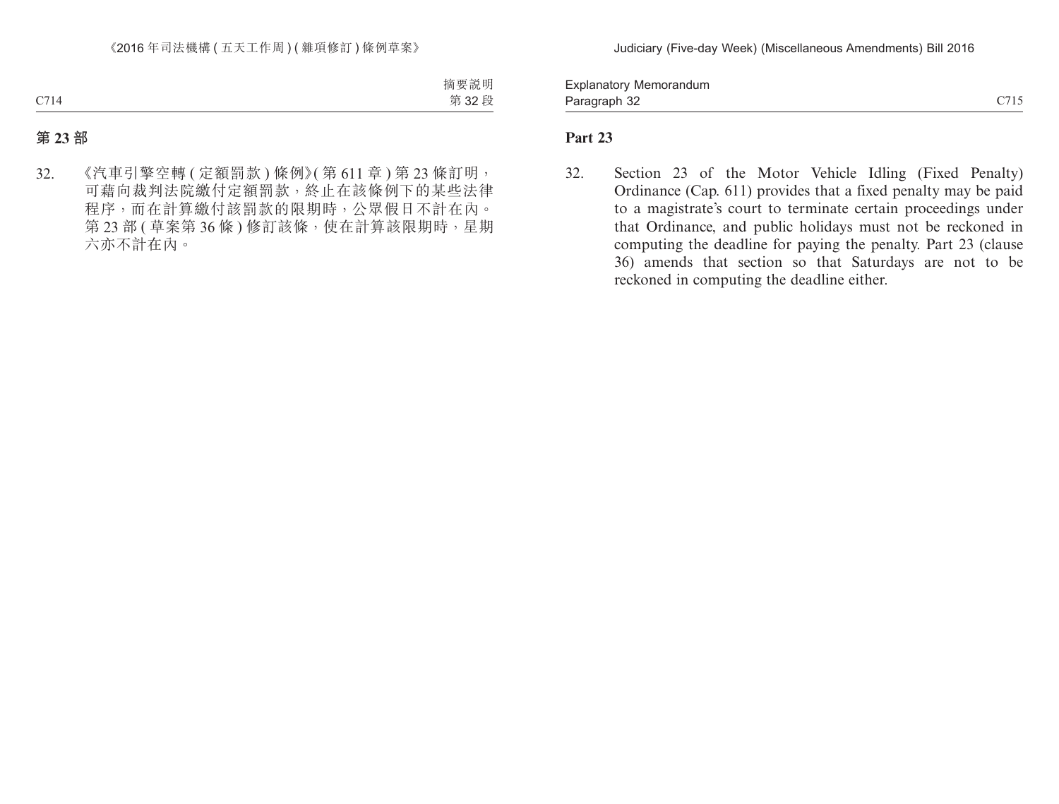## 第 23 部

32. 《汽車引擎空轉 ( 定額罰款 ) 條例》( 第 611 章 ) 第 23 條訂明，可藉向裁判法院繳付定額罰款，終止在該條例下的某些法律程序，而在計算繳付該罰款的限期時，公眾假日不計在內。第 23 部 ( 草案第 36 條 ) 修訂該條，使在計算該限期時，星期六亦不計在內。

## Part 23

32. Section 23 of the Motor Vehicle Idling (Fixed Penalty) Ordinance (Cap. 611) provides that a fixed penalty may be paid to a magistrate's court to terminate certain proceedings under that Ordinance, and public holidays must not be reckoned in computing the deadline for paying the penalty. Part 23 (clause 36) amends that section so that Saturdays are not to be reckoned in computing the deadline either.